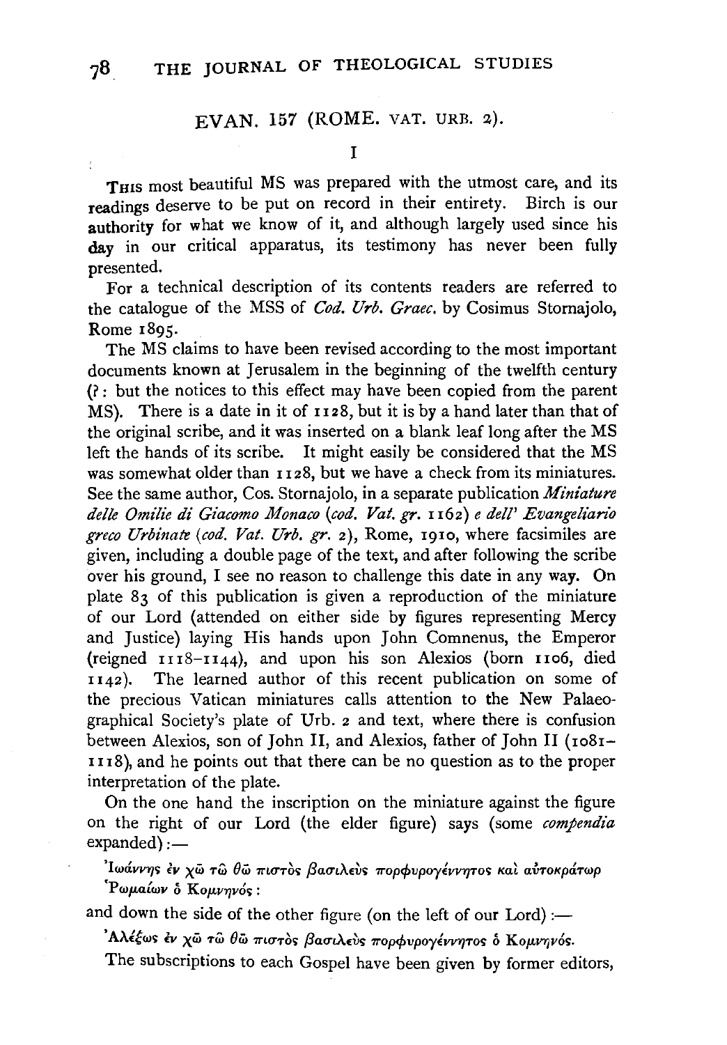## EVAN. 157 (ROME. VAT. URB. 2).

I

THIS most beautiful MS was prepared with the utmost care, and its readings deserve to be put on record in their entirety. Birch is our authority for what we know of it, and although largely used since his day in our critical apparatus, its testimony has never been fully presented.

For a technical description of its contents readers are referred to the catalogue of the MSS of *Cod. Urb. Graec.* by Cosimus Stornajolo, Rome 1895.

The MS claims to have been revised according to the most important documents known at Jerusalem in the beginning of the twelfth century (?: but the notices to this effect may have been copied from the parent MS). There is a date in it of 1128, but it is by a hand later than that of the original scribe, and it was inserted on a blank leaf long after the MS left the hands of its scribe. It might easily be considered that the MS was somewhat older than 1128, but we have a check from its miniatures. See the same author, Cos. Stornajolo, in a separate publication *Miniature delle Omilie di Giacomo Monaco (cod. Vat. gr.* 1162) *e dell' Evangeliario greco Urbinate (cod. Vat. Urb. gr.* 2), Rome, 1910, where facsimiles are given, including a double page of the text, and after following the scribe over his ground, I see no reason to challenge this date in any way. On plate 83 of this publication is given a reproduction of the miniature of our Lord (attended on either side by figures representing Mercy and Justice) laying His hands upon John Comnenus, the Emperor (reigned 1118–1144), and upon his son Alexios (born 1106, died 1142). The learned author of this recent publication on some of the precious Vatican miniatures calls attention to the New Palaeographical Society's plate of Urb. 2 and text, where there is confusion between Alexios, son of John II, and Alexios, father of John II (1081–1118), and he points out that there can be no question as to the proper interpretation of the plate.

On the one hand the inscription on the miniature against the figure on the right of our Lord (the elder figure) says (some *compendia* expanded):—

Ἰωάννης ἐν χῶ τῶ θῶ πιστὸς βασιλεὺς πορφυρογέννητος καὶ αὐτοκράτωρ Ῥωμαίων ὁ Κομνηνός:

and down the side of the other figure (on the left of our Lord):—

Ἀλέξιος ἐν χῶ τῶ θῶ πιστὸς βασιλεὺς πορφυρογέννητος ὁ Κομνηνός.

The subscriptions to each Gospel have been given by former editors,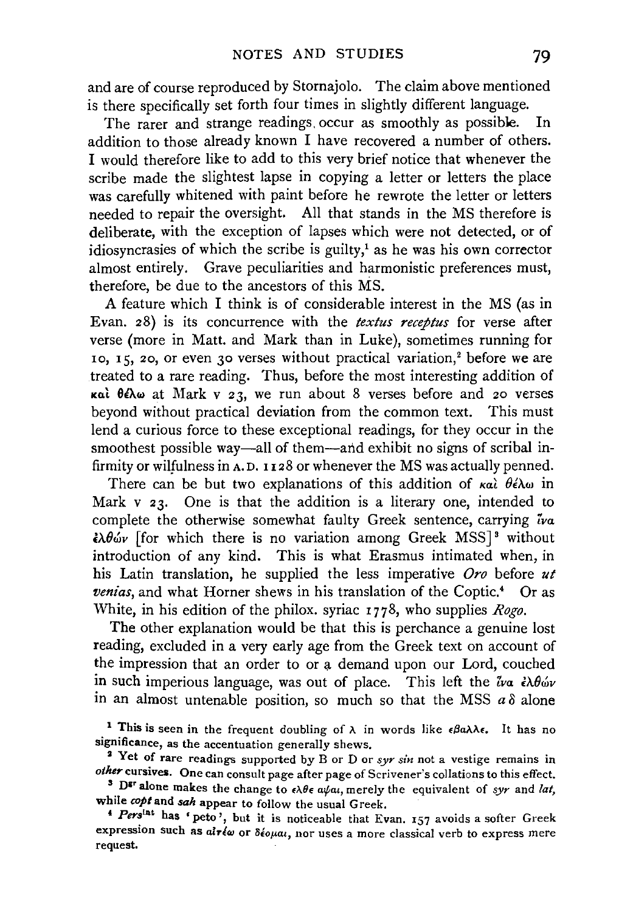and are of course reproduced by Stornajolo. The claim above mentioned is there specifically set forth four times in slightly different language.

The rarer and strange readings, occur as smoothly as possible. In addition to those already known I have recovered a number of others. I would therefore like to add to this very brief notice that whenever the scribe made the slightest lapse in copying a letter or letters the place was carefully whitened with paint before he rewrote the letter or letters needed to repair the oversight. All that stands in the MS therefore is deliberate, with the exception of lapses which were not detected, or of idiosyncrasies of which the scribe is guilty,[1] as he was his own corrector almost entirely. Grave peculiarities and harmonistic preferences must, therefore, be due to the ancestors of this MS.

A feature which I think is of considerable interest in the MS (as in Evan. 28) is its concurrence with the *textus receptus* for verse after verse (more in Matt. and Mark than in Luke), sometimes running for 10, 15, 20, or even 30 verses without practical variation,[2] before we are treated to a rare reading. Thus, before the most interesting addition of καὶ θέλω at Mark v 23, we run about 8 verses before and 20 verses beyond without practical deviation from the common text. This must lend a curious force to these exceptional readings, for they occur in the smoothest possible way—all of them—and exhibit no signs of scribal infirmity or wilfulness in A.D. 1128 or whenever the MS was actually penned.

There can be but two explanations of this addition of καὶ θέλω in Mark v 23. One is that the addition is a literary one, intended to complete the otherwise somewhat faulty Greek sentence, carrying ἵνα ἐλθών [for which there is no variation among Greek MSS][3] without introduction of any kind. This is what Erasmus intimated when, in his Latin translation, he supplied the less imperative *Oro* before *ut venias*, and what Horner shews in his translation of the Coptic.[4] Or as White, in his edition of the philox. syriac 1778, who supplies *Rogo*.

The other explanation would be that this is perchance a genuine lost reading, excluded in a very early age from the Greek text on account of the impression that an order to or a demand upon our Lord, couched in such imperious language, was out of place. This left the ἵνα ἐλθών in an almost untenable position, so much so that the MSS *a δ* alone

[1] This is seen in the frequent doubling of λ in words like εβαλλε. It has no significance, as the accentuation generally shews.

[2] Yet of rare readings supported by B or D or *syr sin* not a vestige remains in *other* cursives. One can consult page after page of Scrivener's collations to this effect.

[3] D[gr] alone makes the change to ελθε αψαι, merely the equivalent of *syr* and *lat*, while *copt* and *sah* appear to follow the usual Greek.

[4] *Pers*[lat] has 'peto', but it is noticeable that Evan. 157 avoids a softer Greek expression such as αἰτέω or δέομαι, nor uses a more classical verb to express mere request.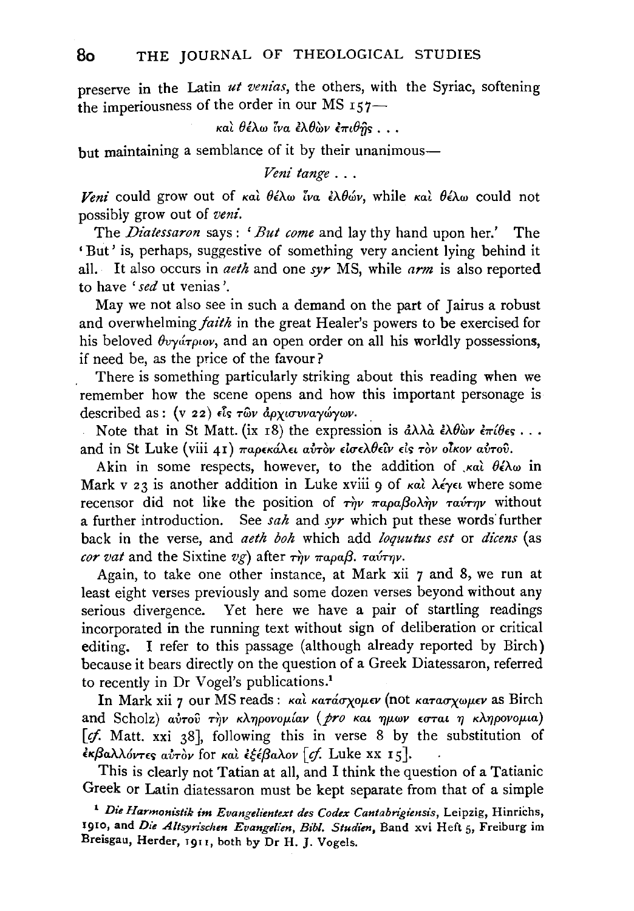preserve in the Latin *ut venias*, the others, with the Syriac, softening the imperiousness of the order in our MS 157—

καὶ θέλω ἵνα ἐλθὼν ἐπιθῇς . . .

but maintaining a semblance of it by their unanimous—

*Veni tange* . . .

*Veni* could grow out of καὶ θέλω ἵνα ἐλθών, while καὶ θέλω could not possibly grow out of *veni*.

The *Diatessaron* says: '*But come* and lay thy hand upon her.' The 'But' is, perhaps, suggestive of something very ancient lying behind it all. It also occurs in *aeth* and one *syr* MS, while *arm* is also reported to have '*sed* ut venias'.

May we not also see in such a demand on the part of Jairus a robust and overwhelming *faith* in the great Healer's powers to be exercised for his beloved θυγάτριον, and an open order on all his worldly possessions, if need be, as the price of the favour?

There is something particularly striking about this reading when we remember how the scene opens and how this important personage is described as: (v 22) εἷς τῶν ἀρχισυναγώγων.

Note that in St Matt. (ix 18) the expression is ἀλλὰ ἐλθὼν ἐπίθες . . . and in St Luke (viii 41) παρεκάλει αὐτὸν εἰσελθεῖν εἰς τὸν οἶκον αὐτοῦ.

Akin in some respects, however, to the addition of καὶ θέλω in Mark v 23 is another addition in Luke xviii 9 of καὶ λέγει where some recensor did not like the position of τὴν παραβολὴν ταύτην without a further introduction. See *sah* and *syr* which put these words further back in the verse, and *aeth boh* which add *loquutus est* or *dicens* (as *cor vat* and the Sixtine *vg*) after τὴν παραβ. ταύτην.

Again, to take one other instance, at Mark xii 7 and 8, we run at least eight verses previously and some dozen verses beyond without any serious divergence. Yet here we have a pair of startling readings incorporated in the running text without sign of deliberation or critical editing. I refer to this passage (although already reported by Birch) because it bears directly on the question of a Greek Diatessaron, referred to recently in Dr Vogel's publications.[1]

In Mark xii 7 our MS reads: καὶ κατάσχομεν (not κατασχωμεν as Birch and Scholz) αὐτοῦ τὴν κληρονομίαν (*pro* και ημων εσται η κληρονομια) [*cf.* Matt. xxi 38], following this in verse 8 by the substitution of ἐκβαλλόντες αὐτὸν for καὶ ἐξέβαλον [*cf.* Luke xx 15].

This is clearly not Tatian at all, and I think the question of a Tatianic Greek or Latin diatessaron must be kept separate from that of a simple

[1] *Die Harmonistik im Evangelientext des Codex Cantabrigiensis*, Leipzig, Hinrichs, 1910, and *Die Altsyrischen Evangelien, Bibl. Studien*, Band xvi Heft 5, Freiburg im Breisgau, Herder, 1911, both by Dr H. J. Vogels.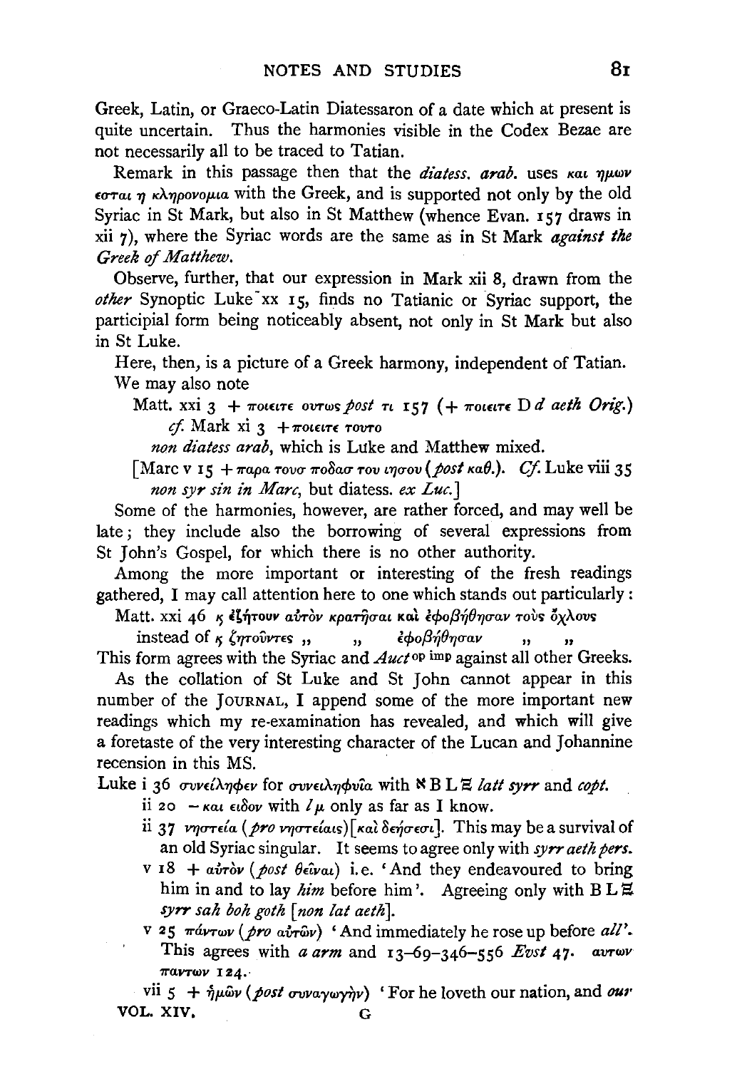Greek, Latin, or Graeco-Latin Diatessaron of a date which at present is quite uncertain. Thus the harmonies visible in the Codex Bezae are not necessarily all to be traced to Tatian.

Remark in this passage then that the *diatess. arab.* uses και ημων εσται η κληρονομια with the Greek, and is supported not only by the old Syriac in St Mark, but also in St Matthew (whence Evan. 157 draws in xii 7), where the Syriac words are the same as in St Mark *against the Greek of Matthew*.

Observe, further, that our expression in Mark xii 8, drawn from the *other* Synoptic Luke xx 15, finds no Tatianic or Syriac support, the participial form being noticeably absent, not only in St Mark but also in St Luke.

Here, then, is a picture of a Greek harmony, independent of Tatian. We may also note

Matt. xxi 3 + ποιειτε ουτως *post* τι 157 (+ ποιειτε D *d aeth Orig.*) *cf.* Mark xi 3 + ποιειτε τουτο
*non diatess arab*, which is Luke and Matthew mixed.

[Marc v 15 + παρα τουσ ποδασ του ιησου (*post* καθ.). *Cf.* Luke viii 35 *non syr sin in Marc*, but diatess. *ex Luc.*]

Some of the harmonies, however, are rather forced, and may well be late; they include also the borrowing of several expressions from St John's Gospel, for which there is no other authority.

Among the more important or interesting of the fresh readings gathered, I may call attention here to one which stands out particularly:

Matt. xxi 46 ϗ ἐζήτουν αὐτὸν κρατῆσαι καὶ ἐφοβήθησαν τοὺς ὄχλους
instead of ϗ ζητοῦντες ,, ,, ἐφοβήθησαν ,, ,,

This form agrees with the Syriac and *Auct* op imp against all other Greeks.

As the collation of St Luke and St John cannot appear in this number of the JOURNAL, I append some of the more important new readings which my re-examination has revealed, and which will give a foretaste of the very interesting character of the Lucan and Johannine recension in this MS.

Luke i 36 συνείληφεν for συνειληφυῖα with ℵ B L Ξ *latt syrr* and *copt.*

ii 20 − και ειδον with *l* μ only as far as I know.

ii 37 νηστεία (*pro* νηστείαις)[καὶ δεήσεσι]. This may be a survival of an old Syriac singular. It seems to agree only with *syrr aeth pers.*

v 18 + αὐτὸν (*post* θεῖναι) i.e. 'And they endeavoured to bring him in and to lay *him* before him'. Agreeing only with B L Ξ *syrr sah boh goth* [*non lat aeth*].

v 25 πάντων (*pro* αὐτῶν) 'And immediately he rose up before *all*'. This agrees with *a arm* and 13–69–346–556 *Evst* 47. αυτων παντων 124.

vii 5 + ἡμῶν (*post* συναγωγὴν) 'For he loveth our nation, and *our*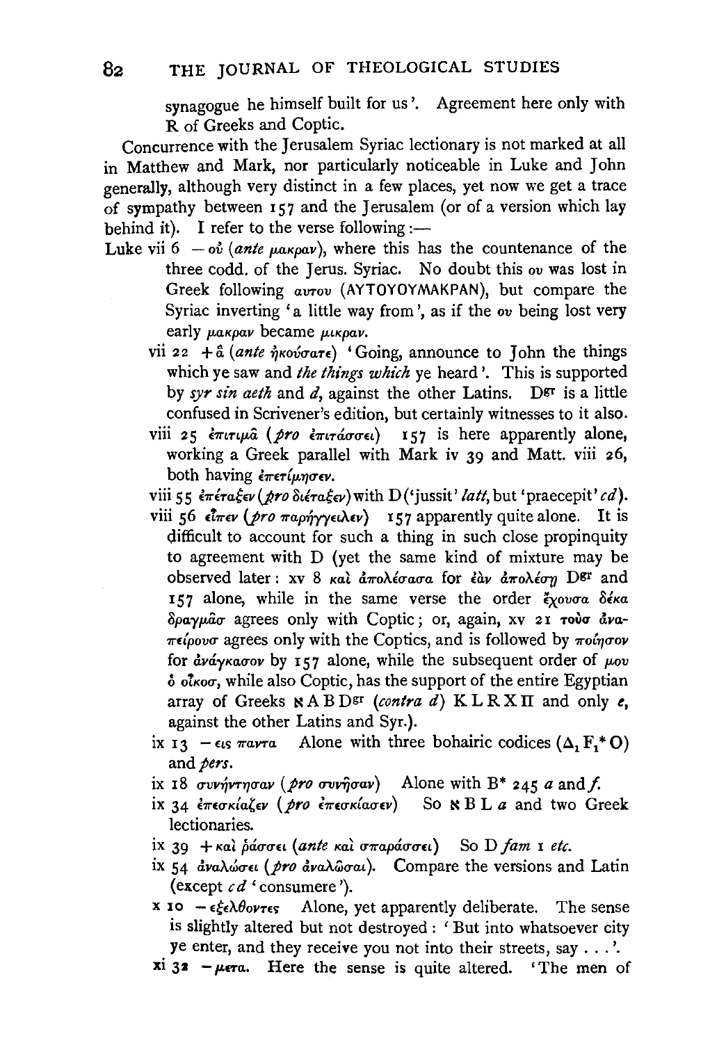synagogue he himself built for us'. Agreement here only with R of Greeks and Coptic.

Concurrence with the Jerusalem Syriac lectionary is not marked at all in Matthew and Mark, nor particularly noticeable in Luke and John generally, although very distinct in a few places, yet now we get a trace of sympathy between 157 and the Jerusalem (or of a version which lay behind it). I refer to the verse following:—

Luke vii 6 — οὐ (*ante* μακραν), where this has the countenance of the three codd. of the Jerus. Syriac. No doubt this ου was lost in Greek following αυτου (ΑΥΤΟΥΟΥΜΑΚΡΑΝ), but compare the Syriac inverting 'a little way from', as if the ου being lost very early μακραν became μικραν.

vii 22 + ἃ (*ante* ἠκούσατε) 'Going, announce to John the things which ye saw and *the things which* ye heard'. This is supported by *syr sin aeth* and *d*, against the other Latins. D[gr] is a little confused in Scrivener's edition, but certainly witnesses to it also.

viii 25 ἐπιτιμᾷ (*pro* ἐπιτάσσει) 157 is here apparently alone, working a Greek parallel with Mark iv 39 and Matt. viii 26, both having ἐπετίμησεν.

viii 55 ἐπέταξεν (*pro* διέταξεν) with D ('jussit' *latt*, but 'praecepit' *cd*).

viii 56 εἶπεν (*pro* παρήγγειλεν) 157 apparently quite alone. It is difficult to account for such a thing in such close propinquity to agreement with D (yet the same kind of mixture may be observed later: xv 8 καὶ ἀπολέσασα for ἐὰν ἀπολέσῃ D[gr] and 157 alone, while in the same verse the order ἔχουσα δέκα δραγμᾶσ agrees only with Coptic; or, again, xv 21 τοὺσ ἀναπείρουσ agrees only with the Coptics, and is followed by ποίησον for ἀνάγκασον by 157 alone, while the subsequent order of μου ὁ οἶκοσ, while also Coptic, has the support of the entire Egyptian array of Greeks ℵ A B D[gr] (*contra d*) K L R X Π and only *e*, against the other Latins and Syr.).

ix 13 — εις παντα Alone with three bohairic codices ($\Delta_1$ $F_1$* O) and *pers*.

ix 18 συνήντησαν (*pro* συνῆσαν) Alone with B* 245 *a* and *f*.

ix 34 ἐπεσκίαζεν (*pro* ἐπεσκίασεν) So ℵ B L *a* and two Greek lectionaries.

ix 39 + καὶ ῥάσσει (*ante* καὶ σπαράσσει) So D *fam* 1 *etc.*

ix 54 ἀναλώσει (*pro* ἀναλῶσαι). Compare the versions and Latin (except *c d* 'consumere').

x 10 — εξελθοντες Alone, yet apparently deliberate. The sense is slightly altered but not destroyed: 'But into whatsoever city ye enter, and they receive you not into their streets, say . . .'.

xi 32 — μετα. Here the sense is quite altered. 'The men of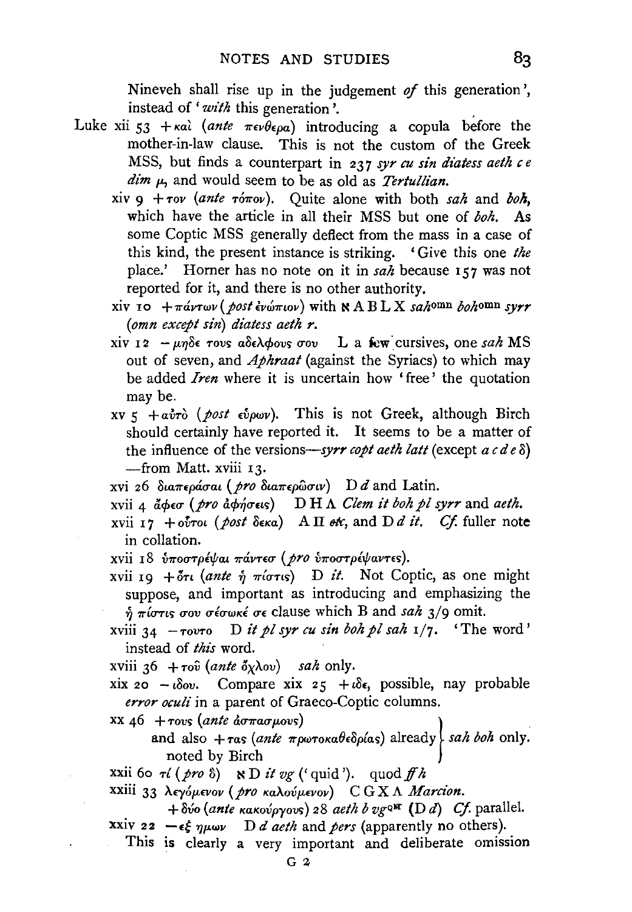Nineveh shall rise up in the judgement *of* this generation', instead of '*with* this generation'.

Luke xii 53 +καὶ (*ante* πενθερα) introducing a copula before the mother-in-law clause. This is not the custom of the Greek MSS, but finds a counterpart in 237 *syr cu sin diatess aeth c e dim* μ, and would seem to be as old as *Tertullian*.

xiv 9 +τον (*ante* τόπον). Quite alone with both *sah* and *boh*, which have the article in all their MSS but one of *boh*. As some Coptic MSS generally deflect from the mass in a case of this kind, the present instance is striking. 'Give this one *the* place.' Horner has no note on it in *sah* because 157 was not reported for it, and there is no other authority.

xiv 10 +πάντων (*post* ἐνώπιον) with ℵ A B L X *sah*[omn] *boh*[omn] *syrr* (*omn except sin*) *diatess aeth r*.

xiv 12 −μηδε τους αδελφους σου L a few cursives, one *sah* MS out of seven, and *Aphraat* (against the Syriacs) to which may be added *Iren* where it is uncertain how 'free' the quotation may be.

xv 5 +αὐτὸ (*post* εὑρων). This is not Greek, although Birch should certainly have reported it. It seems to be a matter of the influence of the versions—*syrr copt aeth latt* (except *a c d e* δ) —from Matt. xviii 13.

xvi 26 διαπεράσαι (*pro* διαπερῶσιν) D *d* and Latin.

xvii 4 ἄφεσ (*pro* ἀφήσεις) D H Λ *Clem it boh pl syrr* and *aeth*.

xvii 17 +οὗτοι (*post* δεκα) A Π *etc*, and D *d it*. *Cf.* fuller note in collation.

xvii 18 ὑποστρέψαι πάντεσ (*pro* ὑποστρέψαντες).

xvii 19 +ὅτι (*ante* ἡ πίστις) D *it*. Not Coptic, as one might suppose, and important as introducing and emphasizing the ἡ πίστις σου σέσωκέ σε clause which B and *sah* 3/9 omit.

xviii 34 −τουτο D *it pl syr cu sin boh pl sah* 1/7. 'The word' instead of *this* word.

xviii 36 +τοῦ (*ante* ὄχλου) *sah* only.

xix 20 −ιδου. Compare xix 25 +ιδε, possible, nay probable *error oculi* in a parent of Graeco-Coptic columns.

xx 46 +τους (*ante* ἀσπασμους) and also +τας (*ante* πρωτοκαθεδρίας) already noted by Birch } *sah boh* only.

xxii 60 τί (*pro* ὃ) ℵ D *it vg* ('quid'). quod *ff h*

xxiii 33 λεγόμενον (*pro* καλούμενον) C G X Λ *Marcion*.
+δύο (*ante* κακούργους) 28 *aeth b vg*[QMT] (D *d*) *Cf.* parallel.

xxiv 22 −εξ ημων D *d aeth* and *pers* (apparently no others).
This is clearly a very important and deliberate omission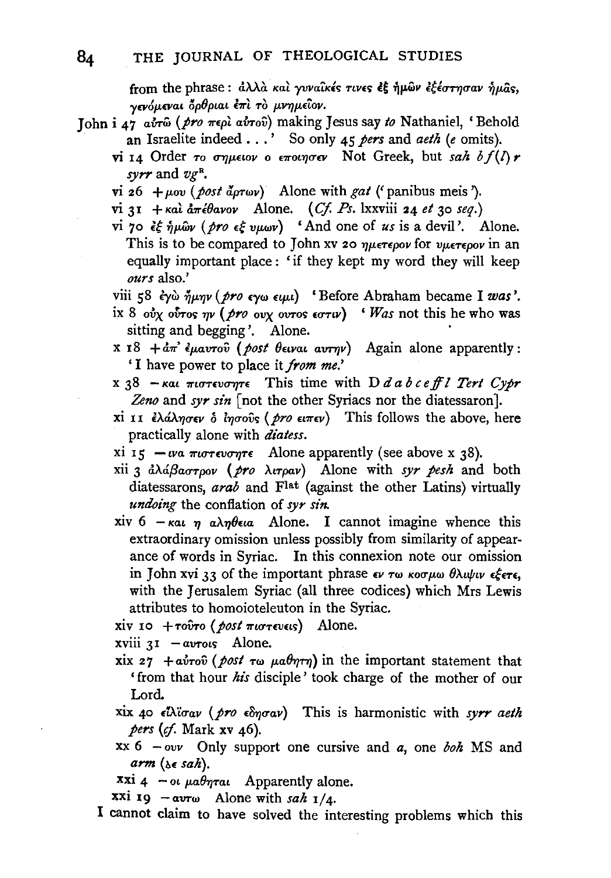from the phrase: ἀλλὰ καὶ γυναῖκές τινες ἐξ ἡμῶν ἐξέστησαν ἡμᾶς, γενόμεναι ὄρθριαι ἐπὶ τὸ μνημεῖον.

John i 47 αὐτῷ (*pro* περὶ αὐτοῦ) making Jesus say *to* Nathaniel, 'Behold an Israelite indeed ...' So only 45 *pers* and *aeth* (*e* omits).

vi 14 Order το σημειον ο εποιησεν Not Greek, but *sah b f (l) r syrr* and *vg*[R].

vi 26 +μου (*post* ἄρτων) Alone with *gat* ('panibus meis').

vi 31 +καὶ ἀπέθανον Alone. (*Cf. Ps.* lxxviii 24 *et* 30 *seq.*)

vi 70 ἐξ ἡμῶν (*pro* εξ υμων) 'And one of *us* is a devil'. Alone. This is to be compared to John xv 20 ημετερον for υμετερον in an equally important place: 'if they kept my word they will keep *ours* also.'

viii 58 ἐγὼ ἤμην (*pro* εγω ειμι) 'Before Abraham became I *was*'.

ix 8 οὐχ οὗτος ην (*pro* ουχ ουτος εστιν) '*Was* not this he who was sitting and begging'. Alone.

x 18 +ἀπ' ἐμαυτοῦ (*post* θειναι αυτην) Again alone apparently: 'I have power to place it *from me*.'

x 38 −και πιστευσητε This time with D *d a b c e ff l Tert Cypr Zeno* and *syr sin* [not the other Syriacs nor the diatessaron].

xi 11 ἐλάλησεν ὁ ἰησοῦς (*pro* ειπεν) This follows the above, here practically alone with *diatess.*

xi 15 −ινα πιστευσητε Alone apparently (see above x 38).

xii 3 ἀλάβαστρον (*pro* λιτραν) Alone with *syr pesh* and both diatessarons, *arab* and F[lat] (against the other Latins) virtually *undoing* the conflation of *syr sin.*

xiv 6 −και η αληθεια Alone. I cannot imagine whence this extraordinary omission unless possibly from similarity of appearance of words in Syriac. In this connexion note our omission in John xvi 33 of the important phrase εν τω κοσμω θλιψιν εξετε, with the Jerusalem Syriac (all three codices) which Mrs Lewis attributes to homoioteleuton in the Syriac.

xiv 10 +τοῦτο (*post* πιστευεις) Alone.

xviii 31 −αυτοις Alone.

xix 27 +αὐτοῦ (*post* τω μαθητη) in the important statement that 'from that hour *his* disciple' took charge of the mother of our Lord.

xix 40 εἴλισαν (*pro* εδησαν) This is harmonistic with *syrr aeth pers* (*cf.* Mark xv 46).

xx 6 −ουν Only support one cursive and *a*, one *boh* MS and *arm* (ⲇⲉ *sah*).

xxi 4 −οι μαθηται Apparently alone.

xxi 19 −αυτω Alone with *sah* 1/4.

I cannot claim to have solved the interesting problems which this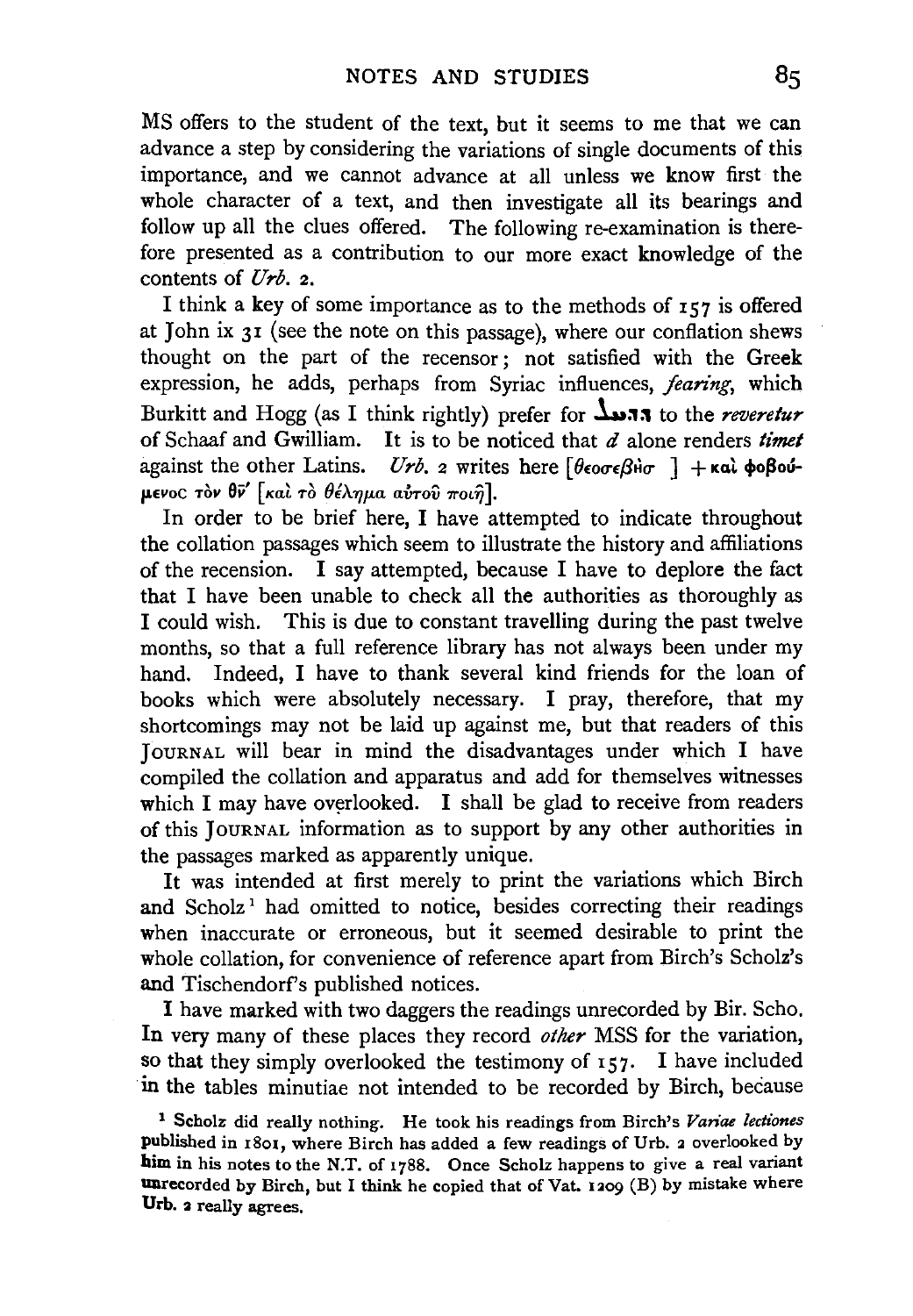MS offers to the student of the text, but it seems to me that we can advance a step by considering the variations of single documents of this importance, and we cannot advance at all unless we know first the whole character of a text, and then investigate all its bearings and follow up all the clues offered. The following re-examination is therefore presented as a contribution to our more exact knowledge of the contents of *Urb.* 2.

I think a key of some importance as to the methods of 157 is offered at John ix 31 (see the note on this passage), where our conflation shews thought on the part of the recensor; not satisfied with the Greek expression, he adds, perhaps from Syriac influences, *fearing*, which Burkitt and Hogg (as I think rightly) prefer for ܕܚܠ to the *revereatur* of Schaaf and Gwilliam. It is to be noticed that *d* alone renders *timet* against the other Latins. *Urb.* 2 writes here [θεοσεβὴσ ] + καὶ φοβούμενος τὸν θν̄ [καὶ τὸ θέλημα αὐτοῦ ποιῇ].

In order to be brief here, I have attempted to indicate throughout the collation passages which seem to illustrate the history and affiliations of the recension. I say attempted, because I have to deplore the fact that I have been unable to check all the authorities as thoroughly as I could wish. This is due to constant travelling during the past twelve months, so that a full reference library has not always been under my hand. Indeed, I have to thank several kind friends for the loan of books which were absolutely necessary. I pray, therefore, that my shortcomings may not be laid up against me, but that readers of this JOURNAL will bear in mind the disadvantages under which I have compiled the collation and apparatus and add for themselves witnesses which I may have overlooked. I shall be glad to receive from readers of this JOURNAL information as to support by any other authorities in the passages marked as apparently unique.

It was intended at first merely to print the variations which Birch and Scholz[1] had omitted to notice, besides correcting their readings when inaccurate or erroneous, but it seemed desirable to print the whole collation, for convenience of reference apart from Birch's Scholz's and Tischendorf's published notices.

I have marked with two daggers the readings unrecorded by Bir. Scho. In very many of these places they record *other* MSS for the variation, so that they simply overlooked the testimony of 157. I have included in the tables minutiae not intended to be recorded by Birch, because

[1] Scholz did really nothing. He took his readings from Birch's *Variae lectiones* published in 1801, where Birch has added a few readings of Urb. 2 overlooked by him in his notes to the N.T. of 1788. Once Scholz happens to give a real variant unrecorded by Birch, but I think he copied that of Vat. 1209 (B) by mistake where Urb. 2 really agrees.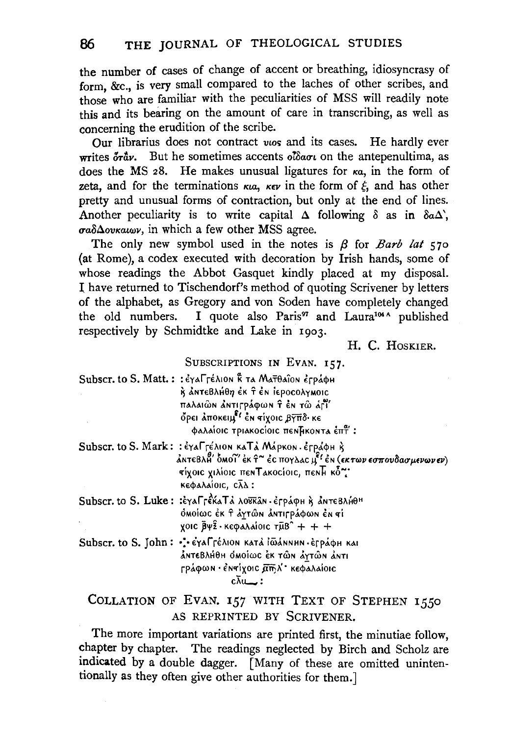the number of cases of change of accent or breathing, idiosyncrasy of form, &c., is very small compared to the laches of other scribes, and those who are familiar with the peculiarities of MSS will readily note this and its bearing on the amount of care in transcribing, as well as concerning the erudition of the scribe.

Our librarius does not contract *υιος* and its cases. He hardly ever writes *ὅτάν*. But he sometimes accents *οἶδασι* on the antepenultima, as does the MS 28. He makes unusual ligatures for *κα*, in the form of zeta, and for the terminations *κια*, *κεν* in the form of *ξ*, and has other pretty and unusual forms of contraction, but only at the end of lines. Another peculiarity is to write capital Δ following δ as in *δαΔ'*, *σαδΔουκαιων*, in which a few other MSS agree.

The only new symbol used in the notes is *β* for *Barb lat* 570 (at Rome), a codex executed with decoration by Irish hands, some of whose readings the Abbot Gasquet kindly placed at my disposal. I have returned to Tischendorf's method of quoting Scrivener by letters of the alphabet, as Gregory and von Soden have completely changed the old numbers. I quote also Paris[97] and Laura[104 A] published respectively by Schmidtke and Lake in 1903.

H. C. HOSKIER.

SUBSCRIPTIONS IN EVAN. 157.

Subscr. to S. Matt.: : ἐγαΓΓέλιον κ̄ τα Ματθαῖον ἐγράφη ϗ ἀντεβλήθη ἐκ τ̄ ἐν ἱεροσολυμοις παλαιῶν ἀντιγράφων τ̄ ἐν τῶ ἁγ̄ ὄρει ἀποκειμ ἐν στίχοις ͵βψπδ· κε φαλαίοις τριακοσίοις πεντηκοντα ἑπτ̄ :

Subscr. to S. Mark: : ἐγαΓΓέλιον κατὰ Μάρκον· ἐγράφη ϗ ἀντεβλή ὁμοί ἐκ τ̄ ἐς πουλας μ ἐν (*εκτων εσπουδασμενων εν*) στίχοις χιλίοις πεντακοσίοις, πεντ̄ κο̄ κεφαλαίοις, σλ̄δ :

Subscr. to S. Luke: :ἐγαΓΓέκατὰ λουκᾶν· ἐγράφη ϗ ἀντεβλήθη ὁμοίως ἐκ τ̄ αὐτῶν ἀντιγράφων ἐν στί χοις ͵βψξ̄· κεφαλαίοις τμ̄β + + +

Subscr. to S. John: ⁖ ἐγαΓΓέλιον κατὰ ἰωάννην· ἐγράφη και ἀντεβλήθη ὁμοίως ἐκ τῶν αὐτῶν ἀντι γράφων· ἐνστίχοις ͵απλ̄· κεφαλαίοις σλ̄ :

## COLLATION OF EVAN. 157 WITH TEXT OF STEPHEN 1550 AS REPRINTED BY SCRIVENER.

The more important variations are printed first, the minutiae follow, chapter by chapter. The readings neglected by Birch and Scholz are indicated by a double dagger. [Many of these are omitted unintentionally as they often give other authorities for them.]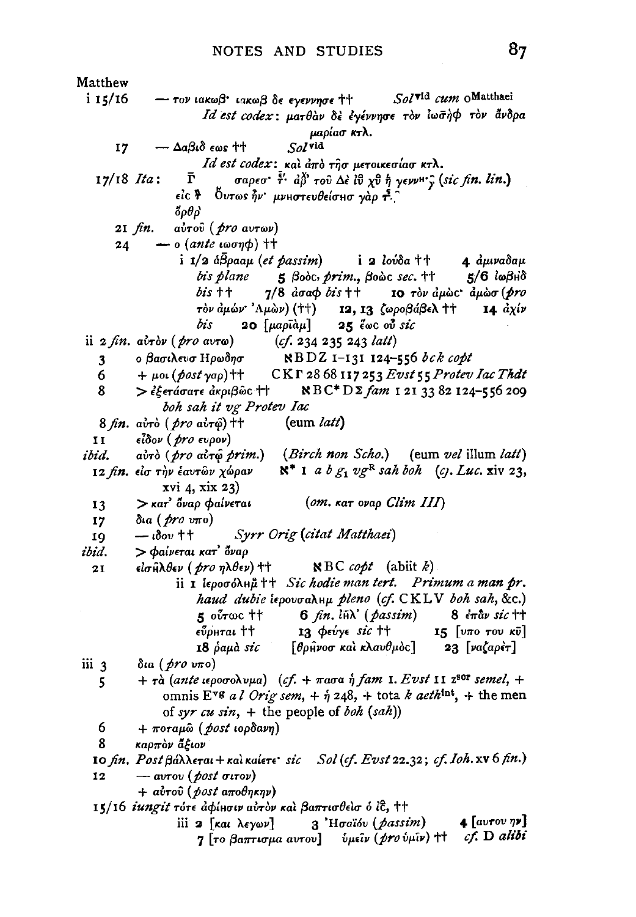Matthew

i 15/16 — τον ιακωβ· ιακωβ δε εγεννησε †† *Sol*^vid *cum* o^Matthaei

*Id est codex*: ματθὰν δὲ ἐγέννησε τὸν ἰωσὴφ τὸν ἄνδρα μαρίασ κτλ.

17 — Δαβιδ εως †† *Sol*^vid

*Id est codex*: καὶ ἀπὸ τῆσ μετοικεσίασ κτλ.

17/18 *Ita*: Γ σαρεσ· ῑ· ἀρ̄ τοῦ Δὲ ῑῡ χῡ ἡ γεννη· (*sic fin. lin.*) εἰς ⁊ Οὕτως ἦν· μνηστευθείσησ γὰρ τ.

ὄρθρ

21 *fin.* αὐτοῦ (*pro* αυτων)

24 — ο (*ante* ιωσηφ) ††

i 1/2 ἀβ̄ρααμ (*et passim*) i 2 ἰούδα †† 4 ἀμιναδαμ *bis plane* 5 βοὸς *prim.*, βοὼς *sec.* †† 5/6 ἰωβηδ *bis* †† 7/8 ἀσαφ *bis* †† 10 τὸν ἀμὼς· ἀμὼσ (*pro* τὸν ἀμών· Ἀμὼν) (††) 12, 13 ζωροβάβελ †† 14 ἀχὶν *bis* 20 [μαρῖὰμ] 25 ἕως οὗ *sic*

ii 2 *fin.* αὐτὸν (*pro* αυτω) (*cf.* 234 235 243 *latt*)

3 ο βασιλευσ Ηρωδησ ℵBDZ 1–131 124–556 *bck copt*

6 + μοι (*post* γαρ) †† CKΓ 28 68 117 253 *Evst* 55 *Protev Iac Thdt*

8 > ἐξετάσατε ἀκριβῶς †† ℵBC*DΣ *fam* 1 21 33 82 124–556 209 *boh sah it vg Protev Iac*

8 *fin.* αὐτὸ (*pro* αὐτῷ) †† (eum *latt*)

11 εἶδον (*pro* ευρον)

*ibid.* αὐτὸ (*pro* αὐτῷ *prim.*) (*Birch non Scho.*) (eum *vel* illum *latt*)

12 *fin.* εἰσ τὴν ἑαυτῶν χώραν ℵ* 1 *a b g*₁ *vg*^R *sah boh* (*cj. Luc.* xiv 23, xvi 4, xix 23)

13 > κατ' ὄναρ φαίνεται (*om.* κατ οναρ *Clim III*)

17 δια (*pro* υπο)

19 — ιδου †† *Syrr Orig* (*citat Matthaei*)

*ibid.* > φαίνεται κατ' ὄναρ

21 εἰσῆλθεν (*pro* ηλθεν) †† ℵBC *copt* (abiit *k*)

ii 1 ἱεροσόλημ̄ †† *Sic hodie man tert. Primum a man pr. haud dubie* ἱερουσαλημ *pleno* (*cf.* CKLV *boh sah*, &c.) 5 οὕτως †† 6 *fin.* ῑη̄λ' (*passim*) 8 ἐπᾶν *sic* †† εὕρηται †† 13 φεύγε *sic* †† 15 [υπο του κῡ] 18 ῥαμὰ *sic* [θρῆνοσ καὶ κλαυθμὸς] 23 [ναζαρὲτ]

iii 3 δια (*pro* υπο)

5 + τὰ (*ante* ιεροσολυμα) (*cf.* + πασα ἡ *fam* 1. *Evst* 11 z^sor *semel*, + omnis E^vg *a l Orig sem*, + ἡ 248, + tota *k aeth*^int, + the men of *syr cu sin*, + the people of *boh* (*sah*))

6 + ποταμῷ (*post* ιορδανη)

8 καρπὸν ἄξιον

10 *fin. Post* βάλλεται + καὶ καίετε· *sic Sol* (*cf. Evst* 22.32; *cf. Ioh.* xv 6 *fin.*)

12 — αυτου (*post* σιτον)

+ αὐτοῦ (*post* αποθηκην)

15/16 *iungit* τότε ἀφίησιν αὐτὸν καὶ βαπτισθεὶσ ὁ ῑς̄, ††

iii 2 [και λεγων] 3 Ἡσαΐου (*passim*) 4 [αυτου ην] 7 [το βαπτισμα αυτου] ὑμεῖν (*pro* ὑμῖν) †† *cf.* D *alibi*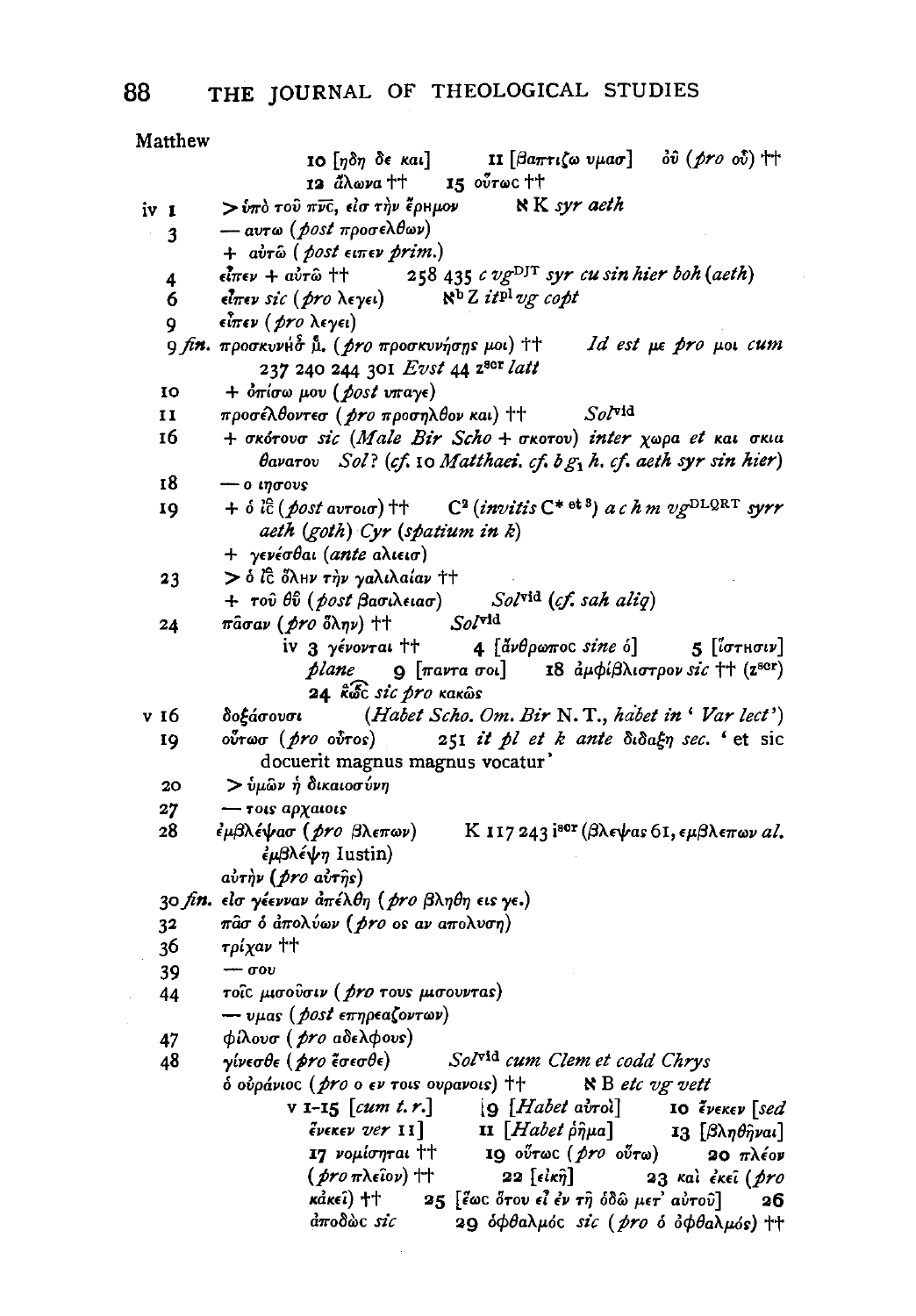Matthew

10 [ηδη δε και] 11 [βαπτιζω υμασ] ὀῦ (*pro* οὗ) †† 12 ἅλωνα †† 15 οὕτωc ††

iv 1 > ὑπὸ τοῦ πνς, εἰσ τὴν ἔρημον ℵ K *syr aeth*

3 — αυτω (*post* προσελθων)
+ αὐτῶ (*post* ειπεν *prim.*)

4 εἶπεν + αὐτῶ †† 258 435 *c vg*^DJT *syr cu sin hier boh* (*aeth*)

6 εἶπεν *sic* (*pro* λεγει) ℵ^b Z *it*^pl *vg copt*

9 εἶπεν (*pro* λεγει)

9 *fin.* προσκυνήσ μ̄. (*pro* προσκυνησης μοι) †† *Id est* με *pro* μοι *cum* 237 240 244 301 *Evst* 44 z^scr *latt*

10 + ὀπίσω μου (*post* υπαγε)

11 προσέλθοντεσ (*pro* προσηλθον και) †† *Sol*^vid

16 + σκότουσ *sic* (*Male Bir Scho* + σκοτου) *inter* χωρα *et* και σκια θανατου *Sol*? (*cf.* 10 *Matthaei. cf. b g*₁ *h. cf. aeth syr sin hier*)

18 — ο ιησους

19 + ὁ ῑς̄ (*post* αυτοισ) †† C² (*invitis* C* ^et 3) *a c h m vg*^DLQRT *syrr aeth* (*goth*) *Cyr* (*spatium in k*)
+ γενέσθαι (*ante* αλιεισ)

23 > ὁ ῑς̄ ὅλην τὴν γαλιλαίαν ††
+ τοῦ θῦ (*post* βασιλειασ) *Sol*^vid (*cf. sah aliq*)

24 πᾶσαν (*pro* ὅλην) †† *Sol*^vid

iv 3 γένονται †† 4 [ἄνθρωπος *sine* ὁ] 5 [ἵστησιν] *plane* 9 [παντα σοι] 18 ἀμφίβλιστρον *sic* †† (z^scr) 24 κ̂ῶς *sic pro* κακῶς

v 16 δοξάσουσι (*Habet Scho. Om. Bir* N. T., *habet in* '*Var lect*')

19 οὕτωσ (*pro* οὗτος) 251 *it pl et k ante* διδαξη *sec.* 'et sic docuerit magnus magnus vocatur'

20 > ὑμῶν ἡ δικαιοσύνη

27 — τοις αρχαιοις

28 ἐμβλέψασ (*pro* βλεπων) K 117 243 i^scr (βλεψας 61, εμβλεπων *al.* ἐμβλέψῃ Iustin)
αὐτὴν (*pro* αὐτῆς)

30 *fin.* εἰσ γέενναν ἀπέλθῃ (*pro* βληθῃ εις γε.)

32 πᾶσ ὁ ἀπολύων (*pro* ος αν απολυσῃ)

36 τρίχαν ††

39 — σου

44 τοῖς μισοῦσιν (*pro* τους μισουντας)
— υμας (*post* επηρεαζοντων)

47 φίλουσ (*pro* αδελφους)

48 γίνεσθε (*pro* ἔσεσθε) *Sol*^vid *cum Clem et codd Chrys*
ὁ οὐράνιος (*pro* ο εν τοις ουρανοις) †† ℵ B *etc vg vett*

v 1–15 [*cum t. r.*] 9 [*Habet* αὐτοὶ] 10 ἕνεκεν [*sed* ἕνεκεν *ver* 11] 11 [*Habet* ῥῆμα] 13 [βληθῆναι] 17 νομίσηται †† 19 οὕτωc (*pro* οὕτω) 20 πλέον (*pro* πλεῖον) †† 22 [εἰκῇ] 23 καὶ ἐκεῖ (*pro* κἀκεῖ) †† 25 [ἕως ὅτου εἶ ἐν τῇ ὁδῷ μετ' αὐτοῦ] 26 ἀποδῶς *sic* 29 ὀφθαλμός *sic* (*pro* ὁ ὀφθαλμός) ††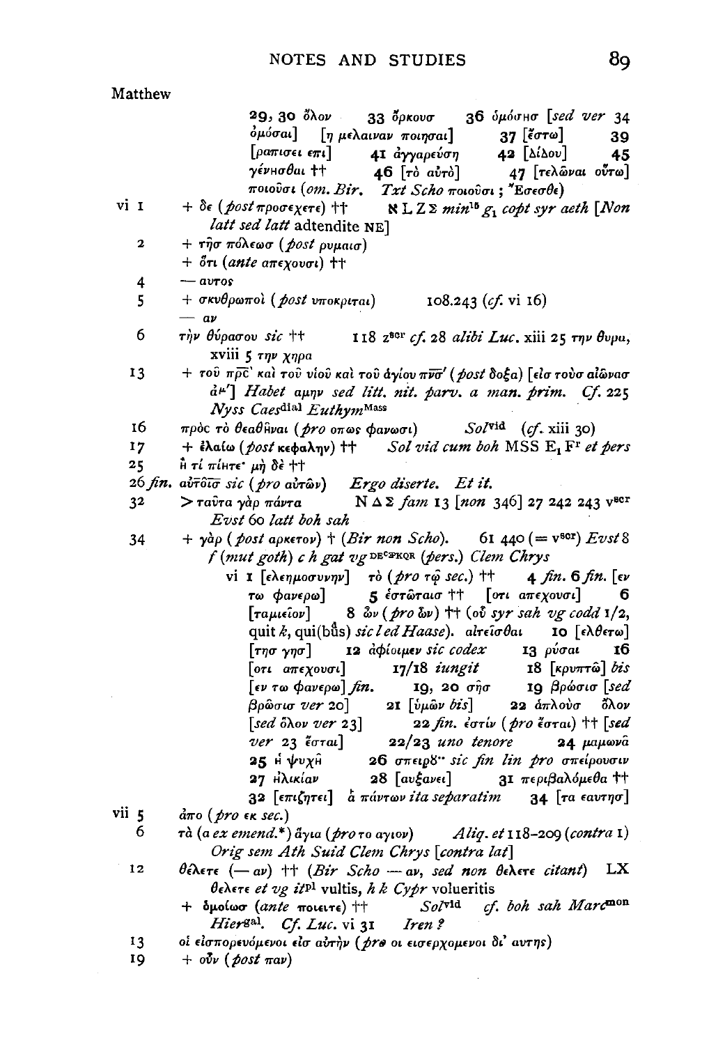Matthew

29, 30 ὅλον 33 ὅρκουσ 36 ὁμόσησ [*sed ver* 34 ὀμόσαι] [η μελαιναν ποιησαι] 37 [ἔστω] 39 [ραπισει επι] 41 ἀγγαρεύσῃ 42 [Δίδου] 45 γένησθαι †† 46 [τὸ αὐτὸ] 47 [τελῶναι οὔτω] ποιοῦσι (*om. Bir. Txt Scho* ποιοῦσι ; *Ἔσεσθε)

vi 1 + δε (*post* προσεχετε) †† ℵ L Z Σ *min*[16] *g*[1] *copt syr aeth* [*Non latt sed latt* adtendite NE]

2 + τῆσ πόλεωσ (*post* ρυμαισ)
+ ὅτι (*ante* απεχουσι) ††

4 — αυτος

5 + σκυθρωποὶ (*post* υποκριται) 108.243 (*cf.* vi 16)
— αν

6 τὴν θύρασου *sic* †† 118 z[scr] *cf.* 28 *alibi Luc.* xiii 25 την θυρα, xviii 5 την χηρα

13 + τοῦ πρς̄' καὶ τοῦ υἱοῦ καὶ τοῦ ἁγίου πνσ̄' (*post* δοξα) [εἰσ τοὺσ αἰῶνασ ἀμ'] *Habet* αμην *sed litt. nit. parv. a man. prim. Cf.* 225 *Nyss Caes*[dial] *Euthym*[Mass]

16 πρὸς τὸ θεαθῆναι (*pro* οπως φανωσι) *Sol*[vid] (*cf.* xiii 30)

17 + ἐλαίω (*post* κεφαλην) †† *Sol vid cum boh* MSS E[1] F[r] *et pers*

25 ἢ τί πίητε· μὴ δὲ ††

26 *fin.* αὐτοῖσ *sic* (*pro* αὐτῶν) *Ergo diserte. Et it.*

32 > ταῦτα γὰρ πάντα N Δ Σ *fam* 13 [*non* 346] 27 242 243 v[scr] *Evst* 60 *latt boh sah*

34 + γὰρ (*post* αρκετον) † (*Bir non Scho*). 61 440 (= v[scr]) *Evst* 8 *f* (*mut goth*) *c h gat vg*[DEC*FKQR] (*pers.*) *Clem Chrys*

vi 1 [ελεημοσυνην] τὸ (*pro* τῷ *sec.*) †† 4 *fin.* 6 *fin.* [εν τω φανερω] 5 ἑστῶταισ †† [οτι απεχουσι] 6 [ταμιεῖον] 8 ὧν (*pro* ὧν) †† (οὗ *syr sah vg codd* 1/2, quit *k*, qui(bus) *sic l ed Haase*). αἰτεῖσθαι 10 [ελθετω] [τησ γησ] 12 ἀφίοιμεν *sic codex* 13 ρῦσαι 16 [οτι απεχουσι] 17/18 *iungit* 18 [κρυπτῷ] *bis* [εν τω φανερω] *fin.* 19, 20 σῆσ 19 βρῶσισ [*sed* βρῶσισ *ver* 20] 21 [ὑμῶν *bis*] 22 ἁπλοὺσ ὅλον [*sed* ὅλον *ver* 23] 22 *fin.* ἐστίν (*pro* ἔσται) †† [*sed ver* 23 ἔσται] 22/23 *uno tenore* 24 μαμωνᾶ 25 ἡ ψυχὴ 26 σπειρϐ·· *sic fin lin pro* σπείρουσιν 27 ἡλικίαν 28 [αυξανει] 31 περιβαλόμεθα †† 32 [επιζητει] ἃ πάντων *ita separatim* 34 [τα εαυτησ]

vii 5 ἀπο (*pro* εκ *sec.*)

6 τὰ (α *ex emend.**) ἅγια (*pro* το αγιον) *Aliq. et* 118–209 (*contra* 1) *Orig sem Ath Suid Clem Chrys* [*contra lat*]

12 θέλετε (— αν) †† (*Bir Scho* — αν, *sed non* θελετε *citant*) LX θελετε *et vg it*[pl] vultis, *h k Cypr* volueritis
+ ὁμοίωσ (*ante* ποιειτε) †† *Sol*[vid] *cf. boh sah Marc*[mon] *Hier*[gal]. *Cf. Luc.* vi 31 *Iren ?*

13 οἱ εἰσπορευόμενοι εἰσ αὐτὴν (*pro* οι εισερχομενοι δι' αυτης)

19 + οὖν (*post* παν)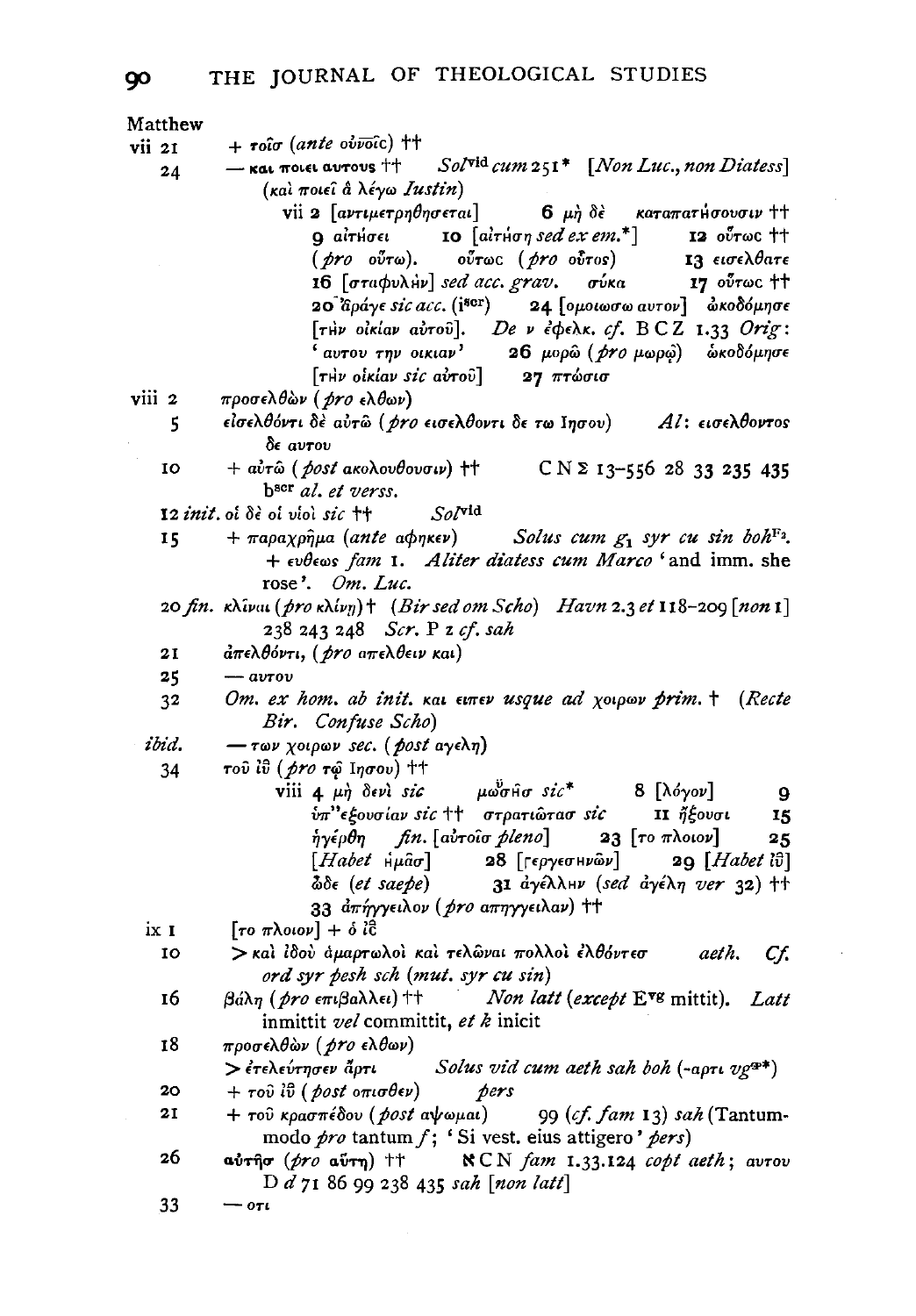Matthew

vii 21  + τοῖσ (*ante* οὐνοῖς) ††

24  — και ποιει αυτους ††  *Sol*vid *cum* 251\*  [*Non Luc.*, *non Diatess*] (καὶ ποιεῖ ἃ λέγω *Iustin*)

vii 2 [αντιμετρηθησεται]  6 μὴ δὲ  καταπατήσουσιν ††  9 αἰτήσει  10 [αἰτήσῃ *sed ex em.*\*]  12 οὕτωσ †† (*pro* οὕτω).  οὕτωσ (*pro* οὗτος)  13 εισελθατε  16 [σταφυλὴν] *sed acc. grav.*  σύκα  17 οὕτωσ ††  20 ἄραγε *sic acc.* (iscr)  24 [ομοιωσω αυτον]  ᾠκοδόμησε [τὴν οἰκίαν αὐτοῦ].  *De* ν ἐφελκ. *cf.* B C Z 1.33 *Orig*: 'αυτου την οικιαν'  26 μορῷ (*pro* μωρῷ)  ᾠκοδόμησε [τὴν οἰκίαν *sic* αὐτοῦ]  27 πτῶσισ

viii 2  προσελθὼν (*pro* ελθων)

5  εἰσελθόντι δὲ αὐτῷ (*pro* εισελθοντι δε τω Ιησου)  *Al*: εισελθοντος δε αυτου

10  + αὐτῷ (*post* ακολουθουσιν) ††  C N Σ 13–556 28 33 235 435 bscr *al. et verss.*

12 *init.* οἱ δὲ οἱ υἱοὶ *sic* ††  *Sol*vid

15  + παραχρῆμα (*ante* αφηκεν)  *Solus cum* $g_1$ *syr cu sin boh*F2. + ευθεως *fam* 1. *Aliter diatess cum Marco* 'and imm. she rose'. *Om. Luc.*

20 *fin.* κλῖναι (*pro* κλίνῃ) † (*Bir sed om Scho*)  *Havn* 2.3 *et* 118–209 [*non* 1] 238 243 248  *Scr.* P z *cf. sah*

21  ἀπελθόντι, (*pro* απελθειν και)

25  — αυτου

32  *Om. ex hom. ab init.* και ειπεν *usque ad* χοιρων *prim.* † (*Recte Bir. Confuse Scho*)

*ibid.*  — των χοιρων *sec.* (*post* αγελη)

34  τοῦ ἰῦ (*pro* τῷ Ιησου) ††

viii 4 μὴ δενὶ *sic*  μωϋσῆσ *sic*\*  8 [λόγον]  9 ὑπ'' ἐξουσίαν *sic* ††  στρατιῶτασ *sic*  11 ἥξουσι  15 ἠγέρθη  *fin.* [αὐτοῖσ *pleno*]  23 [το πλοιον]  25 [*Habet* ἡμᾶσ]  28 [γεργεσηνῶν]  29 [*Habet* ἰῦ]  ὧδε (*et saepe*)  31 ἀγέλλην (*sed* ἀγέλη *ver* 32) ††  33 ἀπήγγειλον (*pro* απηγγειλαν) ††

ix 1  [το πλοιον] + ὁ ἰς̄

10  > καὶ ἰδοὺ ἁμαρτωλοὶ καὶ τελῶναι πολλοὶ ἐλθόντεσ  *aeth.*  *Cf. ord syr pesh sch* (*mut. syr cu sin*)

16  βάλῃ (*pro* επιβαλλει) ††  *Non latt* (*except* Evg mittit). *Latt* inmittit *vel* committit, *et k* inicit

18  προσελθὼν (*pro* ελθων)
> ἐτελεύτησεν ἄρτι  *Solus vid cum aeth sah boh* (-αρτι *vg*Φ\*)

20  + τοῦ ἰῦ (*post* οπισθεν)  *pers*

21  + τοῦ κρασπέδου (*post* αψωμαι)  99 (*cf. fam* 13) *sah* (Tantummodo *pro* tantum *f*; 'Si vest. eius attigero' *pers*)

26  αὐτῆσ (*pro* αὕτη) ††  ℵ C N *fam* 1.33.124 *copt aeth*; αυτου D *d* 71 86 99 238 435 *sah* [*non latt*]

33  — οτι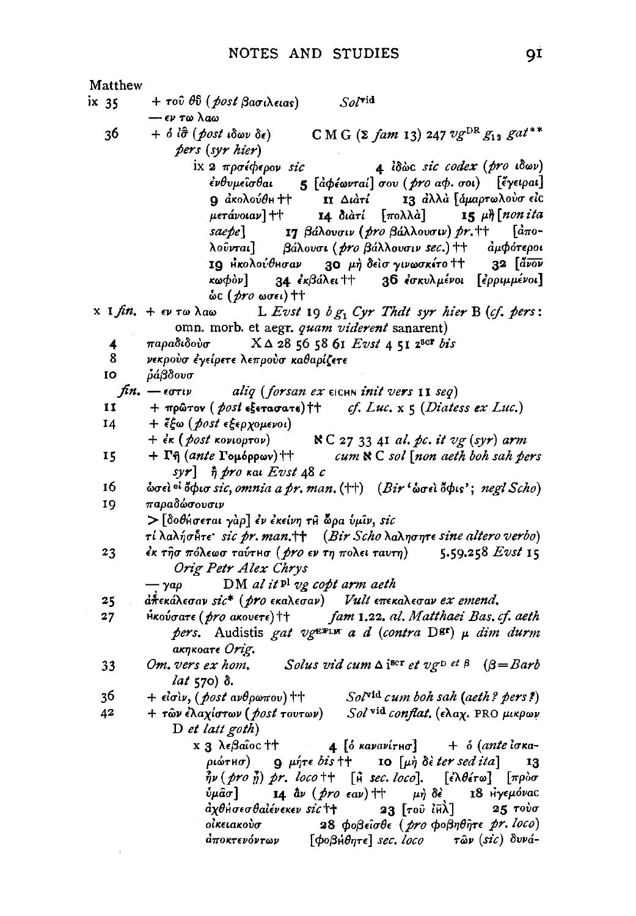Matthew

ix 35 + τοῦ θῦ (*post* βασιλειας) *Sol*vid
— εν τω λαω

36 + ὁ ἰσ̄ (*post* ιδων δε) C M G (Σ *fam* 13) 247 *vg*DR *g*12 *gat*** *pers* (*syr hier*)

ix 2 προσέφερον *sic* 4 ἰδὼς *sic codex* (*pro* ιδων) ἐνθυμεῖσθαι 5 [ἀφέωνται] σου (*pro* αφ. σοι) [ἔγειραι] 9 ἀκολούθη †† 11 Διατί 13 ἀλλὰ [ἁμαρτωλοὺς εἰς μετάνοιαν] †† 14 διατί [πολλὰ] 15 μὴ [*non ita saepe*] 17 βάλουσιν (*pro* βάλλουσιν) *pr.*†† [ἀπολοῦνται] βάλουσι (*pro* βάλλουσιν *sec.*) †† ἀμφότεροι 19 ἠκολούθησαν 30 μὴ δεὶσ γινωσκέτο †† 32 [ἄνον κωφὸν] 34 ἐκβάλει †† 36 ἐσκυλμένοι [ἐρριμμένοι] ὡς (*pro* ωσει) ††

x 1 *fin.* + εν τω λαω L *Evst* 19 *b* *g*1 *Cyr Thdt syr hier* B (*cf. pers*: omn. morb. et aegr. *quam viderent* sanarent)

4 παραδιδοὺσ X Δ 28 56 58 61 *Evst* 4 51 2scr *bis*

8 νεκροὺσ ἐγείρετε λεπροὺσ καθαρίζετε

10 ῥάβδουσ

*fin.* — εστιν *aliq* (*forsan ex* εισιν *init vers* 11 *seq*)

11 + πρῶτον (*post* εξετασατε) †† *cf. Luc.* x 5 (*Diatess ex Luc.*)

14 + ἔξω (*post* εξερχομενοι)
+ ἐκ (*post* κονιορτον) ℵ C 27 33 41 *al. pc. it vg* (*syr*) *arm*

15 + Γῆ (*ante* Γομόρρων) †† *cum* ℵ C *sol* [*non aeth boh sah pers syr*] ἢ *pro* και *Evst* 48 *c*

16 ὡσεὶ οἱ ὄφισ *sic, omnia a pr. man.* (††) (*Bir* 'ὡσεὶ ὄφις'; *negl Scho*)

19 παραδώσουσιν
> [δοθήσεται γὰρ] ἐν ἐκείνῃ τῇ ὥρᾳ ὑμῖν, *sic*
τί λαλήσητε· *sic pr. man.*†† (*Bir Scho* λαλησητε *sine altero verbo*)

23 ἐκ τῆσ πόλεωσ ταύτησ (*pro* εν τη πολει ταυτη) 5.59.258 *Evst* 15 *Orig Petr Alex Chrys*
— γαρ DM *al it*pl *vg copt arm aeth*

25 ἀπεκάλεσαν *sic** (*pro* εκαλεσαν) *Vult* επεκαλεσαν *ex emend.*

27 ἠκούσατε (*pro* ακουετε) †† *fam* 1.22. *al. Matthaei Bas. cf. aeth pers.* Audistis *gat vg*EPLW *a d* (*contra* Dgr) *μ dim durm* ακηκοατε *Orig.*

33 *Om. vers ex hom.* *Solus vid cum* Δ 1scr *et vg*D *et* β (β = *Barb lat* 570) δ.

36 + εἰσὶν, (*post* ανθρωπου) †† *Sol*vid *cum boh sah* (*aeth? pers?*)

42 + τῶν ἐλαχίστων (*post* τουτων) *Sol* vid *conflat.* (ελαχ. PRO μικρων D *et latt goth*)

x 3 λεβαῖος †† 4 [ὁ κανανίτησ] + ὁ (*ante* ἰσκαριώτησ) 9 μήτε *bis* †† 10 [μὴ δὲ *ter sed ita*] 13 ἦν (*pro* ἡ) *pr. loco* †† [ἡ *sec. loco*]. [ἐλθέτω] [πρὸσ ὑμᾶσ] 14 ἂν (*pro* εαν) †† μὴ δὲ 18 ἡγεμόνας ἀχθήσεσθαίένεκεν *sic* †† 23 [τοῦ ἰηλ̄] 25 τοὺσ οἰκειακοὺσ 28 φοβεῖσθε (*pro* φοβηθῆτε *pr. loco*) ἀποκτενόντων [φοβήθητε] *sec. loco* τῶν (*sic*) δυνά-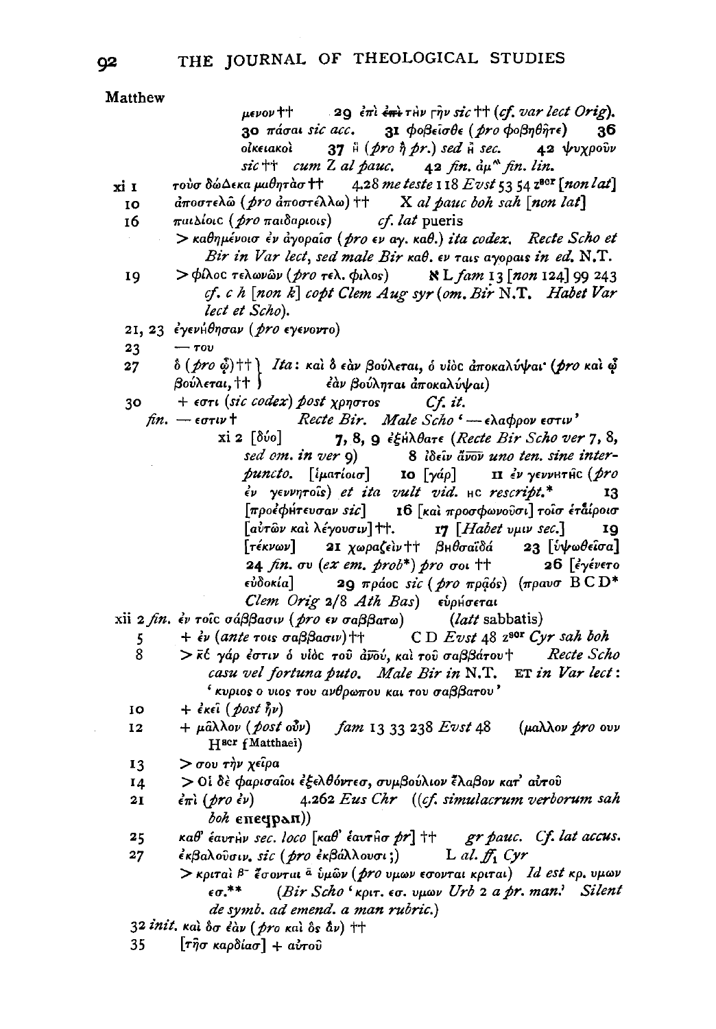Matthew

*μενον* †† 29 *ἐπὶ* ~~*ἐπὶ*~~ *τὴν* ⌈*ῆν sic* †† (*cf. var lect Orig*). 30 *πάσαι sic acc.* 31 *φοβεῖσθε* (*pro φοβηθῆτε*) 36 *οἰκειακοὶ* 37 *ἢ* (*pro ἢ pr.*) *sed ἢ sec.* 42 *ψυχροῦν sic* †† *cum* Z *al pauc.* 42 *fin.* *ἀμ*ⁿ *fin. lin.*

xi 1 *τοὺσ δώδεκα μαθητὰσ* †† 4.28 *me teste* 118 *Evst* 53 54 z^scr [*non lat*]

10 *ἀποστελῶ* (*pro ἀποστέλλω*) †† X *al pauc boh sah* [*non lat*]

16 *παιδίοις* (*pro παιδαριοις*) *cf. lat* pueris

> *καθημένοισ ἐν ἀγοραῖσ* (*pro εν αγ. καθ.*) *ita codex. Recte Scho et Bir in Var lect, sed male Bir καθ. εν ταις αγοραις in ed.* N.T.

19 > *φίλος τελωνῶν* (*pro τελ. φιλος*) ℵ L *fam* 13 [*non* 124] 99 243 *cf. c h* [*non k*] *copt Clem Aug syr* (*om. Bir* N.T. *Habet Var lect et Scho*).

21, 23 *ἐγενήθησαν* (*pro εγενοντο*)

23 — *του*

27 *ὃ* (*pro ᾧ*) †† *βούλεται,* †† } *Ita: καὶ ὃ ἐὰν βούλεται, ὁ υἱὸς ἀποκαλύψαι·* (*pro καὶ ᾧ ἐὰν βούληται ἀποκαλύψαι*)

30 + *εστι* (*sic codex*) *post χρηστος* *Cf. it.*

*fin.* — *εστιν* † *Recte Bir. Male Scho* '— *ελαφρον εστιν*'

xi 2 [*δύο*] 7, 8, 9 *ἐξήλθατε* (*Recte Bir Scho ver* 7, 8, *sed om. in ver* 9) 8 *ἰδεῖν ἀνον uno ten. sine interpuncto.* [*ἱματίοισ*] 10 [*γάρ*] 11 *ἐν γεννητῆς* (*pro ἐν γεννητοῖς*) *et ita vult vid.* ΗC *rescript.** 13 [*προεφήτευσαν sic*] 16 [*καὶ προσφωνοῦσι*] *τοῖσ ἑταίροισ* [*αὐτῶν καὶ λέγουσιν*] ††. 17 [*Habet υμιν sec.*] 19 [*τέκνων*] 21 *χωραζεὶν* †† *βηθσαϊδά* 23 [*ὑψωθεῖσα*] 24 *fin. συ* (*ex em. prob**) *pro σοι* †† 26 [*ἐγένετο εὐδοκία*] 29 *πράος sic* (*pro πρᾶός*) (*πραυσ* B C D* *Clem Orig* 2/8 *Ath Bas*) *εὑρήσεται*

xii 2 *fin. ἐν τοῖς σάββασιν* (*pro εν σαββατω*) (*latt* sabbatis)

5 + *ἐν* (*ante τοις σαββασιν*) †† C D *Evst* 48 z^scr *Cyr sah boh*

8 > *κ̄ς γάρ ἐστιν ὁ υἱὸς τοῦ ἀνου, καὶ τοῦ σαββάτου*† *Recte Scho casu vel fortuna puto. Male Bir in* N.T. ET *in Var lect*: '*κυριος ο υιος του ανθρωπου και του σαββατου*'

10 + *ἐκεῖ* (*post ἦν*)

12 + *μᾶλλον* (*post οὖν*) *fam* 13 33 238 *Evst* 48 (*μαλλον pro ουν* H^scr {Matthaei)

13 > *σου τὴν χεῖρα*

14 > *Οἱ δὲ φαρισαῖοι ἐξελθόντεσ, συμβούλιον ἔλαβον κατ' αὐτοῦ*

21 *ἐπὶ* (*pro ἐν*) 4.262 *Eus Chr* ((*cf. simulacrum verborum sah boh* ⲉⲛⲉϥⲣⲁⲛ))

25 *καθ' ἑαυτὴν sec. loco* [*καθ' ἑαυτῆσ pr*] †† *gr pauc. Cf. lat accus.*

27 *ἐκβαλοῦσιν. sic* (*pro ἐκβάλλουσι;*) L *al. ff₁ Cyr*

> *κριταὶ* ^β *ἔσονται* ^α *ὑμῶν* (*pro υμων εσονται κριται*) *Id est κρ. υμων εσ.*** (*Bir Scho* '*κριτ. εσ. υμων Urb* 2 *a pr. man.*' *Silent de symb. ad emend. a man rubric.*)

32 *init. καὶ ὃσ ἐὰν* (*pro καὶ ὃς ἂν*) ††

35 [*τῆσ καρδίασ*] + *αὐτοῦ*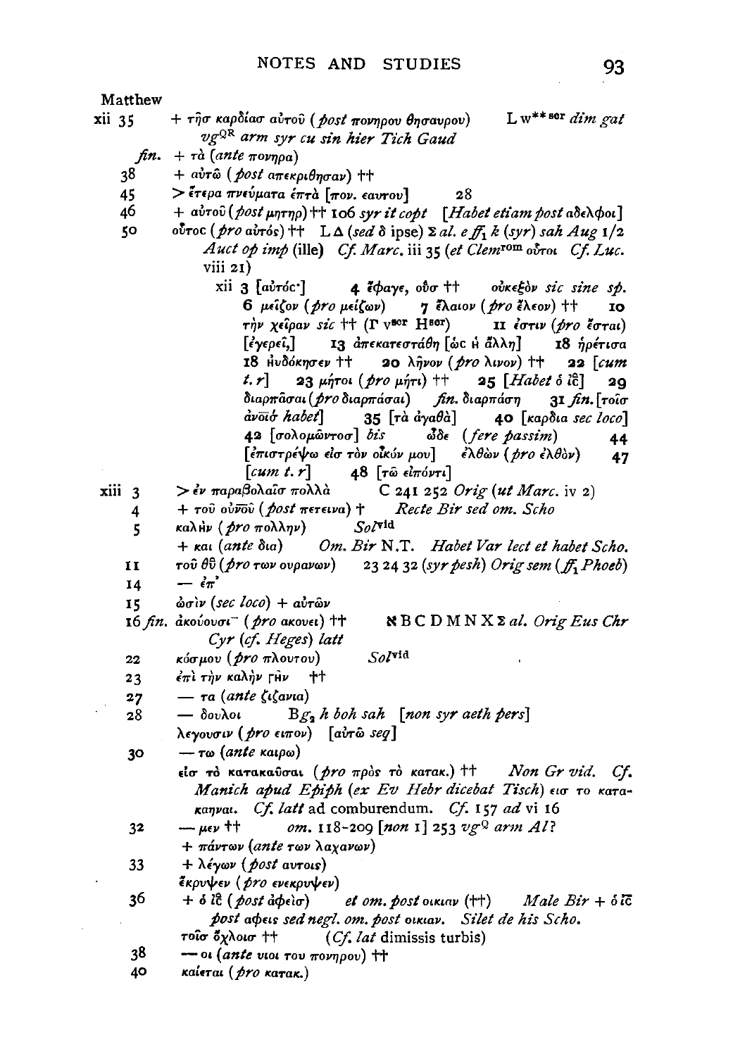Matthew

xii 35 + τῆσ καρδίασ αὐτοῦ (*post* πονηρου θησαυρου) L w** sor *dim gat* vg^QR *arm syr cu sin hier Tich Gaud*

*fin.* + τὰ (*ante* πονηρα)

38 + αὐτῷ (*post* απεκριθησαν) ††

45 > ἕτερα πνεύματα ἑπτὰ [πον. εαυτου] 28

46 + αὐτοῦ (*post* μητηρ) †† 106 *syr it copt* [*Habet etiam post* αδελφοι]

50 οὗτοc (*pro* αὐτός) †† L Δ (*sed* δ ipse) Σ *al. e ff*₁ *k* (*syr*) *sah Aug* 1/2 *Auct op imp* (ille) *Cf. Marc.* iii 35 (*et Clem*^rom οὗτοι *Cf. Luc.* viii 21)

xii 3 [αὐτόc˙] 4 ἔφαγε, οὖσ †† οὐκεξὸν *sic sine sp.* 6 μεῖζον (*pro* μείζων) 7 ἔλαιον (*pro* ἔλεον) †† 10 τὴν χεῖραν *sic* †† (Γ v^sor H^sor) 11 ἐστιν (*pro* ἔσται) [ἐγερεῖ,] 13 ἀπεκατεστάθη [ὡc ἡ ἄλλη] 18 ἡρέτισα 18 ηὐδόκησεν †† 20 λῆνον (*pro* λινον) †† 22 [*cum t. r*] 23 μήτοι (*pro* μήτι) †† 25 [*Habet* ὁ ἰc̄] 29 διαρπᾶσαι (*pro* διαρπάσαι) *fin.* διαρπάση 31 *fin.* [τοῖσ ἀνōιό *habet*] 35 [τὰ ἀγαθὰ] 40 [καρδια *sec loco*] 42 [σολομῶντοσ] *bis* ὧδε (*fere passim*) 44 [ἐπιστρέψω εἰσ τὸν οἶκόν μου] ἐλθὼν (*pro* ἐλθὸν) 47 [*cum t. r*] 48 [τῷ εἰπόντι]

xiii 3 > ἐν παραβολαῖσ πολλὰ C 241 252 *Orig* (*ut Marc.* iv 2)

4 + τοῦ οὐνōῦ (*post* πετεινα) † *Recte Bir sed om. Scho*

5 καλὴν (*pro* πολλην) *Sol*^vid

+ και (*ante* δια) *Om. Bir* N.T. *Habet Var lect et habet Scho.*

11 τοῦ θῦ (*pro* των ουρανων) 23 24 32 (*syr pesh*) *Orig sem* (*ff*₁ *Phoeb*)

14 — ἐπ'

15 ὠσὶν (*sec loco*) + αὐτῶν

16 *fin.* ἀκούουσι⁻ (*pro* ακουει) †† ℵ B C D M N X Σ *al. Orig Eus Chr Cyr* (*cf. Heges*) *latt*

22 κόσμου (*pro* πλουτου) *Sol*^vid

23 ἐπὶ τὴν καλὴν γῆν ††

27 — τα (*ante* ζιζανια)

28 — δοῦλοι B$g_2$ *h boh sah* [*non syr aeth pers*]

λεγουσιν (*pro* ειπον) [αὐτῷ *seq*]

30 — τω (*ante* καιρω)

εἰσ τὸ κατακαῦσαι (*pro* πρὸς τὸ κατακ.) †† *Non Gr vid. Cf. Manich apud Epiph* (*ex Ev Hebr dicebat Tisch*) εισ το κατακαηναι. *Cf. latt* ad comburendum. *Cf.* 157 *ad* vi 16

32 — μεν †† *om.* 118-209 [*non* 1] 253 *vg*^Q *arm Al?*

+ πάντων (*ante* των λαχανων)

33 + λέγων (*post* αυτοις)

ἔκρυψεν (*pro* ενεκρυψεν)

36 + ὁ ἰc̄ (*post* ἀφεὶσ) *et om. post* οικιαν (††) *Male Bir* + ὁ ἰc̄ *post* αφεις *sed negl. om. post* οικιαν. *Silet de his Scho.*

τοῖσ ὄχλοισ †† (*Cf. lat* dimissis turbis)

38 — οι (*ante* υιοι του πονηρου) ††

40 καίεται (*pro* κατακ.)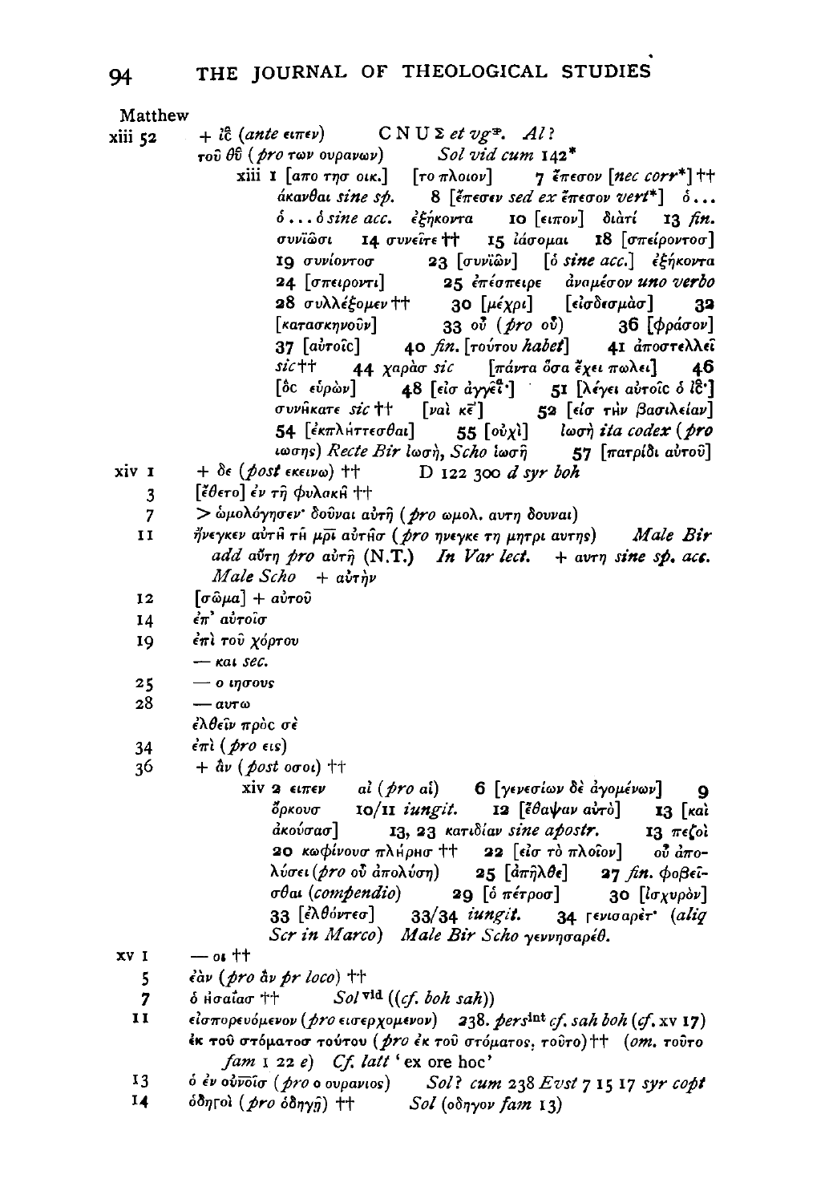Matthew

xiii 52 + ῑc̄ (*ante* ειπεν) C N U Σ *et vg*\*. *Al?*

τοῦ θῦ (*pro* των ουρανων) *Sol vid cum* 142\*

xiii 1 [απο τησ οικ.] [το πλοιον] 7 ἔπεσον [*nec corr*\*] †† ἀκανθαι *sine sp.* 8 [ἔπεσεν *sed ex* ἔπεσον *vert*\*] ὁ... ὁ... ὁ *sine acc.* ἑξήκοντα 10 [ειπον] διατί 13 *fin.* συνϊῶσι 14 συνεῖτε †† 15 ἰάσομαι 18 [σπείροντοσ] 19 συνίοντοσ 23 [συνϊῶν] [ὁ *sine acc.*] ἑξήκοντα 24 [σπειροντι] 25 ἐπέσπειρε ἀναμέσον *uno verbo* 28 συλλέξομεν †† 30 [μέχρι] [εἰσδεσμὰσ] 32 [κατασκηνοῦν] 33 οὗ (*pro* οὗ) 36 [φράσον] 37 [αὐτοῖc] 40 *fin.* [τούτου *habet*] 41 ἀποστελλεῖ *sic* †† 44 χαρὰσ *sic* [πάντα ὅσα ἔχει πωλει] 46 [ὃc εὑρὼν] 48 [εἰσ ἀγγεῖ·] 51 [λέγει αὐτοῖc ὁ ῑc̄·] συνήκατε *sic* †† [ναὶ κε̄] 52 [εἰσ τὴν βασιλείαν] 54 [ἐκπλήττεσθαι] 55 [οὐχὶ] ἰωσὴ *ita codex* (*pro* ιωσης) *Recte Bir* ἰωσῆ, *Scho* ἰωσῆ 57 [πατρίδι αὐτοῦ]

xiv 1 + δε (*post* εκεινω) †† D 122 300 *d syr boh*

3 [ἔθετο] ἐν τῇ φυλακῇ ††

7 > ὡμολόγησεν· δοῦναι αὐτῇ (*pro* ωμολ. αυτη δουναι)

11 ἤνεγκεν αὐτὴ τῇ μρι̅ αὐτῆσ (*pro* ηνεγκε τη μητρι αυτης) *Male Bir add* αὕτη *pro* αὐτῇ (N.T.) *In Var lect.* + αυτη *sine sp. acc. Male Scho* + αὐτὴν

12 [σῶμα] + αὐτοῦ

14 ἐπ' αὐτοῖσ

19 ἐπὶ τοῦ χόρτου
— και *sec.*

25 — ο ιησους

28 — αυτω
ἐλθεῖν πρὸς σὲ

34 ἐπὶ (*pro* εις)

36 + ἂν (*post* οσοι) ††

xiv 2 ειπεν αἱ (*pro* αἱ) 6 [γενεσίων δὲ ἀγομένων] 9 ὅρκουσ 10/11 *iungit.* 12 [ἔθαψαν αὐτὸ] 13 [καὶ ἀκούσασ] 13, 23 κατιδίαν *sine apostr.* 13 πεζοὶ 20 κωφίνουσ πλήρησ †† 22 [εἰσ τὸ πλοῖον] οὗ ἀπολύσει (*pro* οὗ ἀπολύσῃ) 25 [ἀπῆλθε] 27 *fin.* φοβεῖσθαι (*compendio*) 29 [ὁ πέτροσ] 30 [ἰσχυρὸν] 33 [ἐλθόντεσ] 33/34 *iungit.* 34 γενισαρὲτ· (*aliq Scr in Marco*) *Male Bir Scho* γεννησαρέθ.

xv 1 — οι ††

5 ἐὰν (*pro* ἂν *pr loco*) ††

7 ὁ ἡσαΐασ †† *Sol* [vid] ((*cf. boh sah*))

11 εἰσπορευόμενον (*pro* εισερχομενον) 238. *pers*[int] *cf. sah boh* (*cf.* xv 17) ἐκ τοῦ στόματοσ τούτου (*pro* ἐκ τοῦ στόματος, τοῦτο) †† (*om.* τοῦτο *fam* 1 22 *e*) *Cf. latt* 'ex ore hoc'

13 ὁ ἐν οὐνοῖσ (*pro* ο ουρανιος) *Sol? cum* 238 *Evst* 7 15 17 *syr copt*

14 ὁδηγοὶ (*pro* ὁδηγῇ) †† *Sol* (οδηγον *fam* 13)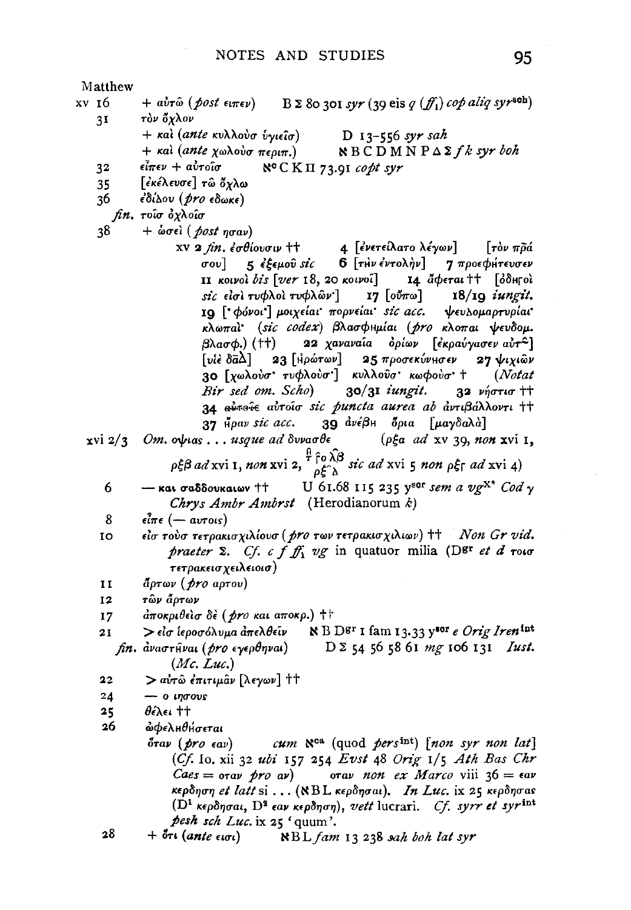Matthew

xv 16 + αὐτῷ (*post* ειπεν) B Σ 80 301 *syr* (39 eis *q* (*ff*₁) *cop aliq syr*[sch])

31 τὸν ὄχλον

+ καὶ (*ante* κυλλοὺσ ὑγιεῖσ) D 13–556 *syr sah*

+ καὶ (*ante* χωλοὺσ περιπ.) ℵ B C D M N P Δ Σ *f k syr boh*

32 εἶπεν + αὐτοῖσ ℵ[c] C K Π 73.91 *copt syr*

35 [ἐκέλευσε] τῷ ὄχλῳ

36 ἐδίδου (*pro* εδωκε)

*fin.* τοῖσ ὀχλοῖσ

38 + ὡσεὶ (*post* ησαν)

xv 2 *fin.* ἐσθίουσιν †† 4 [ἐνετείλατο λέγων] [τὸν πρᾶ σου] 5 ἐξεμοῦ *sic* 6 [τὴν ἐντολὴν] 7 προεφήτευσεν 11 κοινοὶ *bis* [*ver* 18, 20 κοινοῖ] 14 ἄφεται †† [ὁδηγοὶ *sic* εἰσὶ τυφλοὶ τυφλῶν] 17 [οὔπω] 18/19 *iungit.* 19 [·φόνοι·] μοιχεῖαι· πορνεῖαι· *sic acc.* ψευδομαρτυρίαι· κλωπαὶ· (*sic codex*) βλασφημίαι (*pro* κλοπαι ψευδομ. βλασφ.) (††) 22 χαναναία ὁρίων [ἐκραύγασεν αὐτ͂] [υἱὲ δᾶδ] 23 [ἠρώτων] 25 προσεκύνησεν 27 ψιχιῶν 30 [χωλοὺσ· τυφλοὺσ·] κυλλοὺσ· κωφοὺσ· † (*Notat Bir sed om. Scho*) 30/31 *iungit.* 32 νήστισ †† 34 ~~αὐτοῖς~~ αὐτοῖσ *sic puncta aurea ab* ἀντιβάλλοντι †† 37 ἦραν *sic acc.* 39 ἀνέβη ὅρια [μαγδαλὰ]

xvi 2/3 *Om.* οψιας . . . *usque ad* δυνασθε (ρξα *ad* xv 39, *non* xvi 1, ρξβ *ad* xvi 1, *non* xvi 2, $\overset{\text{ΐ}}{\text{τ}}$ ῥο λβ / ρξ λ *sic ad* xvi 5 *non* ρξγ *ad* xvi 4)

6 — και σαδδουκαιων †† U 61.68 115 235 y[scr] *sem a vg*[X*] *Cod* γ *Chrys Ambr Ambrst* (Herodianorum *k*)

8 εἶπε (— αυτοις)

10 εἰσ τοὺσ τετρακισχιλίουσ (*pro* των τετρακισχιλιων) †† *Non Gr vid. praeter* Σ. *Cf. c f ff*₁ *vg* in quatuor milia (D[gr] *et d* τοισ τετρακεισχειλειοισ)

11 ἄρτων (*pro* αρτου)

12 τῶν ἄρτων

17 ἀποκριθεὶσ δὲ (*pro* και αποκρ.) ††

21 > εἰσ ἱεροσόλυμα ἀπελθεῖν ℵ B D[gr] 1 fam 13.33 y[scr] *e Orig Iren*[int]

*fin.* ἀναστῆναι (*pro* εγερθηναι) D Σ 54 56 58 61 *mg* 106 131 *Iust.* (*Mc. Luc.*)

22 > αὐτῷ ἐπιτιμᾶν [λεγων] ††

24 — ο ιησους

25 θέλει ††

26 ὠφεληθήσεται

ὅταν (*pro* εαν) *cum* ℵ[ca] (quod *pers*[int]) [*non syr non lat*] (*Cf.* Io. xii 32 *ubi* 157 254 *Evst* 48 *Orig* 1/5 *Ath Bas Chr Caes* = οταν *pro* αν) οταν *non ex Marco* viii 36 = εαν κερδηση *et latt* si . . . (ℵ B L κερδησαι). *In Luc.* ix 25 κερδησας (D¹ κερδησαι, D² εαν κερδηση), *vett* lucrari. *Cf. syrr et syr*[int] *pesh sch Luc.* ix 25 'quum'.

28 + ὅτι (*ante* εισι) ℵ B L *fam* 13 238 *sah boh lat syr*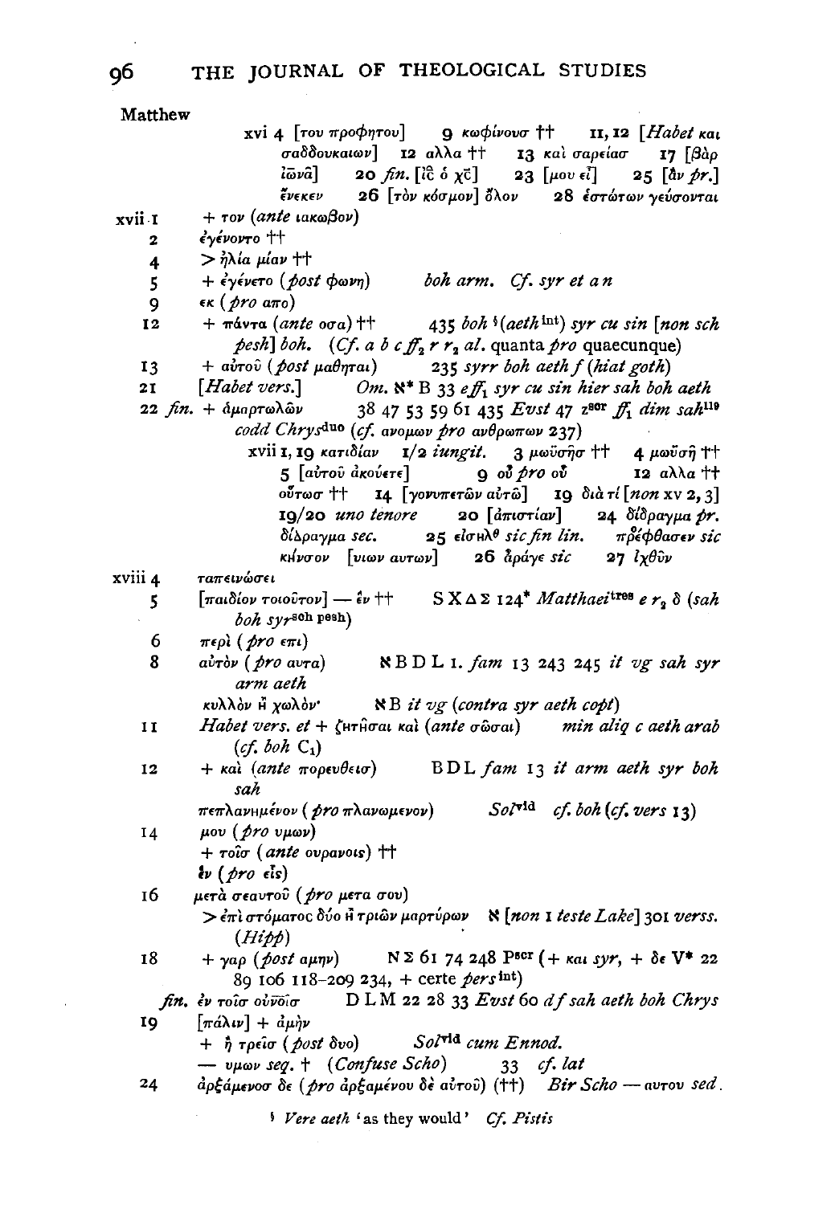Matthew

xvi 4 [του προφητου] 9 κωφίνουσ †† 11, 12 [*Habet* και σαδδουκαιων] 12 αλλα †† 13 καὶ σαρείασ 17 [βὰρ ἰῶνᾶ] 20 *fin.* [ῑς̄ ὁ χς̄] 23 [μου εἶ] 25 [ἂν *pr.*] ἕνεκεν 26 [τὸν κόσμον] ὅλον 28 ἑστώτων γεύσονται

xvii 1 + τον (*ante* ιακωβον)

2 ἐγένοντο ††

4 > ἠλία μίαν ††

5 + ἐγένετο (*post* φωνη) *boh arm. Cf. syr et a n*

9 εκ (*pro* απο)

12 + πάντα (*ante* οσα) †† 435 *boh* ¹(*aeth* int) *syr cu sin* [*non sch pesh*] *boh.* (*Cf. a b c ff₂ r r₂ al.* quanta *pro* quaecunque)

13 + αὐτοῦ (*post* μαθηται) 235 *syrr boh aeth f* (*hiat goth*)

21 [*Habet vers.*] *Om.* ℵ* B 33 *e ff₁ syr cu sin hier sah boh aeth*

22 *fin.* + ἁμαρτωλῶν 38 47 53 59 61 435 *Evst* 47 z[scr] *ff₁ dim sah*[119] *codd Chrys*[duo] (*cf.* ανομων *pro* ανθρωπων 237)

xvii 1, 19 κατιδίαν 1/2 *iungit.* 3 μωϋσῆσ †† 4 μωϋσῆ †† 5 [αὐτοῦ ἀκούετε] 9 οὗ *pro* οὗ 12 αλλα †† οὕτωσ †† 14 [γονυπετῶν αὐτῶ] 19 διὰ τί [*non* xv 2, 3] 19/20 *uno tenore* 20 [ἀπιστίαν] 24 δίδραγμα *pr.* δίλραγμα *sec.* 25 εἰσηλθ *sic fin lin.* πρέφθασεν *sic* κηνσον [υιων αυτων] 26 ἀράγε *sic* 27 ἰχθῦν

xviii 4 ταπεινώσει

5 [παιδίον τοιοῦτον] — ἐν †† S X Δ Σ 124* *Matthaei*[tres] *e r₂ δ* (*sah boh syr*[sch pesh])

6 περὶ (*pro* επι)

8 αὐτὸν (*pro* αυτα) ℵ B D L 1. *fam* 13 243 245 *it vg sah syr arm aeth*

κυλλὸν ἢ χωλὸν· ℵ B *it vg* (*contra syr aeth copt*)

11 *Habet vers. et* + ζητῆσαι καὶ (*ante* σῶσαι) *min aliq c aeth arab* (*cf. boh* C₁)

12 + καὶ (*ante* πορευθεισ) B D L *fam* 13 *it arm aeth syr boh sah*

πεπλανημένον (*pro* πλανωμενον) *Sol*[vid] *cf. boh* (*cf. vers* 13)

14 μου (*pro* υμων)

+ τοῖσ (*ante* ουρανοις) ††

ἐν (*pro* εἰς)

16 μετὰ σεαυτοῦ (*pro* μετα σου)

> ἐπὶ στόματος δύο ἢ τριῶν μαρτύρων ℵ [*non* 1 *teste Lake*] 301 *verss.* (*Hipp*)

18 + γαρ (*post* αμην) N Σ 61 74 248 P[scr] (+ και *syr*, + δε V* 22 89 106 118–209 234, + certe *pers* int)

*fin.* ἐν τοῖσ οὐν̄οῖσ D L M 22 28 33 *Evst* 60 *d f sah aeth boh Chrys*

19 [πάλιν] + ἀμὴν

+ ἢ τρεῖσ (*post* δυο) *Sol*[vid] *cum Ennod.*

— υμων *seq.* † (*Confuse Scho*) 33 *cf. lat*

24 ἀρξάμενοσ δε (*pro* ἀρξαμένου δὲ αὐτοῦ) (††) *Bir Scho* — αυτον *sed.*

¹ *Vere aeth* 'as they would' *Cf. Pistis*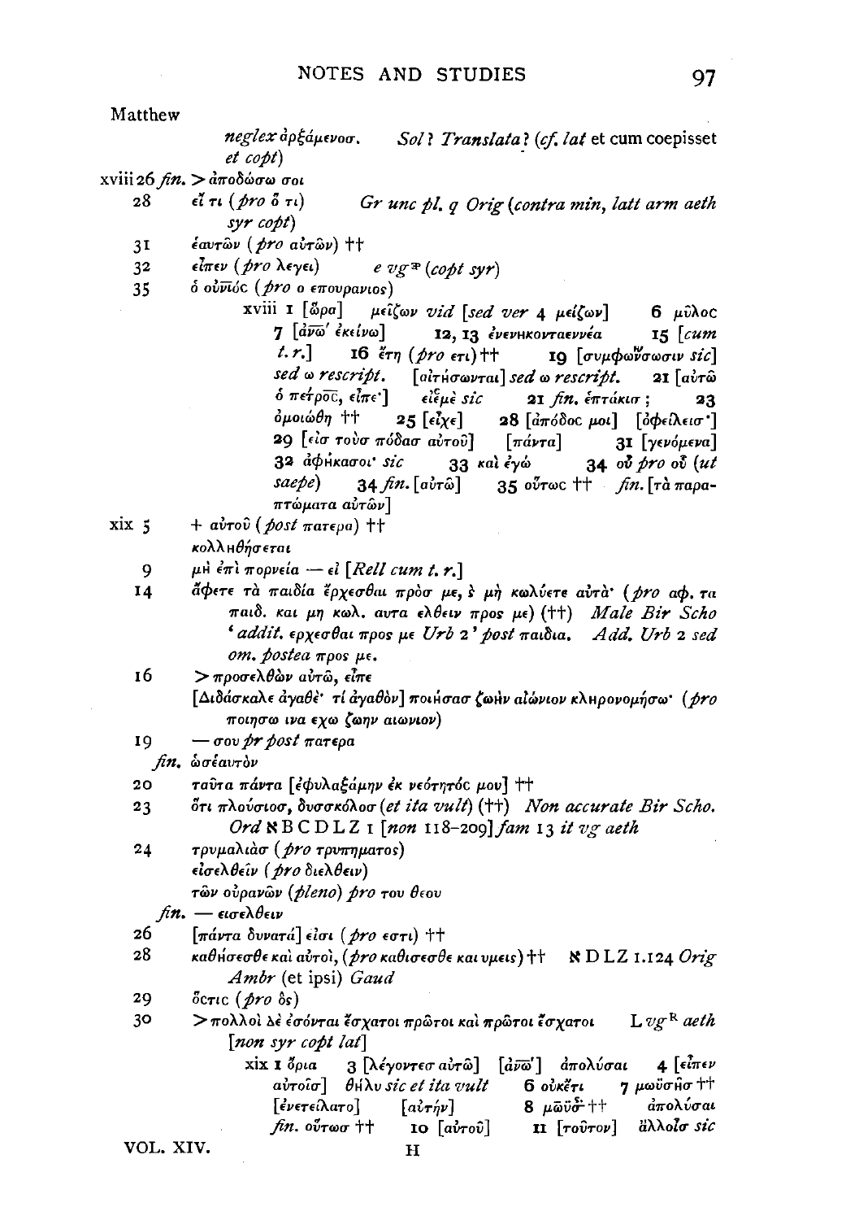Matthew

*neglex* ἀρξάμενοσ. *Sol? Translata?* (*cf. lat* et cum coepisset *et copt*)

xviii 26 *fin.* > ἀποδώσω σοι

28 εἴ τι (*pro* ὅ τι) *Gr unc pl. q Orig* (*contra min, latt arm aeth syr copt*)

31 ἑαυτῶν (*pro* αὐτῶν) ††

32 εἶπεν (*pro* λεγει) *e vg*[F] (*copt syr*)

35 ὁ οὐνιός (*pro* ο επουρανιος)

xviii 1 [ὥρα] μεῖζων *vid* [*sed ver* 4 μείζων] 6 μῦλοc 7 [ἀνω' ἐκείνω] 12, 13 ἐνενηκονταεννέα 15 [*cum t. r.*] 16 ἔτη (*pro* ετι) †† 19 [συμφωνσωσιν *sic*] *sed ω rescript.* [αἰτήσωνται] *sed ω rescript.* 21 [αὐτῶ ὁ πέτροc, εἶπε·] εἰεμὲ *sic* 21 *fin.* ἑπτάκισ; 23 ὁμοιώθη †† 25 [εἶχε] 28 [ἀπόδοc μοι] [ὀφείλεισ·] 29 [εἰσ τοὺσ πόδασ αὐτοῦ] [πάντα] 31 [γενόμενα] 32 ἀφῆκασοι· *sic* 33 καὶ ἐγώ 34 οὗ *pro* οὗ (*ut saepe*) 34 *fin.* [αὐτῶ] 35 οὕτωc †† *fin.* [τὰ παραπτώματα αὐτῶν]

xix 5 + αὐτοῦ (*post* πατερα) ††

κολληθήσεται

9 μὴ ἐπὶ πορνεία — εἰ [*Rell cum t. r.*]

14 ἄφετε τὰ παιδία ἔρχεσθαι πρὸσ με, ϗ μὴ κωλύετε αὐτὰ· (*pro* αφ. τα παιδ. και μη κωλ. αυτα ελθειν προς με) (††) *Male Bir Scho 'addit.* ερχεσθαι προς με *Urb* 2' *post* παιδια. *Add. Urb* 2 *sed om. postea* προς με.

16 > προσελθὼν αὐτῶ, εἶπε

[Διδάσκαλε ἀγαθὲ· τί ἀγαθὸν] ποιήσασ ζωὴν αἰώνιον κληρονομήσω· (*pro* ποιησω ινα εχω ζωην αιωνιον)

19 — σου *pr post* πατερα

*fin.* ὡσέαυτὸν

20 ταῦτα πάντα [ἐφυλαξάμην ἐκ νεότητόc μου] ††

23 ὅτι πλούσιοσ, δυσκόλοσ (*et ita vult*) (††) *Non accurate Bir Scho. Ord* ℵ B C D L Z 1 [*non* 118–209] *fam* 13 *it vg aeth*

24 τρυμαλιὰσ (*pro* τρυπηματος)

εἰσελθεῖν (*pro* διελθειν)

τῶν οὐρανῶν (*pleno*) *pro* του θεου

*fin.* — εισελθειν

26 [πάντα δυνατά] εἰσι (*pro* εστι) ††

28 καθήσεσθε καὶ αὐτοί, (*pro* καθισεσθε και υμεις) †† ℵ D L Z 1.124 *Orig Ambr* (et ipsi) *Gaud*

29 ὅcτιc (*pro* ὃς)

30 > πολλοὶ δὲ ἔσονται ἔσχατοι πρῶτοι καὶ πρῶτοι ἔσχατοι L *vg*[R] *aeth* [*non syr copt lat*]

xix 1 ὅρια 3 [λέγοντεσ αὐτῶ] [ἀνω'] ἀπολύσαι 4 [εἶπεν αὐτοῖσ] θῆλυ *sic et ita vult* 6 οὐκέτι 7 μωϋσῆσ †† [ἐνετείλατο] [αὐτήν] 8 μωϋσ †† ἀπολύσαι *fin.* οὕτωσ †† 10 [αὐτοῦ] 11 [τοῦτον] ἄλλοισ *sic*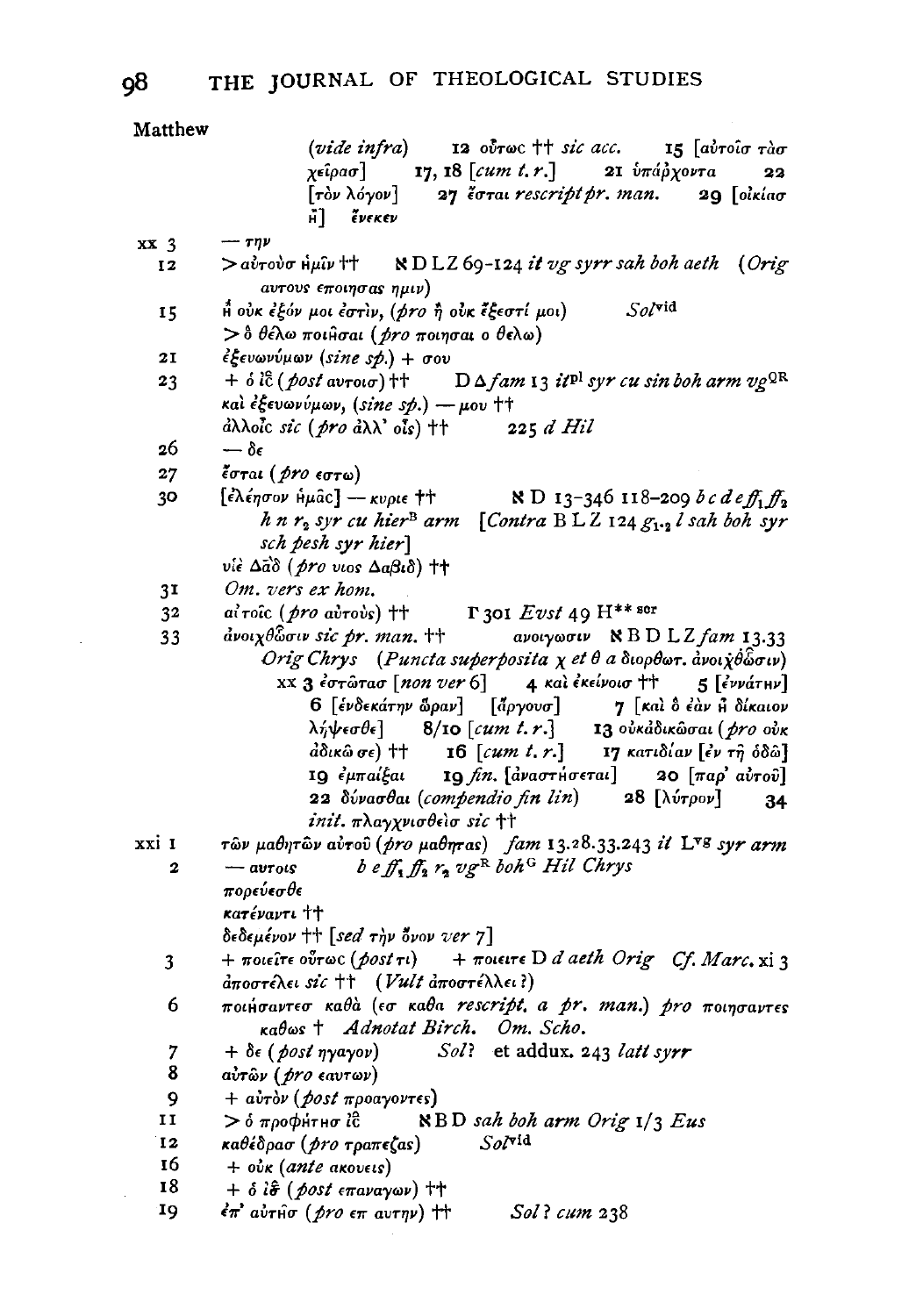Matthew

(*vide infra*) 12 οὕτωϲ †† *sic acc.* 15 [αὐτοῖϲ τὰϲ χεῖραϲ] 17, 18 [*cum t. r.*] 21 ὑπάρχοντα 22 [τὸν λόγον] 27 ἔσται *rescript pr. man.* 29 [οἰκίαϲ Ἢ] ἕνεκεν

xx 3 — την

12 > αὐτοὺϲ ἡμῖν †† ℵ D L Z 69-124 *it vg syrr sah boh aeth* (*Orig* αυτους εποιησας ημιν)

15 Ἢ οὐκ ἐξόν μοι ἐστὶν, (*pro* ἢ οὐκ ἔξεστί μοι) *Sol*[vid]
> ὃ θέλω ποιῆσαι (*pro* ποιησαι ο θελω)

21 ἐξευωνύμων (*sine sp.*) + σου

23 + ὁ ῑϲ̄ (*post* αυτοιϲ) †† D Δ *fam* 13 *it*[pl] *syr cu sin boh arm vg*[QR]
καὶ ἐξευωνύμων, (*sine sp.*) — μου ††
ἀλλοῖϲ *sic* (*pro* ἀλλ' οἷς) †† 225 *d Hil*

26 — δε

27 ἔσται (*pro* εστω)

30 [ἐλέησον ἡμᾶϲ] — κυριε †† ℵ D 13-346 118-209 *b c d e ff*₁ *ff*₂ *h n r*₂ *syr cu hier*[B] *arm* [*Contra* B L Z 124 *g*₁.₂ *l sah boh syr sch pesh syr hier*]
υἱὲ Δᾱδ̄ (*pro* υιος Δαβιδ) ††

31 *Om. vers ex hom.*

32 αἰτοῖϲ (*pro* αὐτοὺς) †† Γ 301 *Evst* 49 H** ^scr

33 ἀνοιχθῶσιν *sic pr. man.* †† ανοιγωσιν ℵ B D L Z *fam* 13.33 *Orig Chrys* (*Puncta superposita* χ *et* θ *a* διορθωτ. ἀνοιχθῶσιν)
xx 3 ἑστῶταϲ [*non ver* 6] 4 καὶ ἐκείνοιϲ †† 5 [ἐννάτην] 6 [ἑνδεκάτην ὥραν] [ἄργουϲ] 7 [καὶ ὃ ἐὰν Ἢ δίκαιον λήψεσθε] 8/10 [*cum t. r.*] 13 οὐκάδικῶσαι (*pro* οὐκ ἀδικῶ σε) †† 16 [*cum t. r.*] 17 κατιδίαν [ἐν τῇ ὁδῷ] 19 ἐμπαίξαι 19 *fin.* [ἀναστήσεται] 20 [παρ' αὐτοῦ] 22 δύνασθαι (*compendio fin lin*) 28 [λύτρον] 34 *init.* πλαγχνισθεὶϲ *sic* ††

xxi 1 τῶν μαθητῶν αὐτοῦ (*pro* μαθητας) *fam* 13.28.33.243 *it* L[vg] *syr arm*

2 — αυτοις *b e ff*₁ *ff*₂ *r*₂ *vg*[R] *boh*[G] *Hil Chrys*
πορεύεσθε
κατέναντι ††
δεδεμένον †† [*sed* τὴν ὄνον *ver* 7]

3 + ποιεῖτε οὕτωϲ (*post* τι) + ποιειτε D *d aeth Orig* *Cf. Marc.* xi 3
ἀποστέλει *sic* †† (*Vult* ἀποστέλλει ?)

6 ποιήσαντεϲ καθὰ (εϲ καθα *rescript. a pr. man.*) *pro* ποιησαντες καθως † *Adnotat Birch. Om. Scho.*

7 + δε (*post* ηγαγον) *Sol?* et addux. 243 *latt syrr*

8 αὐτῶν (*pro* εαυτων)

9 + αὐτὸν (*post* προαγοντες)

11 > ὁ προφήτηϲ ῑϲ̄ ℵ B D *sah boh arm Orig* 1/3 *Eus*

12 καθέδραϲ (*pro* τραπεζας) *Sol*[vid]

16 + οὐκ (*ante* ακουεις)

18 + ὁ ῑϲ̄ (*post* επαναγων) ††

19 ἐπ' αὐτῆϲ (*pro* επ αυτην) †† *Sol? cum* 238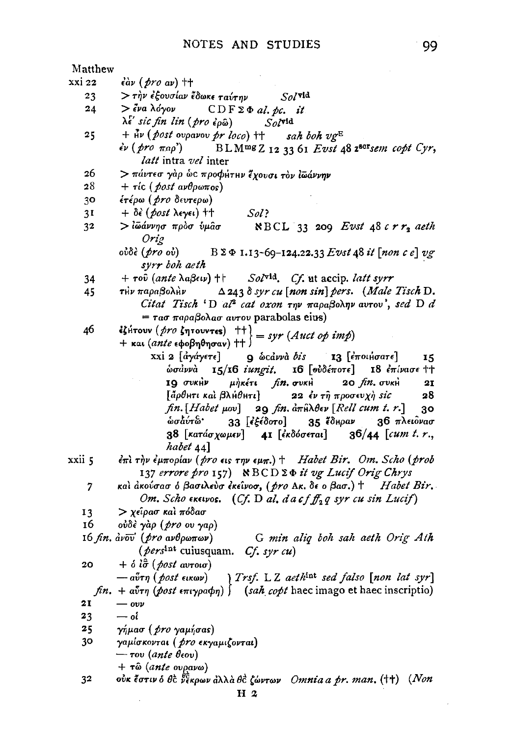Matthew

xxi 22 ἐὰν (*pro* αν) ††

23 > τὴν ἐξουσίαν ἔδωκε ταύτην *Sol*[vid]

24 > ἕνα λόγον C D F Σ Φ *al. pc. it*

λε′ *sic fin lin* (*pro* ἐρῶ) *Sol*[vid]

25 + ἦν (*post* ουρανου *pr loco*) †† *sah boh vg*[E]

ἐν (*pro* παρ') B L M[mg] Z 12 33 61 *Evst* 48 z[scr]*sem copt Cyr, latt* intra *vel* inter

26 > πάντεσ γὰρ ὡς προφήτην ἔχουσι τὸν ἰωάννην

28 + τίς (*post* ανθρωπος)

30 ἑτέρῳ (*pro* δευτερῳ)

31 + δὲ (*post* λεγει) †† *Sol?*

32 > ἰωάννησ πρὸσ ὑμᾶσ ℵ B C L 33 209 *Evst* 48 *c r r*[2] *aeth Orig*

οὐδὲ (*pro* οὐ) B Σ Φ 1.13-69-124.22.33 *Evst* 48 *it* [*non c e*] *vg syrr boh aeth*

34 + τοῦ (*ante* λαβειν) †† *Sol*[vid]. *Cf.* ut accip. *latt syrr*

45 τὴν παραβολὴν Δ 243 δ *syr cu* [*non sin*] *pers.* (*Male Tisch* D. *Citat Tisch* 'D *al*[2] *cat oxon* την παραβολην αυτου', *sed* D *d* = τασ παραβολασ αυτου parabolas eius)

46 ἐζήτουν (*pro* ζητουντες) ††
+ και (*ante* εφοβηθησαν) †† } = *syr* (*Auct op imp*)

xxi 2 [ἀγάγετε] 9 ὡσαννὰ *bis* 13 [ἐποιήσατε] 15 ὡσαννὰ 15/16 *iungit.* 16 [οὐδέποτε] 18 ἐπίνασε †† 19 συκὴν μηκέτι *fin.* συκὴ 20 *fin.* συκὴ 21 [ἄρθητι καὶ βλήθητι] 22 ἐν τῇ προσευχῇ *sic* 28 *fin.* [*Habet* μου] 29 *fin.* ἀπῆλθεν [*Rell cum t. r.*] 30 ὡσαύτως· 33 [ἐξέδοτο] 35 ἔδηραν 36 πλειόνασ 38 [κατάσχωμεν] 41 [ἐκδόσεται] 36/44 [*cum t. r., habet* 44]

xxii 5 ἐπὶ τὴν ἐμπορίαν (*pro* εις την εμπ.) † *Habet Bir. Om. Scho* (*prob* 137 *errore pro* 157) ℵ B C D Σ Φ *it vg Lucif Orig Chrys*

7 καὶ ἀκούσασ ὁ βασιλεὺσ ἐκεῖνοσ, (*pro* Ακ. δε ο βασ.) † *Habet Bir. Om. Scho* εκεινος. (*Cf.* D *al. d a c f ff*[2] *q syr cu sin Lucif*)

13 > χεῖρασ καὶ πόδασ

16 οὐδὲ γὰρ (*pro* ου γαρ)

16 *fin.* ἀνῶν (*pro* ανθρωπων) G *min aliq boh sah aeth Orig Ath* (*pers*[int] cuiusquam. *Cf. syr cu*)

20 + ὁ ἰσ̅ (*post* αυτοισ)

— αὕτη (*post* εικων) } *Trsf.* L Z *aeth*[int] *sed falso* [*non lat syr*]
*fin.* + αὕτη (*post* επιγραφη) } (*sah copt* haec imago et haec inscriptio)

21 — ουν

23 — οἱ

25 γήμασ (*pro* γαμήσας)

30 γαμίσκονται (*pro* εκγαμιζονται)

— του (*ante* θεου)

+ τῷ (*ante* ουρανῳ)

32 οὐκ ἔστιν ὁ θσ̅ ν[θσ̅]εκρων ἀλλὰ θσ̅ ζώντων *Omnia a pr. man.* (††) (*Non*

H 2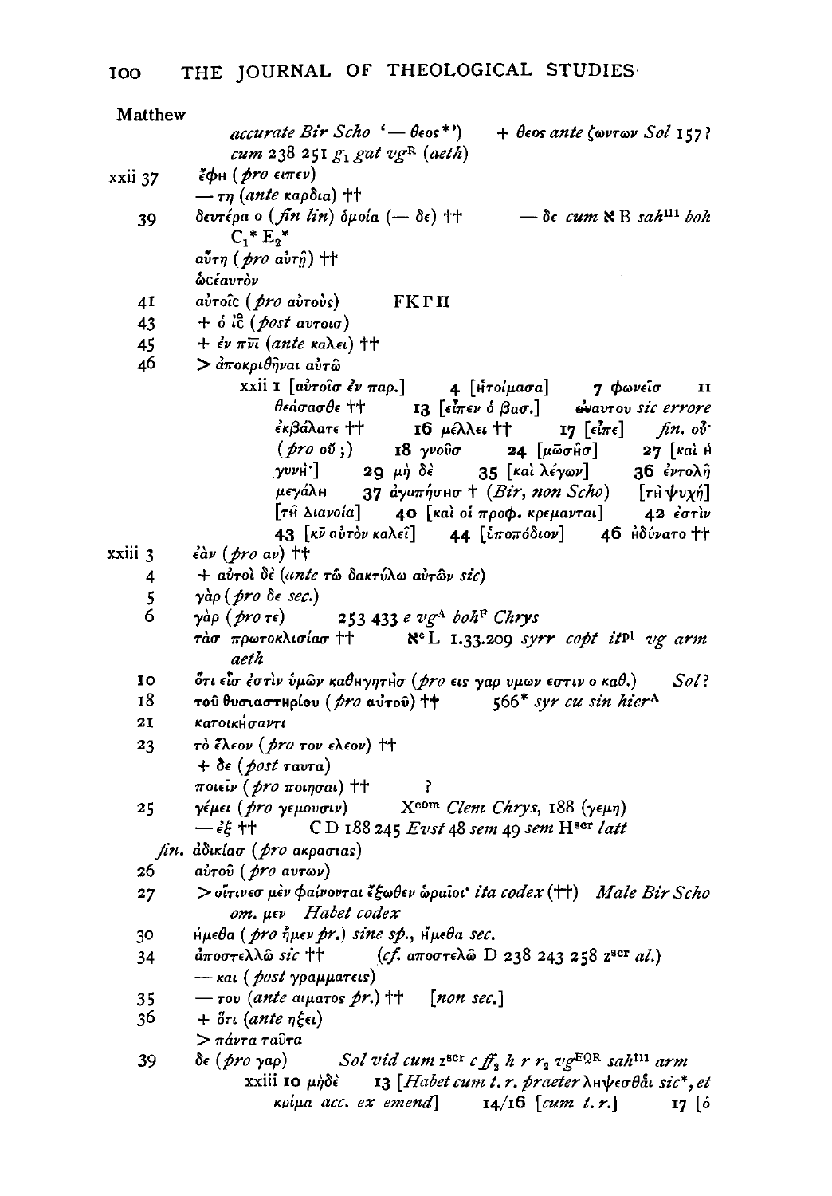Matthew

*accurate Bir Scho* '— θεος\*')   + *θεος ante ζωντων Sol* 157?
*cum* 238 251 $g_1$ *gat* $vg^R$ *(aeth)*

xxii 37 ἔφη (*pro* ειπεν)
— τη (*ante* καρδια) ††

39 δευτέρα ο (*fin lin*) ὁμοία (— δε) ††   — δε *cum* ℵ B $sah^{111}$ *boh* $C_1$\* $E_2$\*
αὕτη (*pro* αὐτῇ) ††
ὡcέαυτὸν

41 αὐτοῖc (*pro* αὐτοὺς)   FKΓΠ

43 + ὁ ις̅ (*post* αυτοισ)

45 + ἐν πν̅ι̅ (*ante* καλει) ††

46 > ἀποκριθῆναι αὐτῷ

xxii 1 [αὐτοῖσ ἐν παρ.]  4 [ἡτοίμασα]  7 φωνεῖσ  11 θεάσασθε ††  13 [εἶπεν ὁ βασ.]  ἑαυτου *sic errore* ἐκβάλατε ††  16 μέλλει ††  17 [εἶπε]  *fin.* οὔ· (*pro* οὔ;)  18 γνοῦσ  24 [μω̅σῆσ]  27 [καὶ ἡ γυνή·]  29 μὴ δὲ  35 [καὶ λέγων]  36 ἐντολὴ μεγάλη  37 ἀγαπήσησ † (*Bir, non Scho*)  [τῇ ψυχῇ] [τῇ διανοίᾳ]  40 [καὶ οἱ προφ. κρέμανται]  42 ἐστὶν  43 [κ̅ν̅ αὐτὸν καλεῖ]  44 [ὑποπόδιον]  46 ἠδύνατο ††

xxiii 3 ἐὰν (*pro* αν) ††

4 + αὐτοὶ δὲ (*ante* τῷ δακτύλῳ αὐτῶν *sic*)

5 γὰρ (*pro* δε *sec.*)

6 γὰρ (*pro* τε)   253 433 *e* $vg^A$ $boh^F$ *Chrys*
τὰσ πρωτοκλισίασ ††   $ℵ^c$ L 1.33.209 *syrr copt* $it^{pl}$ *vg arm aeth*

10 ὅτι εἷσ ἐστὶν ὑμῶν καθηγητὴσ (*pro* εις γαρ υμων εστιν ο καθ.)   *Sol?*

18 τοῦ θυσιαστηρίου (*pro* αὐτοῦ) ††   566\* *syr cu sin* $hier^A$

21 κατοικήσαντι

23 τὸ ἔλεον (*pro* τον ελεον) ††
+ δε (*post* ταυτα)
ποιεῖν (*pro* ποιησαι) ††   ?

25 γέμει (*pro* γεμουσιν)   $X^{com}$ *Clem Chrys*, 188 (γεμη)
— ἐξ ††   C D 188 245 *Evst* 48 *sem* 49 *sem* $H^{scr}$ *latt*

*fin.* ἀδικίασ (*pro* ακρασιας)

26 αὐτοῦ (*pro* αυτων)

27 > οἵτινεσ μὲν φαίνονται ἔξωθεν ὡραῖοι· *ita codex* (††)  *Male Bir Scho om.* μεν  *Habet codex*

30 ἤμεθα (*pro* ἦμεν *pr.*) *sine sp.*, ἤμεθα *sec.*

34 ἀποστελλῶ *sic* ††   (*cf.* αποστελῶ D 238 243 258 $z^{scr}$ *al.*)
— και (*post* γραμματεις)

35 — του (*ante* αιματος *pr.*) ††   [*non sec.*]

36 + ὅτι (*ante* ηξει)
> πάντα ταῦτα

39 δε (*pro* γαρ)   *Sol vid cum* $z^{scr}$ *c* $ff_2$ *h r* $r_2$ $vg^{EQR}$ $sah^{111}$ *arm*

xxiii 10 μὴδὲ  13 [*Habet cum t. r. praeter* λη̃ψεσθαι *sic*\*, *et* κρίμα *acc. ex emend*]  14/16 [*cum t. r.*]  17 [ὁ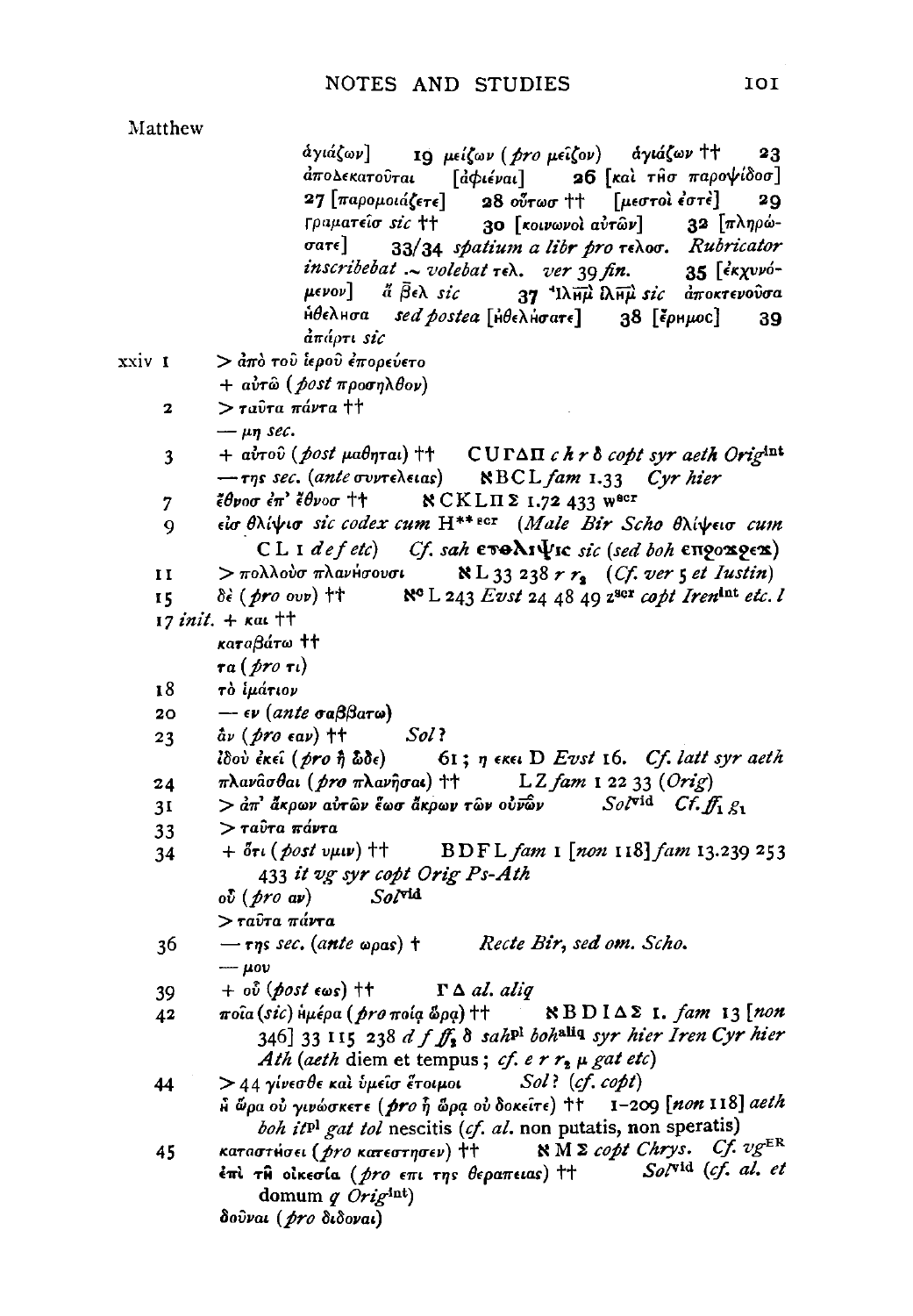Matthew

ἁγιάζων] 19 μείζων (*pro* μεῖζον) ἁγιάζων †† 23 ἀποδεκατοῦται [ἀφιέναι] 26 [καὶ τῆσ παροψίδοσ] 27 [παρομοιάζετε] 28 οὕτωσ †† [μεστοὶ ἐστὲ] 29 γραματεῖσ *sic* †† 30 [κοινωνοὶ αὐτῶν] 32 [πληρώσατε] 33/34 *spatium a libr pro* τελοσ. *Rubricator inscribebat* ⁓ *volebat* τελ. *ver* 39 *fin.* 35 [ἐκχυνόμενον] ἄ β̄ελ *sic* 37 ἰλη̄μ̄ ἰλη̄μ̄ *sic* ἀποκτενοῦσα ἠθέλησα *sed postea* [ἠθελήσατε] 38 [ἔρημος] 39 ἀπάρτι *sic*

xxiv 1 > ἀπὸ τοῦ ἱεροῦ ἐπορεύετο
+ αὐτῷ (*post* προσῆλθον)

2 > ταῦτα πάντα ††
— μη *sec.*

3 + αὐτοῦ (*post* μαθηται) †† C U Γ Δ Π *c h r δ copt syr aeth Orig*[int]
— της *sec.* (*ante* συντελειας) ℵ B C L *fam* 1.33 *Cyr hier*

7 ἔθνοσ ἐπ' ἔθνοσ †† ℵ C K L Π Σ 1.72 433 w[scr]

9 εἰσ θλίψισ *sic codex cum* H[\*\* scr] (*Male Bir Scho* θλίψεισ *cum* C L 1 *d e f etc*) *Cf. sah* ετθλιψις *sic* (*sed boh* επρογρεχ)

11 > πολλοὺσ πλανήσουσι ℵ L 33 238 *r r*[2] (*Cf. ver* 5 *et Iustin*)

15 δὲ (*pro* ουν) †† ℵ[c] L 243 *Evst* 24 48 49 z[scr] *copt Iren*[int] *etc. l*

17 *init.* + και ††
καταβάτω ††
τα (*pro* τι)

18 τὸ ἱμάτιον

20 — εν (*ante* σαββατω)

23 ἂν (*pro* εαν) †† *Sol?*
ἰδοὺ ἐκεῖ (*pro* ἢ ὧδε) 61; η εκει D *Evst* 16. *Cf. latt syr aeth*

24 πλανᾶσθαι (*pro* πλανῆσαι) †† L Z *fam* 1 22 33 (*Orig*)

31 > ἀπ' ἄκρων αὐτῶν ἕωσ ἄκρων τῶν οὐν̄ῶν *Sol*[vid] *Cf. ff*[1] *g*[1]

33 > ταῦτα πάντα

34 + ὅτι (*post* υμιν) †† B D F L *fam* 1 [*non* 118] *fam* 13.239 253 433 *it vg syr copt Orig Ps-Ath*
οὗ (*pro* αν) *Sol*[vid]
> ταῦτα πάντα

36 — της *sec.* (*ante* ωρας) † *Recte Bir, sed om. Scho.*
— μου

39 + οὗ (*post* εως) †† Γ Δ *al. aliq*

42 ποία (*sic*) ἡμέρα (*pro* ποίᾳ ὥρᾳ) †† ℵ B D I Δ Σ 1. *fam* 13 [*non* 346] 33 115 238 *d f ff*[2] *δ sah*[pl] *boh*[aliq] *syr hier Iren Cyr hier Ath* (*aeth* diem et tempus; *cf. e r r*[2] *μ gat etc*)

44 > 44 γίνεσθε καὶ ὑμεῖσ ἕτοιμοι *Sol?* (*cf. copt*)
ἧ ὥρα οὐ γινώσκετε (*pro* ἡ ὥρᾳ οὐ δοκεῖτε) †† 1–209 [*non* 118] *aeth boh it*[pl] *gat tol* nescitis (*cf. al.* non putatis, non speratis)

45 καταστήσει (*pro* κατεστησεν) †† ℵ M Σ *copt Chrys. Cf. vg*[ER]
ἐπὶ τῇ οἰκεσίᾳ (*pro* επι της θεραπειας) †† *Sol*[vid] (*cf. al.* et domum *q Orig*[int])
δοῦναι (*pro* διδοναι)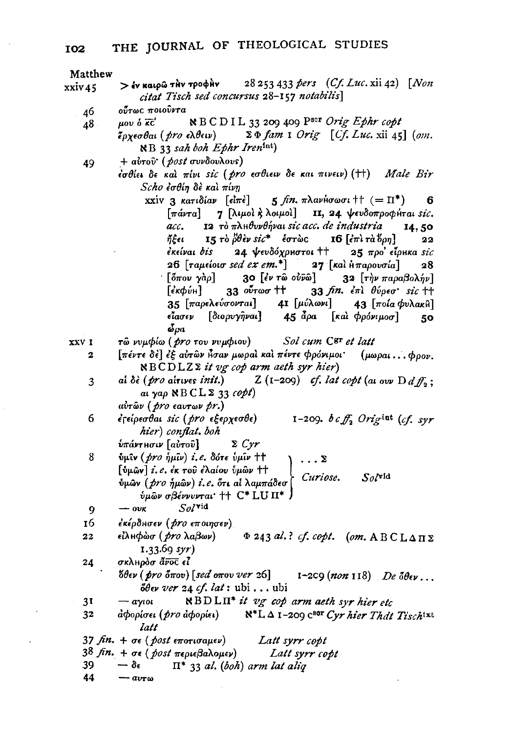Matthew

xxiv 45 > ἐν καιρῷ τὴν τροφὴν  28 253 433 *pers* (*Cf. Luc.* xii 42) [*Non citat Tisch sed concursus* 28–157 *notabilis*]

46 οὕτως ποιοῦντα

48 μου ὁ κ̅ς̅  ℵ B C D I L 33 209 409 P[scr] *Orig Ephr copt*

ἔρχεσθαι (*pro* ελθειν)  Σ Φ *fam* 1 *Orig* [*Cf. Luc.* xii 45] (*om.* ℵ B 33 *sah boh Ephr Iren*[int])

49 + αὐτοῦ· (*post* συνδουλους)

ἐσθίει δε καὶ πίνι *sic* (*pro* εσθιειν δε και πινειν) (††) *Male Bir Scho* ἐσθίῃ δὲ καὶ πίνῃ

xxiv 3 κατιδίαν [εἰπὲ]  5 *fin.* πλανήσωσι †† (= Π*)  6 [πάντα]  7 [λιμοὶ κ̀ λοιμοὶ]  11, 24 ψευδοπροφῆται *sic. acc.*  12 τὸ πληθυνθῆναι *sic acc. de industria*  14, 50 ἥξει  15 τὸ ῥ̈θὲν *sic** ἑστὼς  16 [ἐπὶ τὰ ὄρη]  22 ἐκεῖναι *bis*  24 ψευδόχρηστοι ††  25 προ᾽ εἴρηκα *sic*  26 [ταμείοισ *sed ex em.**]  27 [καὶ ἡ παρουσία]  28 [ὅπου γὰρ]  30 [ἐν τῷ οὐ̅ν̅ῷ]  32 [τὴν παραβολὴν] [ἐκφύη]  33 οὕτωσ ††  33 *fin.* ἐπὶ θύρεσ· *sic* ††  35 [παρελεύσονται]  41 [μύλωνι]  43 [ποία φυλακῇ] εἴασεν [διορυγῆναι]  45 ἆρα [καὶ φρόνιμοσ]  50 ὦρα

xxv 1 τῷ νυμφίῳ (*pro* του νυμφιου)  *Sol cum* C[gr] *et latt*

2 [πέντε δὲ] ἐξ αὐτῶν ἦσαν μωραὶ καὶ πέντε φρόνιμοι· (μωραι . . . φρον. ℵ B C D L Z Σ *it vg cop arm aeth syr hier*)

3 αἱ δὲ (*pro* αιτινες *init.*)  Z (1–209) *cf. lat copt* (αι ουν D *d ff*₂; αι γαρ ℵ B C L Σ 33 *copt*)

αὐτῶν (*pro* εαυτων *pr.*)

6 ἐγείρεσθαι *sic* (*pro* εξερχεσθε)  1–209. *b c ff*₂ *Orig*[int] (*cf. syr hier*) *conflat. boh*

ὑπάντησιν [αὐτοῦ]  Σ *Cyr*

8 ὑμῖν (*pro* ἡμῖν) *i.e.* δότε ὑμῖν ††
[ὑμῶν] *i.e.* ἐκ τοῦ ἐλαίου ὑμῶν ††
ὑμῶν (*pro* ἡμῶν) *i.e.* ὅτι αἱ λαμπάδεσ ὑμῶν σβέννυνται· †† C* L U Π*
} . . . Σ *Curiose.* *Sol*[vid]

9 — ουκ  *Sol*[vid]

16 ἐκέρδησεν (*pro* εποιησεν)

22 εἰληφὼσ (*pro* λαβων)  Φ 243 *al.*? *cf. copt.* (*om.* A B C L Δ Π Σ 1.33.69 *syr*)

24 σκληρὸσ ἄ̅ν̅ο̅ς̅ εἶ

ὅθεν (*pro* ὅπου) [*sed* οπου *ver* 26]  1–209 (*non* 118) *De* ὅθεν . . . ὅθεν *ver* 24 *cf. lat*: ubi . . . ubi

31 — αγιοι  ℵ B D L Π* *it vg cop arm aeth syr hier etc*

32 ἀφορίσει (*pro* ἀφορίει)  ℵ* L Δ 1–209 c[sor] *Cyr hier Thdt Tisch*[txt] *latt*

37 *fin.* + σε (*post* εποτισαμεν)  *Latt syrr copt*

38 *fin.* + σε (*post* περιεβαλομεν)  *Latt syrr copt*

39 — δε  Π* 33 *al.* (*boh*) *arm lat aliq*

44 — αυτω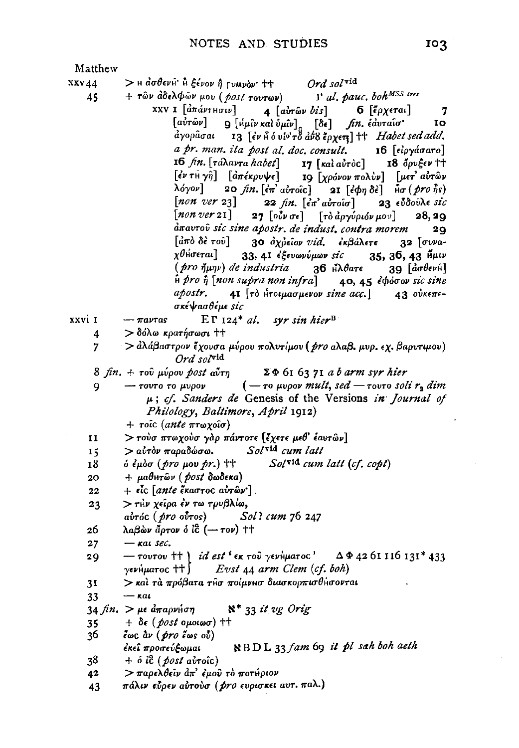Matthew

xxv 44 > η ἀσθενῆ· ἢ ξένον ἢ γυμνὸν· †† *Ord sol*[vid]

45 + τῶν ἀδελφῶν μου (*post* τουτων) Γ *al. pauc. boh*[MSS tres]

xxv 1 [ἀπάντησιν] 4 [αὐτῶν *bis*] 6 [ἔρχεται] 7 [αὐτῶν] 9 [ἡμῖν καὶ ὑμῖν] [δε] *fin.* ἑαυταῖσ· 10 ἀγορᾶσαι 13 [ἐν ᾗ ὁ υἱὸ̔ τοῦ ἀνοῦ ἔρχεται] †† *Habet sed add. a pr. man. ita post al. doc. consult.* 16 [εἰργάσατο] 16 *fin.* [τάλαντα *habet*] 17 [καὶ αὐτὸς] 18 ὄρυξεν †† [ἐν τῇ γῇ] [ἀπέκρυψε] 19 [χρόνον πολὺν] [μετ' αὐτῶν λόγον] 20 *fin.* [ἐπ' αὐτοῖς] 21 [ἔφη δὲ] ἣσ (*pro* ἧς) [*non ver* 23] 22 *fin.* [ἐπ' αὐτοῖσ] 23 εὔδουλε *sic* [*non ver* 21] 27 [οὖν σε] [τὸ ἀργύριόν μου] 28, 29 ἀπαντοῦ *sic sine apostr. de indust. contra morem* 29 [ἀπὸ δὲ τοῦ] 30 ἀχρεῖον *vid.* ἐκβάλετε 32 [συναχθήσεται] 33, 41 ἐξευωνύμων *sic* 35, 36, 43 ἤμιν (*pro* ἤμην) *de industria* 36 ἤλθατε 39 [ἀσθενῆ] ἢ *pro* ἢ [*non supra non infra*] 40, 45 ἐφόσον *sic sine apostr.* 41 [τὸ ἡτοιμασμενον *sine acc.*] 43 οὐκεπεσκέψασθέμε *sic*

xxvi 1 — παντας Ε Γ 124* *al. syr sin hier*[B]

4 > δόλω κρατήσωσι ††

7 > ἀλάβαστρον ἔχουσα μύρου πολυτίμου (*pro* αλαβ. μυρ. εχ. βαρυτιμου) *Ord sol*[vid]

8 *fin.* + τοῦ μύρου *post* αὕτη Σ Φ 61 63 71 *a b arm syr hier*

9 — τουτο το μυρον (— το μυρον *mult, sed* — τουτο *soli* $r_2$ *dim* μ; *cf. Sanders de* Genesis of the Versions *in Journal of Philology, Baltimore, April* 1912)

+ τοῖς (*ante* πτωχοῖσ)

11 > τοὺσ πτωχοὺσ γὰρ πάντοτε [ἔχετε μεθ' ἑαυτῶν]

15 > αὐτὸν παραδώσω. *Sol*[vid] *cum latt*

18 ὁ ἐμὸσ (*pro* μου *pr.*) †† *Sol*[vid] *cum latt* (*cf. copt*)

20 + μαθητῶν (*post* δωδεκα)

22 + εἷς [*ante* ἕκαστος αὐτῶν]

23 > τὴν χεῖρα ἐν τω τρυβλίω,
αὐτός (*pro* οὗτος) *Sol? cum* 76 247

26 λαβὼν ἄρτον ὁ ις̅ (— τον) ††

27 — και *sec.*

29 — τουτου †† } *id est* ' εκ τοῦ γενήματος ' Δ Φ 42 61 116 131* 433
γενήματος †† } *Evst* 44 *arm Clem* (*cf. boh*)

31 > καὶ τὰ πρόβατα τῆσ ποίμνησ διασκορπισθήσονται

33 — και

34 *fin.* > με ἀπαρνήσῃ ℵ* 33 *it vg Orig*

35 + δε (*post* ομοιωσ) ††

36 ἕως ἂν (*pro* ἕως οὗ)
ἐκεῖ προσεύξωμαι ℵ B D L 33 *fam* 69 *it pl sah boh aeth*

38 + ὁ ις̅ (*post* αὐτοῖς)

42 > παρελθεῖν ἀπ' ἐμοῦ τὸ ποτήριον

43 πάλιν εὗρεν αὐτοὺσ (*pro* ευρισκει αυτ. παλ.)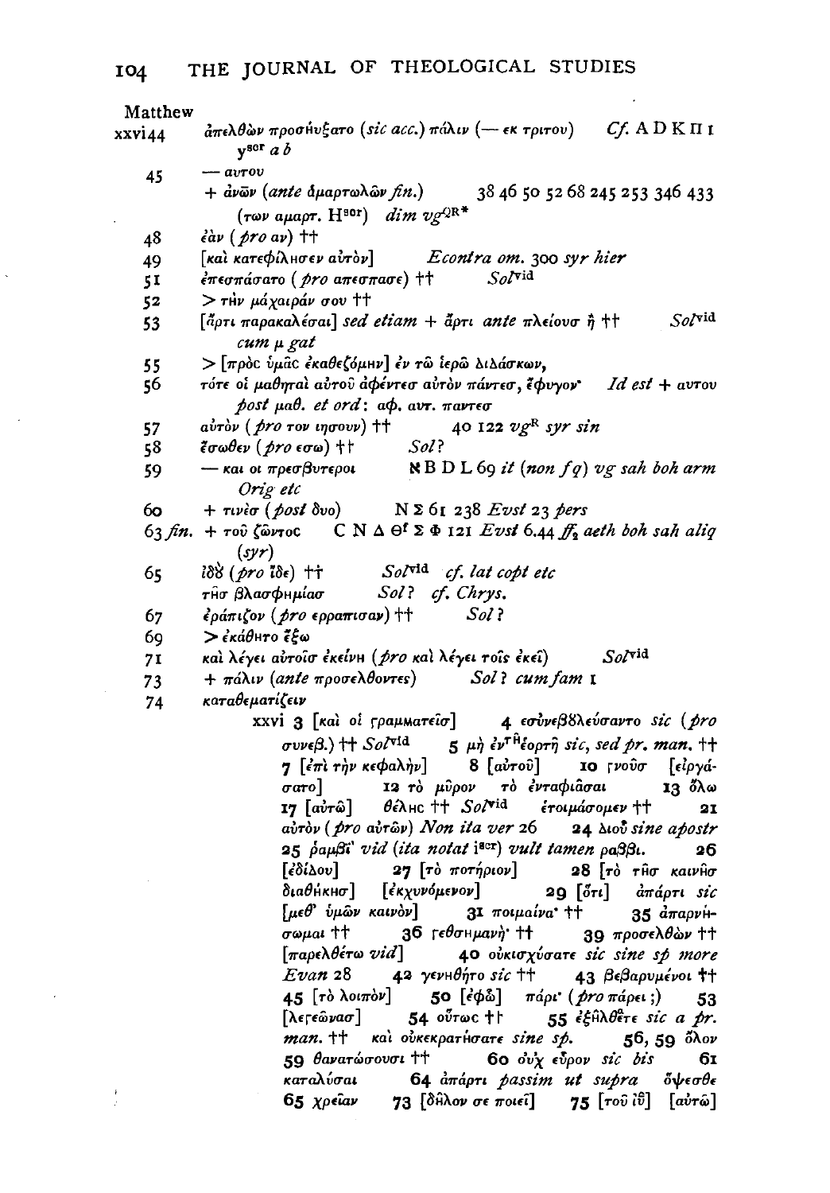Matthew

xxvi 44 ἀπελθὼν προσηύξατο (*sic acc.*) πάλιν (— εκ τριτου) *Cf.* A D K Π 1 y[scr] *a b*

45 — αυτου

+ ἀνῶν (*ante* ἁμαρτωλῶν *fin.*) 38 46 50 52 68 245 253 346 433 (των αμαρτ. H[scr]) *dim vg*[QR*]

48 ἐὰν (*pro* αν) ††

49 [καὶ κατεφίλησεν αὐτὸν] *Econtra om.* 300 *syr hier*

51 ἐπεσπάσατο (*pro* απεσπασε) †† *Sol*[vid]

52 > τὴν μάχαιράν σου ††

53 [ἄρτι παρακαλέσαι] *sed etiam* + ἄρτι *ante* πλείουσ ἢ †† *Sol*[vid] *cum μ gat*

55 > [πρὸς ὑμᾶς ἐκαθεζόμην] ἐν τῷ ἱερῷ διδάσκων,

56 τότε οἱ μαθηταὶ αὐτοῦ ἀφέντεσ αὐτὸν πάντεσ, ἔφυγον· *Id est* + αυτου *post* μαθ. *et ord*: αφ. αυτ. παντεσ

57 αὐτὸν (*pro* τον ιησουν) †† 40 122 *vg*[R] *syr sin*

58 ἔσωθεν (*pro* εσω) †† *Sol?*

59 — και οι πρεσβυτεροι ℵ B D L 69 *it* (*non f q*) *vg sah boh arm Orig etc*

60 + τινὲσ (*post* δυο) N Σ 61 238 *Evst* 23 *pers*

63 *fin.* + τοῦ ζῶντος C N Δ Θ[f] Σ Φ 121 *Evst* 6.44 *ff*₂ *aeth boh sah aliq* (*syr*)

65 ἴδὸ (*pro* ἴδε) †† *Sol*[vid] *cf. lat copt etc*

τῆσ βλασφημίασ *Sol? cf. Chrys.*

67 ἐράπιζον (*pro* ερραπισαν) †† *Sol?*

69 > ἐκάθητο ἔξω

71 καὶ λέγει αὐτοῖσ ἐκείνη (*pro* καὶ λέγει τοῖς ἐκεῖ) *Sol*[vid]

73 + πάλιν (*ante* προσελθοντες) *Sol? cum fam* 1

74 καταθεματίζειν

xxvi 3 [καὶ οἱ γραμματεῖσ] 4 εσὺνεβδλεύσαντο *sic* (*pro* συνεβ.) †† *Sol*[vid] 5 μὴ ἐν[τῇ] ἑορτῇ *sic, sed pr. man.* †† 7 [ἐπὶ τὴν κεφαλὴν] 8 [αὐτοῦ] 10 γνοῦσ [εἰργάσατο] 12 τὸ μῦρον τὸ ἐνταφιάσαι 13 ὅλω 17 [αὐτῷ] θέλησ †† *Sol*[vid] ἑτοιμάσομεν †† 21 αὐτὸν (*pro* αὐτῶν) *Non ita ver* 26 24 διοῦ *sine apostr* 25 ῥαμβί *vid* (*ita notat* i[scr]) *vult tamen* ραββι. 26 [ἐδίδου] 27 [τὸ ποτήριον] 28 [τὸ τῆσ καινῆσ διαθήκησ] [ἐκχυνόμενον] 29 [ὅτι] ἀπάρτι *sic* [μεθ' ὑμῶν καινὸν] 31 ποιμαίνα· †† 35 ἀπαρνήσωμαι †† 36 γεθσημανὴ· †† 39 προσελθὼν †† [παρελθέτω *vid*] 40 οὐκισχύσατε *sic sine sp more Evan* 28 42 γενηθήτο *sic* †† 43 βεβαρυμένοι †† 45 [τὸ λοιπὸν] 50 [ἐφῶ] πάρι· (*pro* πάρει;) 53 [λεγεῶνασ] 54 οὕτωσ †† 55 ἐξήλθετε *sic a pr. man.* †† καὶ οὐκεκρατήσατε *sine sp.* 56, 59 ὅλον 59 θανατώσουσι †† 60 οὐχ εὗρον *sic bis* 61 καταλύσαι 64 ἀπάρτι *passim ut supra* ὄψεσθε 65 χρεῖαν 73 [δῆλον σε ποιεῖ] 75 [τοῦ ιῦ] [αὐτῷ]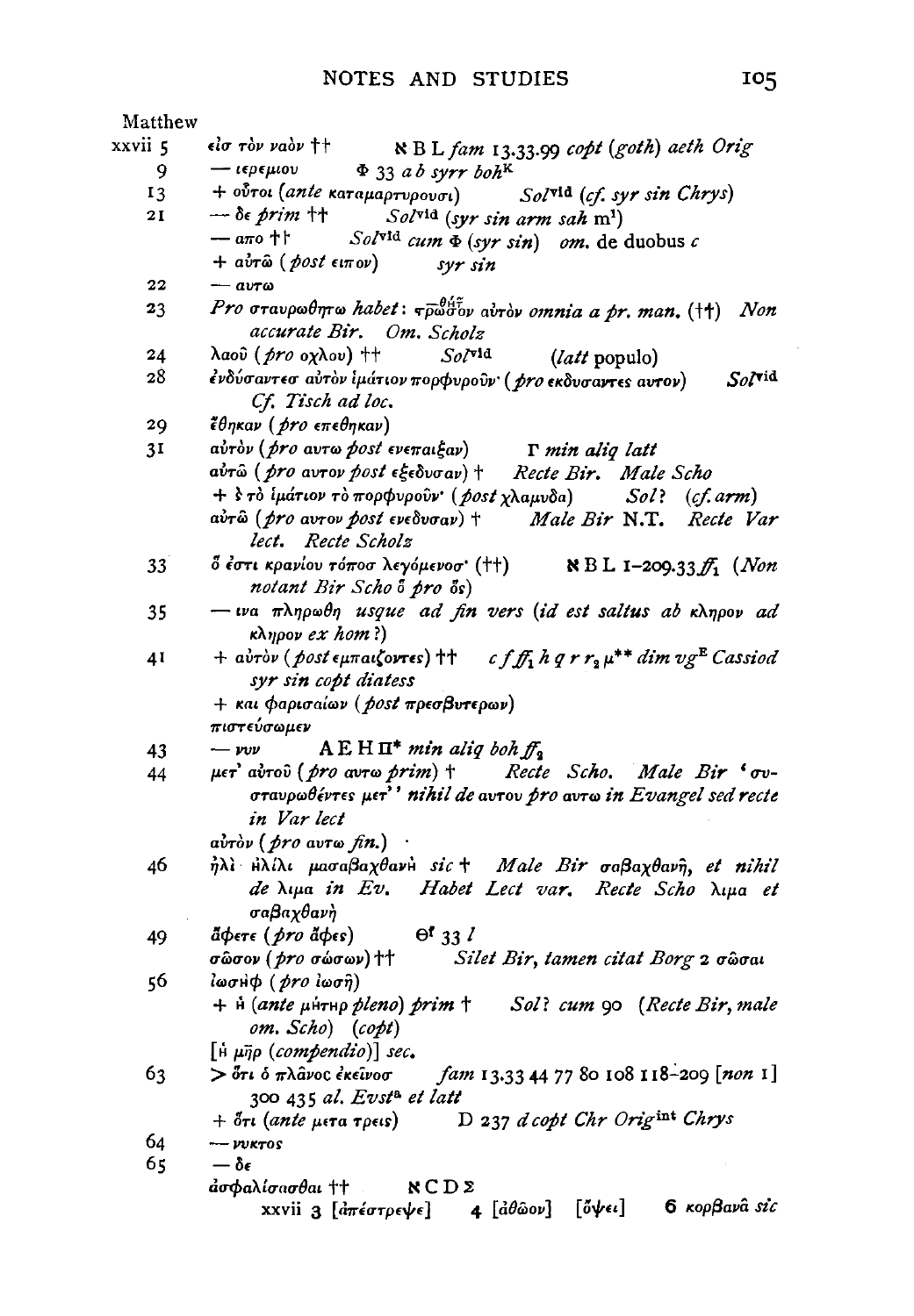Matthew

xxvii 5 εἰσ τὸν ναὸν †† ℵ B L *fam* 13.33.99 *copt* (*goth*) *aeth Orig*

9 — ιερεμιου Φ 33 *a b syrr boh*[K]

13 + οὗτοι (*ante* καταμαρτυρουσι) *Sol*[vid] (*cf. syr sin Chrys*)

21 — δε *prim* †† *Sol*[vid] (*syr sin arm sah* m[1])

— απο †† *Sol*[vid] *cum* Φ (*syr sin*) *om.* de duobus *c*

+ αὐτῶ (*post* ειπον) *syr sin*

22 — αυτω

23 *Pro* σταυρωθητω *habet*: τρῶθσον αὐτὸν *omnia a pr. man.* (††) *Non accurate Bir. Om. Scholz*

24 λαοῦ (*pro* οχλου) †† *Sol*[vid] (*latt* populo)

28 ἐνδύσαντεσ αὐτὸν ἱμάτιον πορφυροῦν· (*pro* εκδυσαντες αυτον) *Sol*[vid] *Cf. Tisch ad loc.*

29 ἔθηκαν (*pro* επεθηκαν)

31 αὐτὸν (*pro* αυτω *post* ενεπαιξαν) Γ *min aliq latt*

αὐτῶ (*pro* αυτον *post* εξεδυσαν) † *Recte Bir. Male Scho*

+ ⸱ τὸ ἱμάτιον τὸ πορφυροῦν· (*post* χλαμυδα) *Sol?* (*cf. arm*)

αὐτῶ (*pro* αυτον *post* ενεδυσαν) † *Male Bir* N.T. *Recte Var lect. Recte Scholz*

33 ὅ ἐστι κρανίου τόποσ λεγόμενοσ· (††) ℵ B L 1–209.33 *ff*₁ (*Non notant Bir Scho* ὅ *pro* ὅς)

35 — ινα πληρωθη *usque ad fin vers* (*id est saltus ab* κληρον *ad* κληρον *ex hom?*)

41 + αὐτὸν (*post* εμπαιζοντες) †† *c f ff*₁ *h q r r*₂ *μ*** *dim vg*[E] *Cassiod syr sin copt diatess*

+ και φαρισαίων (*post* πρεσβυτερων)

πιστεύσωμεν

43 — νυν A E H Π* *min aliq boh ff*₂

44 μετ' αὐτοῦ (*pro* αυτω *prim*) † *Recte Scho. Male Bir* 'συσταυρωθέντες μετ'' *nihil de* αυτου *pro* αυτω *in Evangel sed recte in Var lect*

αὐτὸν (*pro* αυτω *fin.*)

46 ἠλὶ ηλίλι μασαβαχθανὴ *sic* † *Male Bir* σαβαχθανῆ, *et nihil de* λιμα *in Ev. Habet Lect var. Recte Scho* λιμα *et* σαβαχθανὴ

49 ἄφετε (*pro* ἄφες) Θ[f] 33 *l*

σῶσον (*pro* σώσων) †† *Silet Bir, tamen citat Borg* 2 σῶσαι

56 ἰωσὴφ (*pro* ιωσῆ)

+ ἡ (*ante* μήτηρ *pleno*) *prim* † *Sol?* *cum* 90 (*Recte Bir, male om. Scho*) (*copt*)

[ἡ μῆρ (*compendio*)] *sec.*

63 > ὅτι ὁ πλάνοc ἐκεῖνοσ *fam* 13.33 44 77 80 108 118–209 [*non* 1] 300 435 *al. Evst*[a] *et latt*

+ ὅτι (*ante* μετα τρεις) D 237 *d copt Chr Orig*[int] *Chrys*

64 — νυκτος

65 — δε

ἀσφαλίσασθαι †† ℵ C D Σ

xxvii 3 [ἀπέστρεψε] 4 [ἀθῶον] [ὄψει] 6 κορβανᾶ *sic*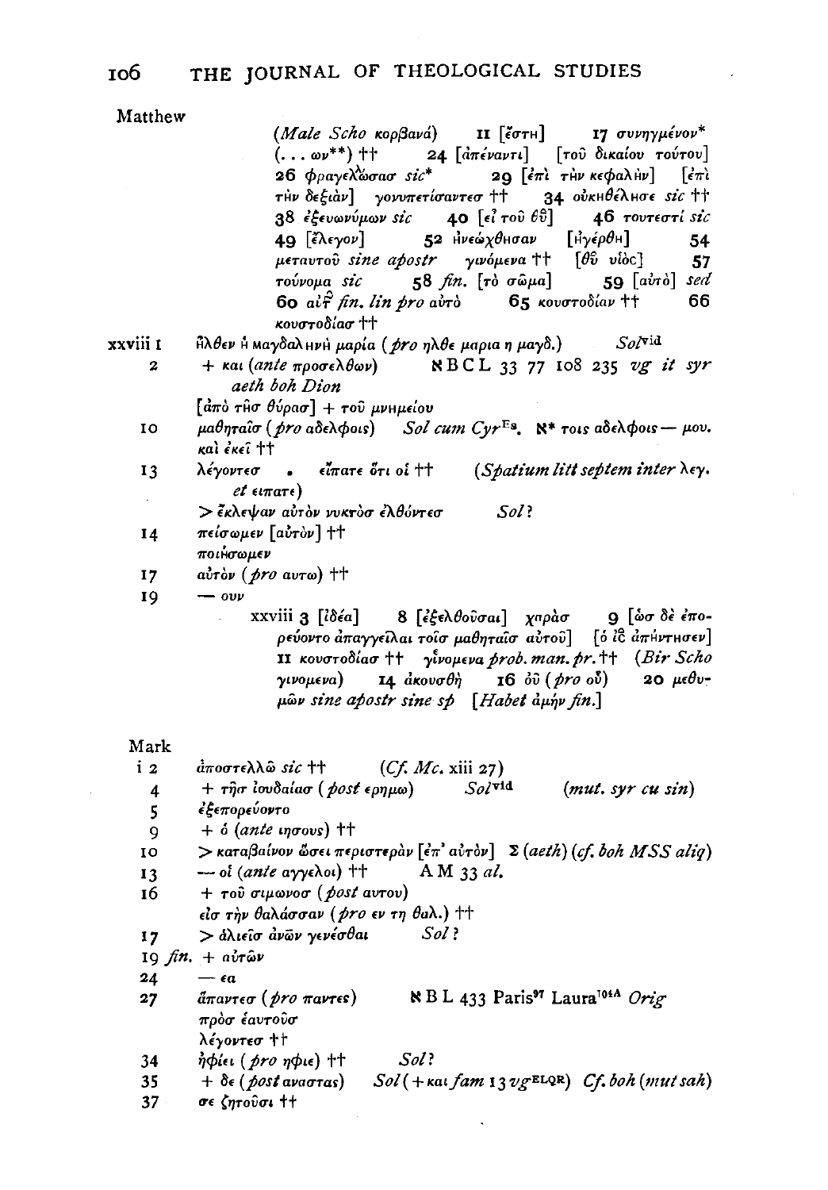Matthew

(*Male Scho* κορβανά) 11 [ἔστη] 17 συνηγμένον* (... ων**) †† 24 [ἀπέναντι] [τοῦ δικαίου τούτου] 26 φραγελλώσασ *sic** 29 [ἐπὶ τὴν κεφαλὴν] [ἐπὶ τὴν δεξιὰν] γονυπετίσαντεσ †† 34 οὐκηθέλησε *sic* †† 38 ἐξευωνύμων *sic* 40 [εἰ τοῦ θῦ] 46 τουτεστί *sic* 49 [ἔλεγον] 52 ἠνεώχθησαν [ἠγέρθη] 54 μεταυτοῦ *sine apostr* γινόμενα †† [θῦ υἱὸς] 57 τούνομα *sic* 58 *fin.* [τὸ σῶμα] 59 [αὐτὸ] *sed* 60 αἰτ̂ *fin. lin pro* αὐτὸ 65 κουστοδίαν †† 66 κουστοδίασ ††

xxviii 1 ἦλθεν ἡ μαγδαληνὴ μαρία (*pro* ηλθε μαρια η μαγδ.) *Sol*[vid]

2 + και (*ante* προσελθων) ℵ B C L 33 77 108 235 *vg it syr aeth boh Dion*

[ἀπὸ τῆσ θύρασ] + τοῦ μνημείου

10 μαθηταῖσ (*pro* αδελφοις) *Sol cum Cyr*[Es]. ℵ* τοις αδελφοις — μου. καὶ ἐκεῖ ††

13 λέγοντεσ . εἴπατε ὅτι οἱ †† (*Spatium litt septem inter* λεγ. *et* ειπατε)

> ἔκλεψαν αὐτὸν νυκτὸσ ἐλθόντεσ *Sol?*

14 πείσωμεν [αὐτὸν] ††

ποιήσωμεν

17 αὐτὸν (*pro* αυτω) ††

19 — ουν

xxviii 3 [ἰδέα] 8 [ἐξελθοῦσαι] χαρὰσ 9 [ὡσ δὲ ἐπορεύοντο ἀπαγγεῖλαι τοῖσ μαθηταῖσ αὐτοῦ] [ὁ ἰσ̄ ἀπήντησεν] 11 κουστοδίασ †† γίνομενα *prob. man. pr.* †† (*Bir Scho* γινομενα) 14 ἀκουσθῆ 16 οὗ (*pro* οὗ) 20 μεθυμῶν *sine apostr sine sp* [*Habet* ἀμὴν *fin.*]

Mark

i 2 ἀποστελλῶ *sic* †† (*Cf. Mc.* xiii 27)

4 + τῆσ ἰουδαίασ (*post* ερημω) *Sol*[vid] (*mut. syr cu sin*)

5 ἐξεπορεύοντο

9 + ὁ (*ante* ιησους) ††

10 > καταβαίνον ὡσεὶ περιστερὰν [ἐπ' αὐτὸν] Σ (*aeth*) (*cf. boh MSS aliq*)

13 — οἱ (*ante* αγγελοι) †† A M 33 *al.*

16 + τοῦ σιμωνοσ (*post* αυτου)

εἰσ τὴν θαλάσσαν (*pro* εν τη θαλ.) ††

17 > ἁλιεῖσ ἀνῶν γενέσθαι *Sol?*

19 *fin.* + αὐτῶν

24 — εα

27 ἅπαντεσ (*pro* παντες) ℵ B L 433 Paris[97] Laura[104A] *Orig*

πρὸσ ἑαυτοὺσ

λέγοντεσ ††

34 ἠφίει (*pro* ηφιε) †† *Sol?*

35 + δε (*post* αναστας) *Sol* (+ και *fam* 13 *vg*[ELQR]) *Cf. boh* (*mut sah*)

37 σε ζητοῦσι ††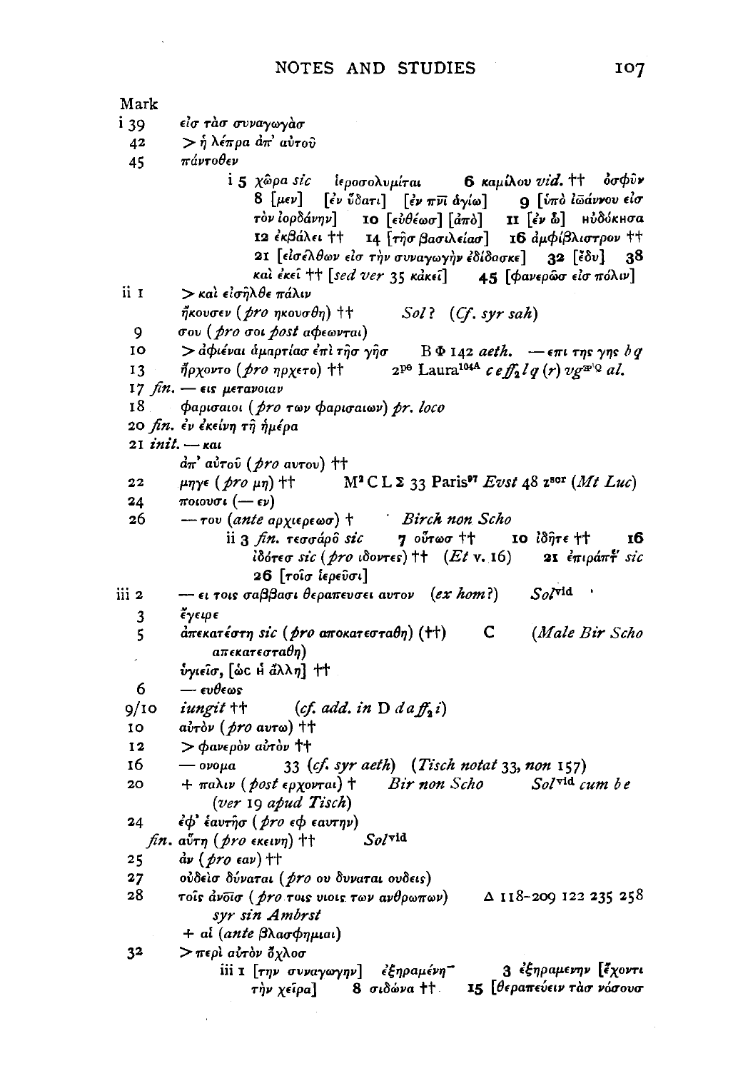Mark

i 39 εἰσ τὰσ συναγωγὰσ

42 > ἡ λέπρα ἀπ' αὐτοῦ

45 πάντοθεν

i 5 χῶρα *sic* ἱεροσολυμῖται 6 καμίλου *vid.* †† ὀσφῦν 8 [μεν] [ἐν ὕδατι] [ἐν πνι ἁγίω] 9 [ὑπὸ ἰωάννου εἰσ τὸν ἰορδάνην] 10 [εὐθέωσ] [ἀπὸ] 11 [ἐν ὧ] ΗΥδόΚΗσα 12 ἐκβάλει †† 14 [τῆσ βασιλείασ] 16 ἀμφίβλιστρον †† 21 [εἰσελθων εἰσ τὴν συναγωγὴν ἐδίδασκε] 32 [ἔδυ] 38 καὶ ἐκεῖ †† [*sed ver* 35 κἀκεῖ] 45 [φανερῶσ εἰσ πόλιν]

ii 1 > καὶ εἰσῆλθε πάλιν

ἤκουσεν (*pro* ηκουσθη) †† *Sol?* (*Cf. syr sah*)

9 σου (*pro* σοι *post* αφεωνται)

10 > ἀφιέναι ἁμαρτίασ ἐπὶ τῆσ γῆσ Β Φ 142 *aeth.* — επι της γης *b q*

13 ἤρχοντο (*pro* ηρχετο) †† 2[pe] Laura[104A] *c e ff₂ l q* (*r*) *vg*[æ'Q] *al.*

17 *fin.* — εις μετανοιαν

18 φαρισαιοι (*pro* των φαρισαιων) *pr. loco*

20 *fin.* ἐν ἐκείνῃ τῇ ἡμέρᾳ

21 *init.* — και

ἀπ' αὐτοῦ (*pro* αυτου) ††

22 μηγε (*pro* μη) †† M[2] C L Σ 33 Paris[97] *Evst* 48 z[sor] (*Mt Luc*)

24 ποιουσι (— εν)

26 — του (*ante* αρχιερεωσ) † *Birch non Scho*

ii 3 *fin.* τεσσάρο̂ *sic* 7 οὕτωσ †† 10 ἰδῆτε †† 16 ἰδότεσ *sic* (*pro* ιδοντες) †† (*Et* v. 16) 21 ἐπιράπτ̓ *sic* 26 [τοῖσ ἱερεῦσι]

iii 2 — ει τοις σαββασι θεραπευσει αυτον (*ex hom?*) *Sol*[vid]

3 ἔγειρε

5 ἀπεκατέστη *sic* (*pro* αποκατεσταθη) (††) C (*Male Bir Scho* απεκατεσταθη)

ὑγιεῖσ, [ὡc Ἠ ἄλλη] ††

6 — ευθεως

9/10 *iungit* †† (*cf. add. in* D *d a ff₂ i*)

10 αὐτὸν (*pro* αυτω) ††

12 > φανερὸν αὐτὸν ††

16 — ονομα 33 (*cf. syr aeth*) (*Tisch notat* 33, *non* 157)

20 + παλιν (*post* ερχονται) † *Bir non Scho* *Sol*[vid] *cum b e* (*ver* 19 *apud Tisch*)

24 ἐφ' ἑαυτῆσ (*pro* εφ εαυτην)

*fin.* αὕτη (*pro* εκεινη) †† *Sol*[vid]

25 ἂν (*pro* εαν) ††

27 οὐδεὶσ δύναται (*pro* ου δυναται ουδεις)

28 τοῖς ἀνοῖσ (*pro* τοις υιοις των ανθρωπων) Δ 118–209 122 235 258 *syr sin Ambrst*

+ αἱ (*ante* βλασφημιαι)

32 > περὶ αὐτὸν ὄχλοσ

iii 1 [την συναγωγην] ἐξηραμένη‾ 3 ἐξηραμενην [ἔχοντι τὴν χεῖρα] 8 σιδώνα †† 15 [θεραπεύειν τὰσ νόσουσ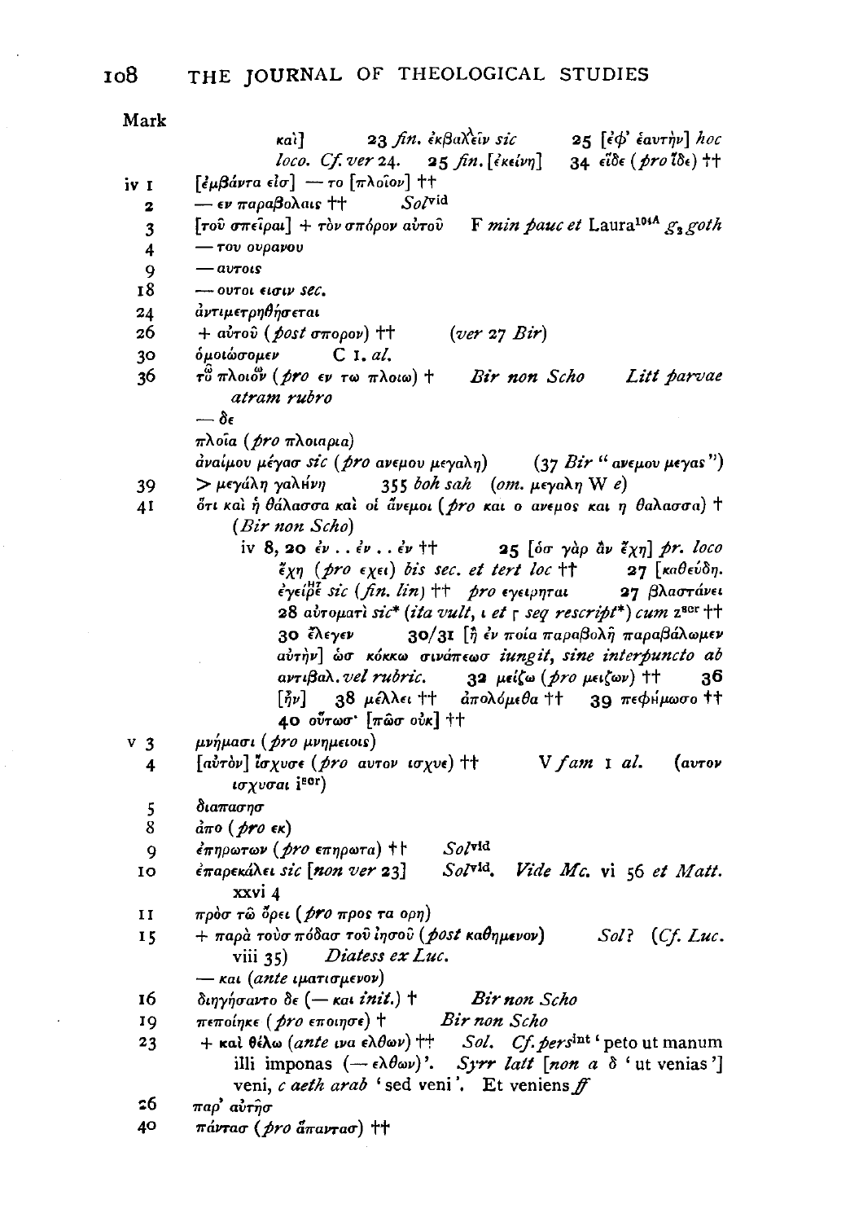Mark

καὶ] 23 *fin.* ἐκβαλεῖν *sic* 25 [ἐφ᾽ ἑαυτὴν] *hoc loco. Cf. ver* 24. 25 *fin.* [ἐκείνη] 34 εἴδε (*pro* ἴδε) ††

iv 1 [ἐμβάντα εἰσ] — το [πλοῖον] ††

2 — εν παραβολαις †† *Sol*vid

3 [τοῦ σπεῖραι] + τὸν σπόρον αὐτοῦ F *min pauc et* Laura104A $g_2$ *goth*

4 — του ουρανου

9 — αυτοις

18 — ουτοι εισιν *sec.*

24 ἀντιμετρηθήσεται

26 + αὐτοῦ (*post* σπορον) †† (*ver 27 Bir*)

30 ὁμοιώσομεν C 1. *al.*

36 τῶ πλοιῶ (*pro* εν τω πλοιω) † *Bir non Scho* *Litt parvae atram rubro*

— δε

πλοῖα (*pro* πλοιαρια)

ἀναίμου μέγασ *sic* (*pro* ανεμου μεγαλη) (37 *Bir* "ανεμου μεγας")

39 > μεγάλη γαλήνη 355 *boh sah* (*om.* μεγαλη W *e*)

41 ὅτι καὶ ἡ θάλασσα καὶ οἱ ἄνεμοι (*pro* και ο ανεμος και η θαλασσα) † (*Bir non Scho*)

iv 8, 20 ἐν . . ἐν . . ἐν †† 25 [ὅσ γὰρ ἂν ἔχῃ] *pr. loco* ἔχῃ (*pro* εχει) *bis sec. et tert loc* †† 27 [καθεύδη. ἐγείρε *sic* (*fin. lin*) †† *pro* εγειρηται 27 βλαστάνει 28 αὐτοματὶ *sic*\* (*ita vult*, ι *et* ┌ *seq rescript*\*) *cum* zscr †† 30 ἔλεγεν 30/31 [ἢ ἐν ποίᾳ παραβολῇ παραβάλωμεν αὐτὴν] ὡσ κόκκω σινάπεωσ *iungit, sine interpuncto ab* αντιβαλ. *vel rubric.* 32 μείζω (*pro* μειζων) †† 36 [ἦν] 38 μέλλει †† ἀπολόμεθα †† 39 πεφήμωσο †† 40 οὕτωσ· [πῶσ οὐκ] ††

v 3 μνήμασι (*pro* μνημειοις)

4 [αὐτὸν] ἴσχυσε (*pro* αυτον ισχυε) †† V *fam* 1 *al.* (αυτον ισχυσαι iscr)

5 διαπασησ

8 ἀπο (*pro* εκ)

9 ἐπηρωτων (*pro* επηρωτα) †† *Sol*vid

10 ἐπαρεκάλει *sic* [*non ver* 23] *Sol*vid. *Vide Mc.* vi 56 *et Matt.* xxvi 4

11 πρὸσ τῷ ὄρει (*pro* προς τα ορη)

15 + παρὰ τοὺσ πόδασ τοῦ ἰησοῦ (*post* καθημενον) *Sol?* (*Cf. Luc.* viii 35) *Diatess ex Luc.*

— και (*ante* ιματισμενον)

16 διηγήσαντο δε (— και *init.*) † *Bir non Scho*

19 πεποίηκε (*pro* εποιησε) † *Bir non Scho*

23 + καὶ θέλω (*ante* ινα ελθων) †† *Sol. Cf. pers*int 'peto ut manum illi imponas (— ελθων)'. *Syrr latt* [*non a* δ 'ut venias'] veni, *c aeth arab* 'sed veni'. Et veniens *ff*

26 παρ᾽ αὐτῆσ

40 πάντασ (*pro* ἅπαντασ) ††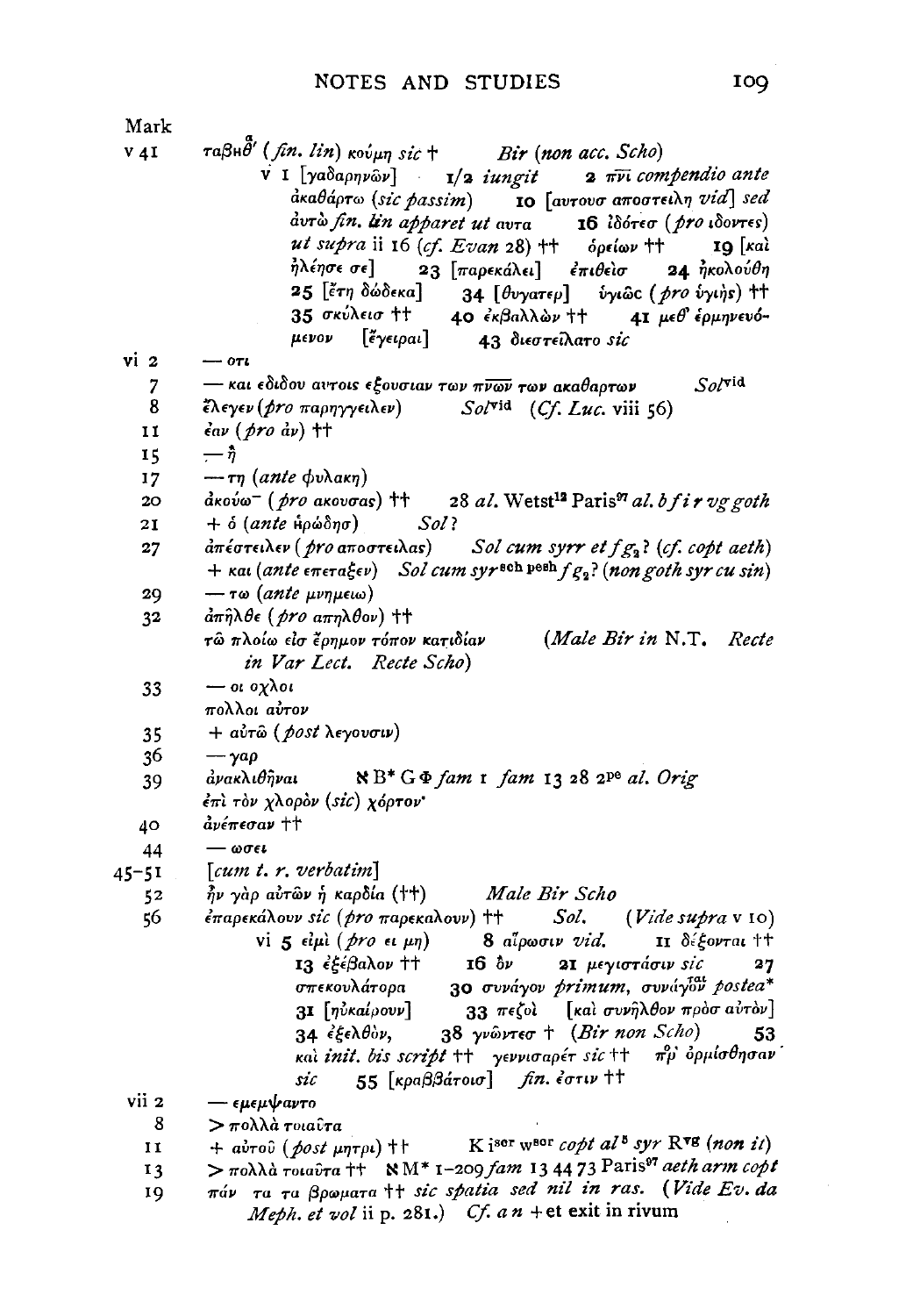| Mark | |
|---|---|
| v 41 | ταβηθ' (*fin. lin*) κούμη *sic* † *Bir* (*non acc. Scho*) |
| | v 1 [γαδαρηνῶν] 1/2 *iungit* 2 π̅ν̅ι̅ *compendio ante* ἀκαθάρτω (*sic passim*) 10 [αυτουσ αποστειλη *vid*] *sed* αὐτῶ *fin. lin apparet ut* αυτα 16 ἰδότεσ (*pro* ιδοντες) *ut supra* ii 16 (*cf. Evan* 28) †† ὀρείων †† 19 [καὶ ἠλέησε σε] 23 [παρεκάλει] ἐπιθεὶσ 24 ἠκολούθη 25 [ἔτη δώδεκα] 34 [θυγατερ] ὑγιῶς (*pro* ὑγιὴς) †† 35 σκύλεισ †† 40 ἐκβαλλὼν †† 41 μεθ' ἑρμηνευόμενον [ἔγειραι] 43 διεστεῖλατο *sic* |
| vi 2 | — οτι |
| 7 | — και εδιδου αυτοις εξουσιαν των π̅ν̅ω̅ν̅ των ακαθαρτων *Sol*vid |
| 8 | ἔλεγεν (*pro* παρηγγειλεν) *Sol*vid (*Cf. Luc.* viii 56) |
| 11 | ἐαν (*pro* ἀν) †† |
| 15 | — ἢ |
| 17 | — τη (*ante* φυλακη) |
| 20 | ἀκούω⁻ (*pro* ακουσας) †† 28 *al.* Wetst[12] Paris[97] *al. b f i r vg goth* |
| 21 | + ὁ (*ante* ἡρώδησ) *Sol?* |
| 27 | ἀπέστειλεν (*pro* αποστειλας) *Sol cum syrr et f g*₂? (*cf. copt aeth*) |
| | + και (*ante* επεταξεν) *Sol cum syr*sch pesh *f g*₂? (*non goth syr cu sin*) |
| 29 | — τω (*ante* μνημειω) |
| 32 | ἀπῆλθε (*pro* απηλθον) †† |
| | τῶ πλοίω εἰσ ἔρημον τόπον κατιδίαν (*Male Bir in* N.T. *Recte in Var Lect. Recte Scho*) |
| 33 | — οι οχλοι |
| | πολλοι αὐτον |
| 35 | + αὐτῶ (*post* λεγουσιν) |
| 36 | — γαρ |
| 39 | ἀνακλιθῆναι ℵ B* G Φ *fam* 1 *fam* 13 28 2pe *al. Orig* |
| | ἐπὶ τὸν χλορὸν (*sic*) χόρτον· |
| 40 | ἀνέπεσαν †† |
| 44 | — ωσει |
| 45–51 | [*cum t. r. verbatim*] |
| 52 | ἦν γὰρ αὐτῶν ἡ καρδία (††) *Male Bir Scho* |
| 56 | ἐπαρεκάλουν *sic* (*pro* παρεκαλουν) †† *Sol.* (*Vide supra* v 10) |
| | vi 5 εἰμὶ (*pro* ει μη) 8 αἴρωσιν *vid.* 11 δέξονται †† 13 ἐξέβαλον †† 16 ὃν 21 μεγιστάσιν *sic* 27 σπεκουλάτορα 30 συνάγον *primum*, συνάγουται *postea** 31 [ηὐκαίρουν] 33 πεζοὶ [καὶ συνῆλθον πρὸσ αὐτὸν] 34 ἐξελθὸν, 38 γνῶντεσ † (*Bir non Scho*) 53 καὶ *init. bis script* †† γεννισαρέτ *sic* †† π̊ρ̊ ὁρμίσθησαν *sic* 55 [κραββάτοισ] *fin.* ἐστιν †† |
| vii 2 | — εμεμψαντο |
| 8 | > πολλὰ τοιαῦτα |
| 11 | + αὐτοῦ (*post* μητρι) †† K iser wser *copt al*[5] *syr* Rvg (*non it*) |
| 13 | > πολλὰ τοιαῦτα †† ℵ M* 1–209 *fam* 13 44 73 Paris[97] *aeth arm copt* |
| 19 | πάν τα τα βρωματα †† *sic spatia sed nil in ras.* (*Vide Ev. da Meph. et vol* ii p. 281.) *Cf. a n* + et exit in rivum |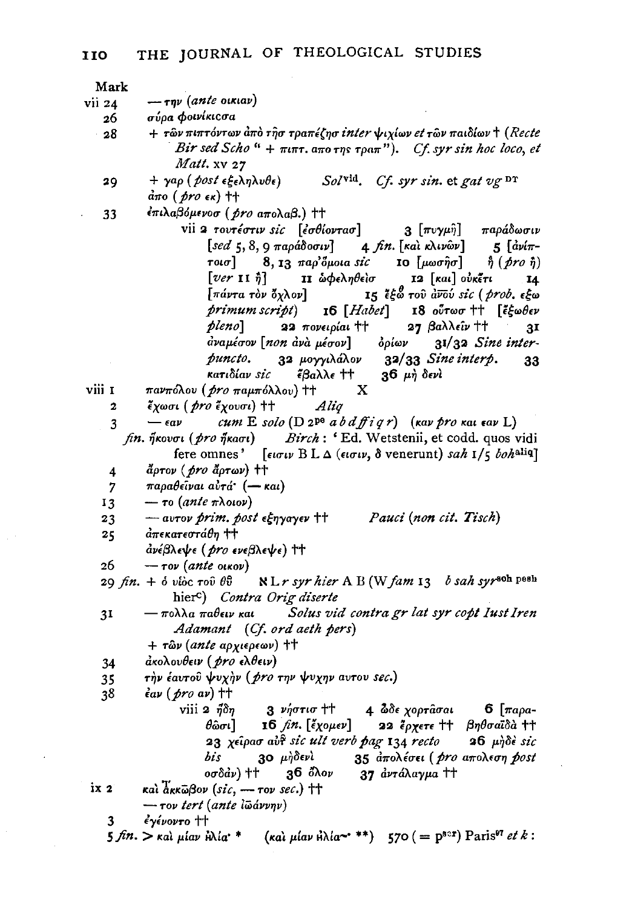Mark

vii 24 — την (*ante* οικιαν)

26 σύρα φοινίκισσα

28 + τῶν πιπτόντων ἀπὸ τῆσ τραπέζησ *inter* ψιχίων *et* τῶν παιδίων † (*Recte Bir sed Scho* " + πιπτ. απο της τραπ"). *Cf. syr sin hoc loco, et Matt.* xv 27

29 + γαρ (*post* εξεληλυθε) *Sol*[vid]. *Cf. syr sin.* et *gat vg* [DT]

ἀπο (*pro* εκ) ††

33 ἐπιλαβόμενοσ (*pro* απολαβ.) ††

vii 2 τουτέστιν *sic* [ἐσθίοντασ] 3 [πυγμῇ] παράδωσιν [*sed* 5, 8, 9 παράδοσιν] 4 *fin.* [καὶ κλινῶν] 5 [ἀνίπτοισ] 8, 13 παρ' ὅμοια *sic* 10 [μωσῆσ] ἢ (*pro* ἢ) [*ver* 11 ἢ] 11 ὠφεληθεὶσ 12 [και] οὐκέτι 14 [πάντα τὸν ὄχλον] 15 ἔξω τοῦ ἀνοῦ *sic* (*prob.* εξω *primum script*) 16 [*Habet*] 18 οὕτωσ †† [ἔξωθεν *pleno*] 22 πονειρίαι †† 27 βαλλεῖν †† 31 ἀναμέσον [*non* ἀνὰ μέσον] ὁρίων 31/32 *Sine interpuncto.* 32 μογγιλάλον 32/33 *Sine interp.* 33 κατιδίαν *sic* ἔβαλλε †† 36 μὴ δενὶ

viii 1 πανπόλου (*pro* παμπόλλου) †† X

2 ἔχωσι (*pro* ἔχουσι) †† *Aliq*

3 — εαν *cum* E *solo* (D 2[pe] *a b d ff i q r*) (καν *pro* και εαν L)

*fin.* ἥκουσι (*pro* ἥκασι) *Birch* : 'Ed. Wetstenii, et codd. quos vidi fere omnes' [εισιν B L Δ (εισιν, δ venerunt) *sah* 1/5 *boh*[aliq]]

4 ἄρτον (*pro* ἄρτων) ††

7 παραθεῖναι αὐτά· (— και)

13 — το (*ante* πλοιον)

23 — αυτον *prim. post* εξηγαγεν †† *Pauci (non cit. Tisch)*

25 ἀπεκατεστάθη ††

ἀνέβλεψε (*pro* ενεβλεψε) ††

26 — τον (*ante* οικον)

29 *fin.* + ὁ υἱὸς τοῦ θῦ ℵ L *r syr hier* A B (W *fam* 13 *b sah syr*[sch pesh hier]c) *Contra Orig diserte*

31 — πολλα παθειν και *Solus vid contra gr lat syr copt Iust Iren Adamant* (*Cf. ord aeth pers*)

+ τῶν (*ante* αρχιερεων) ††

34 ἀκολουθεῖν (*pro* ελθειν)

35 τὴν ἑαυτοῦ ψυχὴν (*pro* την ψυχην αυτου *sec.*)

38 ἐαν (*pro* αν) ††

viii 2 ἤδη 3 νήστισ †† 4 ὧδε χορτᾶσαι 6 [παραθῶσι] 16 *fin.* [ἔχομεν] 22 ἔρχετε †† βηθσαϊδὰ †† 23 χεῖρασ αὐτ̃ *sic ult verb pag* 134 *recto* 26 μηδὲ *sic bis* 30 μήδενὶ 35 ἀπολέσει (*pro* απολεση *post* οσδαν) †† 36 ὅλον 37 ἀντάλαγμα ††

ix 2 καὶ ἄκκωβον (*sic*, — τον *sec.*) ††

— τον *tert* (*ante* ἰωάννην)

3 ἐγένοντο ††

5 *fin.* > καὶ μίαν ἡλία· * (καὶ μίαν ἡλία~· **) 570 (= p[scr]) Paris[97] *et k* :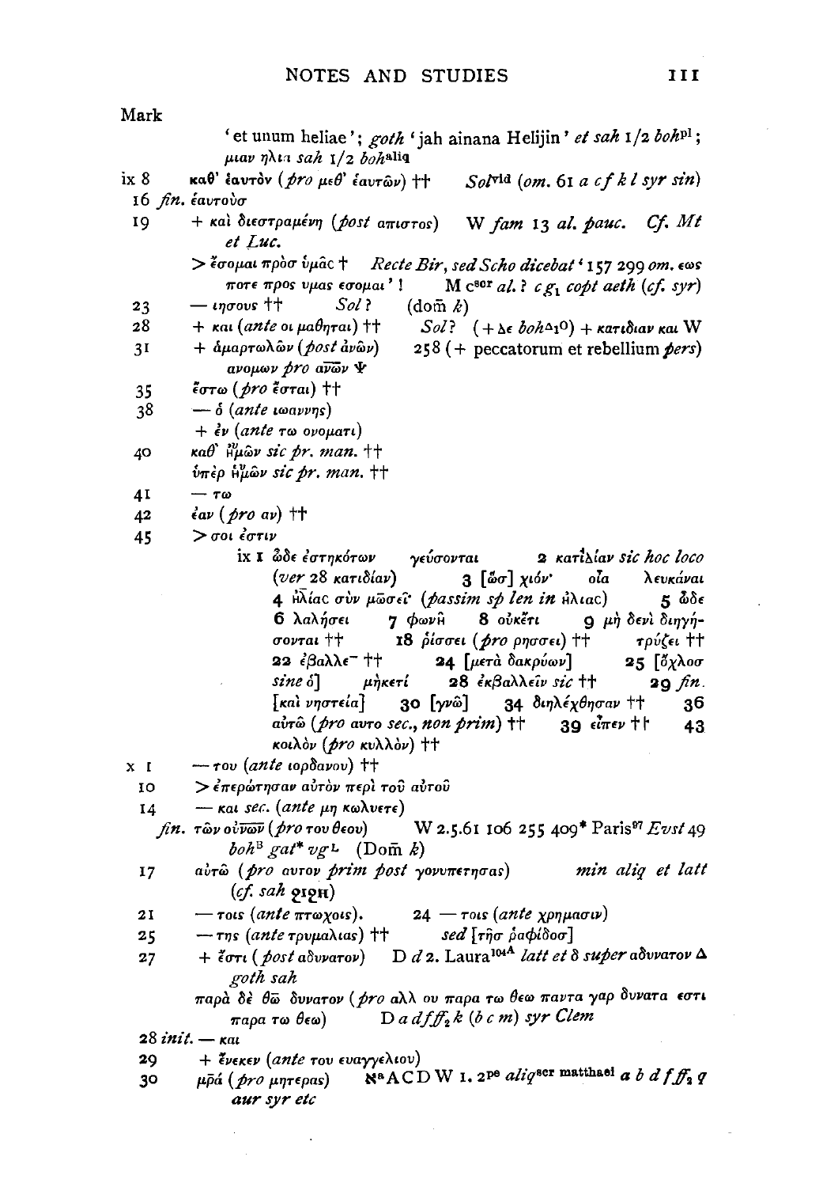Mark

'et unum heliae'; *goth* 'jah ainana Helijin' *et sah* 1/2 *boh*pl; μιαν ηλια *sah* 1/2 *boh*aliq

ix 8 καθ' ἑαυτὸν (*pro* μεθ' ἑαυτῶν) †† *Sol*vid (*om.* 61 *a c f k l syr sin*)

16 *fin.* ἑαυτοὺσ

19 + καὶ διεστραμένη (*post* απιστος) W *fam* 13 *al. pauc.* *Cf. Mt et Luc.*

> ἔσομαι πρὸσ ὑμᾶς † *Recte Bir, sed Scho dicebat* '157 299 *om.* εως ποτε προς υμας εσομαι'! M csor *al.* ? *c g*1 *copt aeth* (*cf. syr*)

23 — ιησους †† *Sol* ? (dom̄ *k*)

28 + και (*ante* οι μαθηται) †† *Sol*? (+ δε *boh*Δ1⁰) + κατιδιαν και W

31 + ἁμαρτωλῶν (*post* ἀνῶν) 258 (+ peccatorum et rebellium *pers*)
ανομων *pro* αν̄ω̄ν Ψ

35 ἔστω (*pro* ἔσται) ††

38 — ὁ (*ante* ιωαννης)
+ ἐν (*ante* τω ονοματι)

40 καθ' ἧμῶν *sic pr. man.* ††
ὑπὲρ ἧμῶν *sic pr. man.* ††

41 — τω

42 ἐαν (*pro* αν) ††

45 > σοι ἐστιν

ix 1 ὧδε ἑστηκότων γεύσονται 2 κατἰδίαν *sic hoc loco* (*ver* 28 κατιδίαν) 3 [ὥσ] χιόν' οἷα λευκᾶναι 4 ἡλίας σὺν μωσεῖ (*passim sp len in* ἡλιας) 5 ὧδε 6 λαλήσει 7 φωνῆ 8 οὐκέτι 9 μὴ δενὶ διηγήσονται †† 18 ῥίσσει (*pro* ρησσει) †† τρύζει †† 22 ἐβαλλε⁻ †† 24 [μετὰ δακρύων] 25 [ὄχλοσ *sine* ὁ] μηκετί 28 ἐκβαλλεῖν *sic* †† 29 *fin.* [καὶ νηστείᾳ] 30 [γνῶ] 34 διηλέχθησαν †† 36 αὐτῶ (*pro* αυτο *sec., non prim*) †† 39 εἶπεν †† 43 κοιλὸν (*pro* κυλλὸν) ††

x 1 — του (*ante* ιορδανου) ††

10 > ἐπερώτησαν αὐτὸν περὶ τοῦ αὐτοῦ

14 — και *sec.* (*ante* μη κωλυετε)

*fin.* τῶν οὐν̄ω̄ν (*pro* του θεου) W 2.5.61 106 255 409* Paris97 *Evst* 49 *boh*B *gat*\* *vg*L (Dom̄ *k*)

17 αὐτῶ (*pro* αυτον *prim post* γονυπετησας) *min aliq et latt* (*cf. sah* ϩιϩн)

21 — τοις (*ante* πτωχοις). 24 — τοις (*ante* χρημασιν)

25 — της (*ante* τρυμαλιας) †† *sed* [τῆσ ῥαφίδοσ]

27 + ἔστι (*post* αδυνατον) D *d* 2. Laura104A *latt et* δ *super* αδυνατον Δ *goth sah*

παρὰ δὲ θω̄ δυνατον (*pro* αλλ ου παρα τω θεω παντα γαρ δυνατα εστι παρα τω θεω) D *a d f ff*2 *k* (*b c m*) *syr Clem*

28 *init.* — και

29 + ἕνεκεν (*ante* του ευαγγελιου)

30 μρ̄α (*pro* μητερας) ℵa A C D W 1. 2pe *aliq*scr matthaei *a b d f ff*2 *q aur syr etc*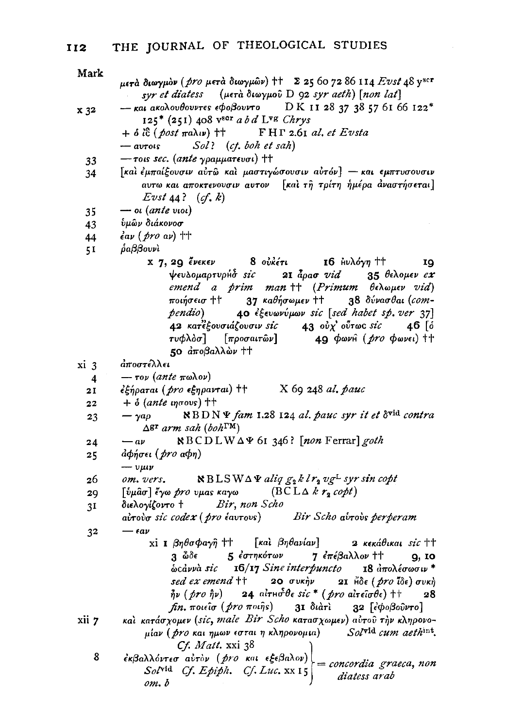Mark

μετὰ διωγμὸν (*pro* μετὰ διωγμῶν) †† Σ 25 60 72 86 114 *Evst* 48 y^scr *syr et diatess* (μετὰ διωγμοῦ D 92 *syr aeth*) [*non lat*]

x 32 — και ακολουθουντες εφοβουντο D K 11 28 37 38 57 61 66 122* 125* (251) 408 v^scr *a b d* L^vg *Chrys*

+ ὁ ῑc̄ (*post* παλιν) †† F H Γ 2.61 *al. et Evsta*

— αυτοις *Sol?* (*cf. boh et sah*)

33 — τοις *sec.* (*ante* γραμματευσι) ††

34 [καὶ ἐμπαίξουσιν αὐτῷ καὶ μαστιγώσουσιν αὐτόν] — και εμπτυσουσιν αυτω και αποκτενουσιν αυτον [καὶ τῇ τρίτῃ ἡμέρᾳ ἀναστήσεται] *Evst* 44? (*cf. k*)

35 — οι (*ante* υιοι)

43 ὑμῶν διάκονοσ

44 ἐαν (*pro* αν) ††

51 ῥαββουνὶ

x 7, 29 ἕνεκεν 8 οὐκέτι 16 ηὐλόγη †† 19 ψευδομαρτυρήσ *sic* 21 ἆρασ *vid* 35 θελομεν *ex emend a prim man* †† (*Primum* θελωμεν *vid*) ποιήσεισ †† 37 καθήσωμεν †† 38 δύνασθαι (*compendio*) 40 ἐξευωνύμων *sic* [*sed habet sp. ver* 37] 42 κατεξουσιάζουσιν *sic* 43 οὐχ' οὕτως *sic* 46 [ὁ τυφλὸσ] [προσαιτῶν] 49 φωνῆ (*pro* φωνει) †† 50 ἀποβαλλὼν ††

xi 3 ἀποστέλλει

4 — τον (*ante* πωλον)

21 ἐξήραται (*pro* εξηρανται) †† X 69 248 *al. pauc*

22 + ὁ (*ante* ιησους) ††

23 — γαρ ℵ B D N Ψ *fam* 1.28 124 *al. pauc syr it et* δ^vid *contra* Δ^gr *arm sah* (*boh*^ΓΜ)

24 — αν ℵ B C D L W Δ Ψ 61 346? [*non* Ferrar] *goth*

25 ἀφήσει (*pro* αφη)

— υμιν

26 *om. vers.* ℵ B L S W Δ Ψ *aliq* $g_2$ *k l* $r_2$ *vg*^L *syr sin copt*

29 [ὑμᾶσ] ἐγω *pro* υμας καγω (B C L Δ *k* $r_2$ *copt*)

31 διελογίζοντο † *Bir, non Scho*

αὐτοὺσ *sic codex* (*pro* ἑαυτους) *Bir Scho* αὐτοὺς *perperam*

32 — εαν

xi 1 βηθσφαγῆ †† [καὶ βηθανίαν] 2 κεκάθικαι *sic* †† 3 ὧδε 5 ἑστηκότων 7 ἐπέβαλλον †† 9, 10 ὡcαννὰ *sic* 16/17 *Sine interpuncto* 18 ἀπολέσωσιν* *sed ex emend* †† 20 συκὴν 21 ἤδε (*pro* ἴδε) συκὴ ἦν (*pro* ἣν) 24 αἰτησθε *sic** (*pro* αἰτεῖσθε) †† 28 *fin.* ποιεῖσ (*pro* ποιῇς) 31 διατὶ 32 [ἐφοβοῦντο]

xii 7 καὶ κατάσχομεν (*sic, male Bir Scho* κατασχωμεν) αὐτοῦ τὴν κληρονομίαν (*pro* και ημων εσται η κληρονομια) *Sol*^vid *cum aeth*^int. *Cf. Matt.* xxi 38

8 ἐκβαλλόντεσ αὐτὸν (*pro* και εξεβαλον) *Sol*^vid *Cf. Epiph. Cf. Luc.* xx 15 *om. b* } = *concordia graeca, non diatess arab*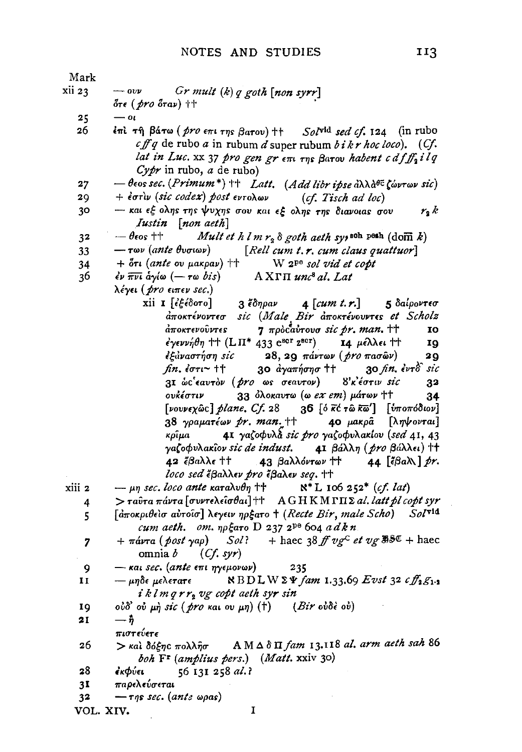Mark

xii 23 — ουν *Gr mult (k) q goth [non syrr]*

ὅτε (*pro* ὅταν) ††

25 — οι

26 ἐπὶ τῇ βάτῳ (*pro* επι της βατου) †† *Sol*vid *sed cf.* 124 (in rubo *c ff q* de rubo *a* in rubum *d* super rubum *b i k r hoc loco*). (*Cf. lat in Luc.* xx 37 *pro gen gr* επι της βατου *habent c d f ff*2 *i l q Cypr* in rubo, *a* de rubo)

27 — θεος *sec.* (*Primum\**) †† *Latt.* (*Add libr ipse* ἀλλὰ θ͞ς ζώντων *sic*)

29 + ἐστὶν (*sic codex*) *post* εντολων (*cf. Tisch ad loc*)

30 — και εξ ολης της ψυχης σου και εξ ολης της διανοιας σου $r_2$ *k Justin* [*non aeth*]

32 — θεος †† *Mult et h l m* $r_2$ δ *goth aeth syr* sch pesh (dom̄ *k*)

33 — των (*ante* θυσιων) [*Rell cum t. r. cum claus quattuor*]

34 + ὅτι (*ante* ου μακραν) †† W 2pe *sol vid et copt*

36 ἐν π͞νι ἁγίῳ (— τω *bis*) A X Γ Π *unc*8 *al. Lat*

λέγει (*pro* ειπεν *sec.*)

xii 1 [ἐξέδοτο] 3 ἔδηραν 4 [*cum t. r.*] 5 δαίροντεσ ἀποκτένοντεσ *sic* (*Male Bir* ἀποκτένουντες *et Scholz* ἀποκτενοῦντες 7 πρὸς αὐτουσ *sic pr. man.* †† 10 ἐγεννήθη †† (L Π\* 433 e^scr z^scr) 14 μέλλει †† 19 ἐξάναστήση *sic* 28, 29 πάντων (*pro* πασῶν) 29 *fin.* ἐστι~ †† 30 ἀγαπήσησ †† 30 *fin.* ἐντο͂ *sic* 31 ὡς ἑαυτὸν (*pro* ως σεαυτον) δ'κ'έστιν *sic* 32 ουκέστιν 33 ὁλοκαυτω (ω *ex em*) μάτων †† 34 [νουνεχῶς] *plane. Cf.* 28 36 [ὁ κ͞ς τῶ κ͞ω'] [ὑποπόδιον] 38 γραματέων *pr. man.* †† 40 μακρᾶ [λήψονται] κρῖμα 41 γαζοφυλᾶ *sic pro* γαζοφυλακίου (*sed* 41, 43 γαζοφυλακῖον *sic de indust.* 41 βάλλη (*pro* βάλλει) †† 42 ἔβαλλε †† 43 βαλλόντων †† 44 [ἔβαλ\] *pr. loco sed* ἔβαλλεν *pro* ἔβαλεν *seq.* ††

xiii 2 — μη *sec. loco ante* καταλυθη †† ℵ\* L 106 252\* (*cf. lat*)

4 > ταῦτα πάντα [συντελεῖσθαι] †† A G H K M Γ Π Σ *al. latt pl copt syr*

5 [ἀποκριθεὶσ αὐτοῖσ] λεγειν ηρξατο † (*Recte Bir, male Scho*) *Sol*vid *cum aeth. om.* ηρξατο D 237 2pe 604 *a d k n*

7 + πάντα (*post* γαρ) *Sol?* + haec 38 *ff vg*C *et vg* 𝕭𝕾𝕮 + haec omnia *b* (*Cf. syr*)

9 — και *sec.* (*ante* επι ηγεμονων) 235

11 — μηδε μελετατε ℵ B D L W Σ Ψ *fam* 1.33.69 *Evst* 32 *c ff*2 *g*1.2 *i k l m q r r*2 *vg copt aeth syr sin*

19 οὐδ' οὐ μὴ *sic* (*pro* και ου μη) (†) (*Bir* οὐδὲ οὐ)

21 — ἢ

πιστεύετε

26 > καὶ δόξης πολλῆσ A M Δ δ Π *fam* 13.118 *al. arm aeth sah* 86 *boh* F^x (*amplius pers.*) (*Matt.* xxiv 30)

28 ἐκφύει 56 131 258 *al.?*

31 παρελεύσεται

32 — της *sec.* (*ante* ωρας)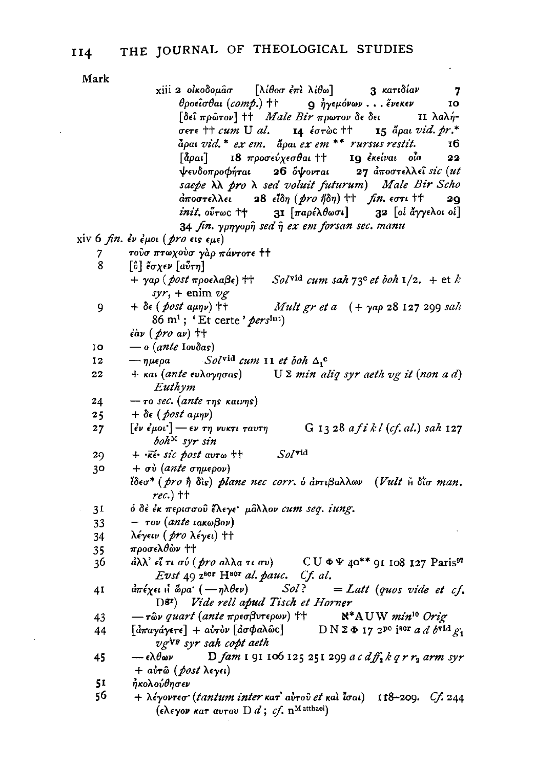Mark

xiii 2 οἰκοδομᾶσ [λίθοσ ἐπὶ λίθω] 3 κατιδίαν 7 θροεῖσθαι (*comp.*) †† 9 ἡγεμόνων . . . ἕνεκεν 10 [δεῖ πρῶτον] †† *Male Bir* πρωτον δε δει 11 λαλήσετε †† *cum* U *al.* 14 ἑστὼς †† 15 ἄραι *vid. pr.*\* ἆραι *vid.* \* *ex em.* ἄραι *ex em* \*\* *rursus restit.* 16 [ἆραι] 18 προσεύχεσθαι †† 19 ἐκεῖναι οἷα 22 ψευδοπροφῆται 26 ὄψονται 27 ἀποστελλεῖ *sic* (*ut saepe* λλ *pro* λ *sed voluit futurum*) *Male Bir Scho* ἀποστελλει 28 εἴδη (*pro* ἤδη) †† *fin.* εστι †† 29 *init.* οὕτως †† 31 [παρέλθωσι] 32 [οἱ ἄγγελοι οἱ] 34 *fin.* γρηγορῆ *sed* ῆ *ex em forsan sec. manu*

xiv 6 *fin.* ἐν ἐμοὶ (*pro* εις εμε)

7 τοὺσ πτωχοὺσ γὰρ πάντοτε ††

8 [ὁ] ἔσχεν [αὕτη]
+ γαρ (*post* προελαβε) †† *Sol*vid *cum sah* 73c *et boh* 1/2. + et *k syr*, + enim *vg*

9 + δε (*post* αμην) †† *Mult gr et a* (+ γαρ 28 127 299 *sah* 86 m1 ; 'Et certe' *pers*lnt)
ἐὰν (*pro* αν) ††

10 — ο (*ante* Ιουδας)

12 — ημερα *Sol*vid *cum* 11 *et boh* $\Delta_1^c$

22 + και (*ante* ευλογησας) U Σ *min aliq syr aeth vg it* (*non a d*) *Euthym*

24 — το *sec.* (*ante* της καινης)

25 + δε (*post* αμην)

27 [ἐν ἐμοί] — εν τη νυκτι ταυτη G 13 28 *a f i k l* (*cf. al.*) *sah* 127 *boh*M *syr sin*

29 + ·κ̅ε̅· *sic post* αυτω †† *Sol*vid

30 + σὺ (*ante* σημερον)
ἴδεσ\* (*pro* ἢ δὶς) *plane nec corr.* ὁ ἀντιβαλλων (*Vult* ἢ δὶσ *man. rec.*) ††

31 ὁ δὲ ἐκ περισσοῦ ἔλεγε· μᾶλλον *cum seq. iung.*

33 — τον (*ante* ιακωβον)

34 λέγειν (*pro* λέγει) ††

35 προσελθὼν ††

36 ἀλλ' εἴ τι σύ (*pro* αλλα τι συ) C U Φ Ψ 40\*\* 91 108 127 Paris97 *Evst* 49 zscr Hscr *al. pauc. Cf. al.*

41 ἀπέχει ἡ ὥρα· (—ηλθεν) *Sol?* = *Latt* (*quos vide et cf.* Dgr) *Vide rell apud Tisch et Horner*

43 — τῶν *quart* (*ante* πρεσβυτερων) †† ℵ\*AUW *min*10 *Orig*

44 [ἀπαγάγετε] + αὐτὸν [ἀσφαλῶς] D N Σ Φ 17 2pe iscr *a d b*vid $g_1$ *vg*VF *syr sah copt aeth*

45 — ελθων D *fam* 1 91 106 125 251 299 *a c d ff*2 *k q r r*2 *arm syr*
+ αὐτῷ (*post* λεγει)

51 ἠκολούθησεν

56 + λέγοντεσ· (*tantum inter* κατ' αὐτοῦ *et* καὶ ἴσαι) 118–209. *Cf.* 244 (ελεγον κατ αυτου D *d* ; *cf.* nMatthaei)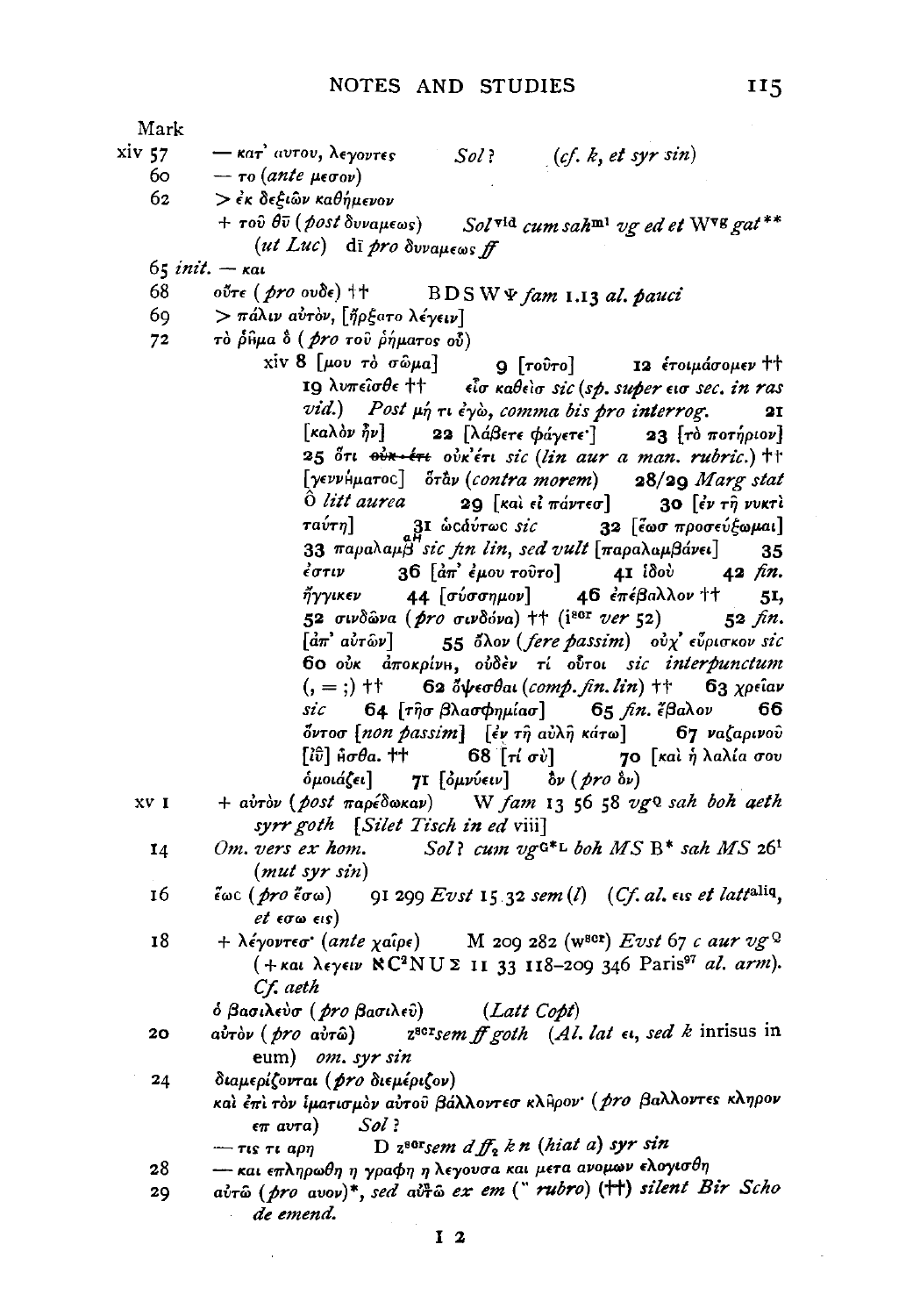Mark

xiv 57 — κατ' αυτου, λεγοντες *Sol?* (*cf. k, et syr sin*)

60 — το (*ante* μεσον)

62 > ἐκ δεξιῶν καθήμενον

+ τοῦ θῦ (*post* δυναμεως) *Sol*[vid] *cum sah*[m1] *vg ed et* W[vg] *gat*** (*ut Luc*) dī *pro* δυναμεως *ff*

65 *init.* — και

68 οὔτε (*pro* ουδε) †† B D S W Ψ *fam* 1.13 *al. pauci*

69 > πάλιν αὐτὸν, [ἤρξατο λέγειν]

72 τὸ ῥῆμα ὃ (*pro* τοῦ ῥήματος οὗ)

xiv 8 [μου τὸ σῶμα] 9 [τοῦτο] 12 ἑτοιμάσομεν †† 19 λυπεῖσθε †† εἶσ καθεἶσ *sic* (*sp. super* εισ *sec. in ras vid.*) *Post* μή τι ἐγώ, *comma bis pro interrog.* 21 [καλὸν ἦν] 22 [λάβετε φάγετε·] 23 [τὸ ποτήριον] 25 ὅτι ~~οὐκ ἔτι~~ οὐκ'έτι *sic* (*lin aur a man. rubric.*) †† [γεννήματος] ὅτᾱν (*contra morem*) 28/29 *Marg stat* Ô *litt aurea* 29 [καὶ εἰ πάντεσ] 30 [ἐν τῇ νυκτὶ ταύτῃ] 31 ὡσάυτως *sic* 32 [ἕωσ προσεύξωμαι] 33 παραλαμβ *sic fin lin, sed vult* [παραλαμβάνει] 35 ἐστιν 36 [ἀπ' ἐμου τοῦτο] 41 ἰδοὺ 42 *fin.* ἤγγικεν 44 [σύσσημον] 46 ἐπέβαλλον †† 51, 52 σινδῶνα (*pro* σινδόνα) †† (i[scr] *ver* 52) 52 *fin.* [ἀπ' αὐτῶν] 55 ὅλον (*fere passim*) οὐχ' εὕρισκον *sic* 60 οὐκ ἀποκρίνη, οὐδὲν τί οὗτοι *sic interpunctum* (, = ;) †† 62 ὄψεσθαι (*comp. fin. lin*) †† 63 χρεῖαν *sic* 64 [τῆσ βλασφημίασ] 65 *fin.* ἔβαλον 66 ὄντοσ [*non passim*] [ἐν τῇ αὐλῇ κάτω] 67 ναζαρινοῦ [ἶῦ] ἦσθα. †† 68 [τί σὺ] 70 [καὶ ἡ λαλία σου ὁμοιάζει] 71 [ὀμνύειν] ὃν (*pro* ὃν)

xv 1 + αὐτὸν (*post* παρέδωκαν) W *fam* 13 56 58 *vg*[Q] *sah boh aeth syrr goth* [*Silet Tisch in ed* viii]

14 *Om. vers ex hom.* *Sol? cum vg*[G*L] *boh MS* B* *sah MS* 26[1] (*mut syr sin*)

16 ἕως (*pro* ἔσω) 91 299 *Evst* 15 32 *sem* (*l*) (*Cf. al.* εις *et latt*[aliq], *et* εσω εις)

18 + λέγοντεσ· (*ante* χαῖρε) M 209 282 (w[scr]) *Evst* 67 *c aur vg*[Q] (+ και λεγειν ℵ C[2] N U Σ 11 33 118–209 346 Paris[97] *al. arm*). *Cf. aeth*

ὁ βασιλεὺσ (*pro* βασιλεῦ) (*Latt Copt*)

20 αὐτὸν (*pro* αὐτῷ) z[scr] *sem ff goth* (*Al. lat* ει, *sed k* inrisus in eum) *om. syr sin*

24 διαμερίζονται (*pro* διεμέριζον)

καὶ ἐπὶ τὸν ἱματισμὸν αὐτοῦ βάλλοντεσ κλῆρον· (*pro* βαλλοντες κληρον επ αυτα) *Sol?*

— τις τι αρη D z[scr] *sem d ff*[2] *k n* (*hiat a*) *syr sin*

28 — και επληρωθη η γραφη η λεγουσα και μετα ανομων ελογισθη

29 αὐτῶ (*pro* αυου)*, *sed* αὐτ̄ῶ *ex em* (" *rubro*) (††) *silent Bir Scho de emend.*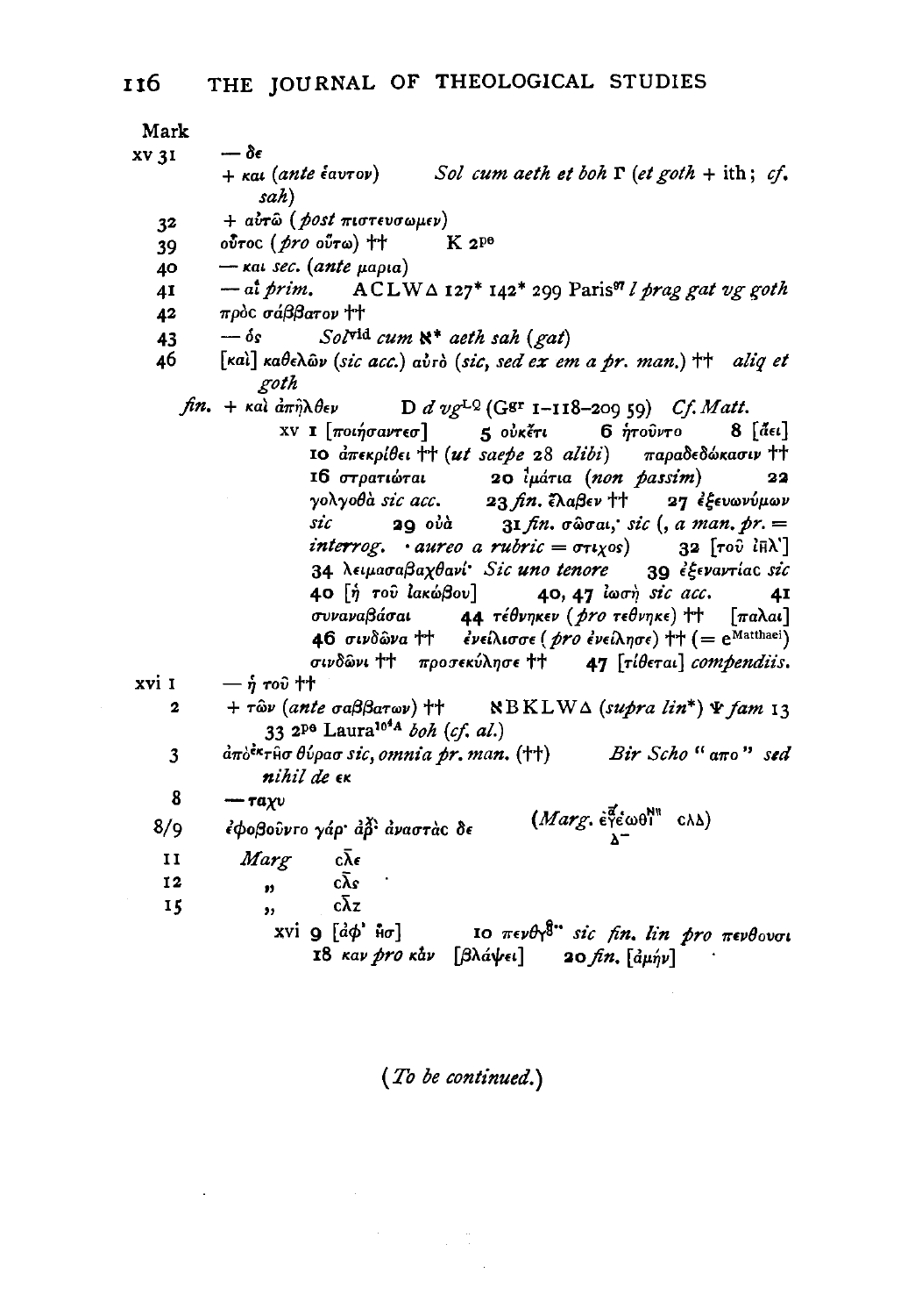Mark

xv 31 — δε

+ και (*ante* ἑαυτον) *Sol cum aeth et boh* Γ (*et goth* + ith; *cf. sah*)

32 + αὐτῷ (*post* πιστευσωμεν)

39 οὗτος (*pro* οὕτω) †† K 2[pe]

40 — και *sec.* (*ante* μαρια)

41 — αἱ *prim.* ACLWΔ 127* 142* 299 Paris[97] *l prag gat vg goth*

42 πρὸς σάββατον ††

43 — ὁς *Sol*[vid] *cum* ℵ* *aeth sah* (*gat*)

46 [καὶ] καθελῶν (*sic acc.*) αὐτὸ (*sic, sed ex em a pr. man.*) †† *aliq et goth*

*fin.* + καὶ ἀπῆλθεν D *d vg*[LQ] (G[gr] 1–118–209 59) *Cf. Matt.*

xv 1 [ποιήσαντεσ] 5 οὐκέτι 6 ἠτοῦντο 8 [ἀει] 10 ἀπεκρίθει †† (*ut saepe* 28 *alibi*) παραδεδώκασιν †† 16 στρατιῶται 20 ἱμάτια (*non passim*) 22 γολγοθὰ *sic acc.* 23 *fin.* ἔλαβεν †† 27 ἐξευωνύμων *sic* 29 οὐὰ 31 *fin.* σῶσαι,· *sic* (, *a man. pr.* = *interrog.* · *aureo a rubric* = στιχος) 32 [τοῦ ἰηλ'] 34 λειμασαβαχθανί· *Sic uno tenore* 39 ἐξεναντίας *sic* 40 [ἡ τοῦ ἰακώβου] 40, 47 ἰωσὴ *sic acc.* 41 συναναβάσαι 44 τέθνηκεν (*pro* τεθνηκε) †† [παλαι] 46 σινδῶνα †† ἐνείλισσε (*pro* ἐνείλησε) †† (= e[Matthaei]) σινδῶνι †† προσεκύλησε †† 47 [τίθεται] *compendiis.*

xvi 1 — ἡ τοῦ ††

2 + τῶν (*ante* σαββατων) †† ℵBKLWΔ (*supra lin*\*) Ψ *fam* 13 33 2[pe] Laura[104A] *boh* (*cf. al.*)

3 ἀπὸ[ἐκ]τῆσ θύρασ *sic, omnia pr. man.* (††) *Bir Scho* "απο" *sed nihil de* εκ

8 — ταχυ

8/9 ἐφοβοῦντο γάρ· ἀβ̄· ἀναστὰς δε (*Marg.* ἐγέωθι ... cλΔ)

11 *Marg* cλ̄ε

12 „ cλ̄ς

15 „ cλ̄ζ

xvi 9 [ἀφ' ἧσ] 10 πενθοῦ[σι] *sic fin. lin pro* πενθουσι 18 καν *pro* κἂν [βλάψει] 20 *fin.* [ἀμήν]

(*To be continued.*)